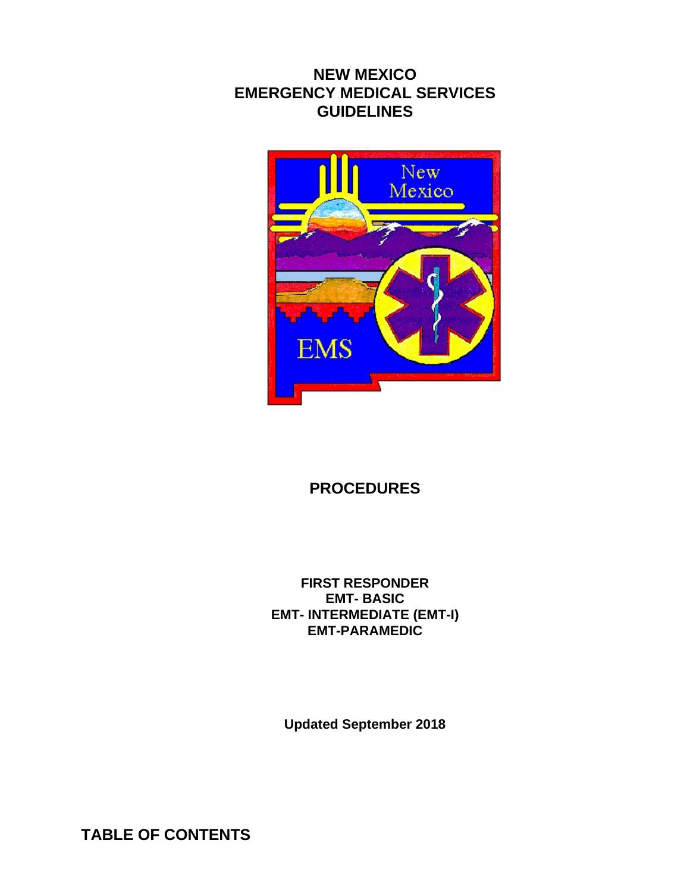# NEW MEXICO
# EMERGENCY MEDICAL SERVICES
# GUIDELINES

## PROCEDURES

**FIRST RESPONDER**
**EMT- BASIC**
**EMT- INTERMEDIATE (EMT-I)**
**EMT-PARAMEDIC**

**Updated September 2018**

## TABLE OF CONTENTS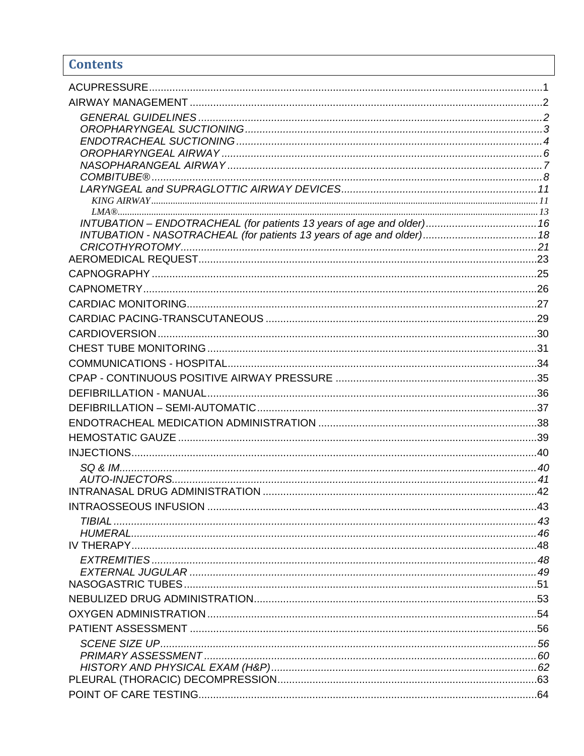# Contents

ACUPRESSURE.......................................................................................................................1

AIRWAY MANAGEMENT ........................................................................................................2

- *GENERAL GUIDELINES .....................................................................................................2*
- *OROPHARYNGEAL SUCTIONING.....................................................................................3*
- *ENDOTRACHEAL SUCTIONING........................................................................................4*
- *OROPHARYNGEAL AIRWAY .............................................................................................6*
- *NASOPHARANGEAL AIRWAY ...........................................................................................7*
- *COMBITUBE®....................................................................................................................8*
- *LARYNGEAL and SUPRAGLOTTIC AIRWAY DEVICES..................................................11*
  - *KING AIRWAY.......................................................................................................11*
  - *LMA®....................................................................................................................13*
- *INTUBATION – ENDOTRACHEAL (for patients 13 years of age and older)......................16*
- *INTUBATION - NASOTRACHEAL (for patients 13 years of age and older).......................18*
- *CRICOTHYROTOMY.........................................................................................................21*

AEROMEDICAL REQUEST...................................................................................................23

CAPNOGRAPHY ...................................................................................................................25

CAPNOMETRY......................................................................................................................26

CARDIAC MONITORING.......................................................................................................27

CARDIAC PACING-TRANSCUTANEOUS ............................................................................29

CARDIOVERSION.................................................................................................................30

CHEST TUBE MONITORING................................................................................................31

COMMUNICATIONS - HOSPITAL.........................................................................................34

CPAP - CONTINUOUS POSITIVE AIRWAY PRESSURE .....................................................35

DEFIBRILLATION - MANUAL................................................................................................36

DEFIBRILLATION – SEMI-AUTOMATIC...............................................................................37

ENDOTRACHEAL MEDICATION ADMINISTRATION ...........................................................38

HEMOSTATIC GAUZE ..........................................................................................................39

INJECTIONS..........................................................................................................................40

- *SQ & IM..............................................................................................................................40*
- *AUTO-INJECTORS............................................................................................................41*

INTRANASAL DRUG ADMINISTRATION .............................................................................42

INTRAOSSEOUS INFUSION ................................................................................................43

- *TIBIAL ................................................................................................................................43*
- *HUMERAL...........................................................................................................................46*

IV THERAPY..........................................................................................................................48

- *EXTREMITIES ...................................................................................................................48*
- *EXTERNAL JUGULAR ......................................................................................................49*

NASOGASTRIC TUBES........................................................................................................51

NEBULIZED DRUG ADMINISTRATION................................................................................53

OXYGEN ADMINISTRATION................................................................................................54

PATIENT ASSESSMENT ......................................................................................................56

- *SCENE SIZE UP................................................................................................................56*
- *PRIMARY ASSESSMENT .................................................................................................60*
- *HISTORY AND PHYSICAL EXAM (H&P)...........................................................................62*

PLEURAL (THORACIC) DECOMPRESSION.........................................................................63

POINT OF CARE TESTING...................................................................................................64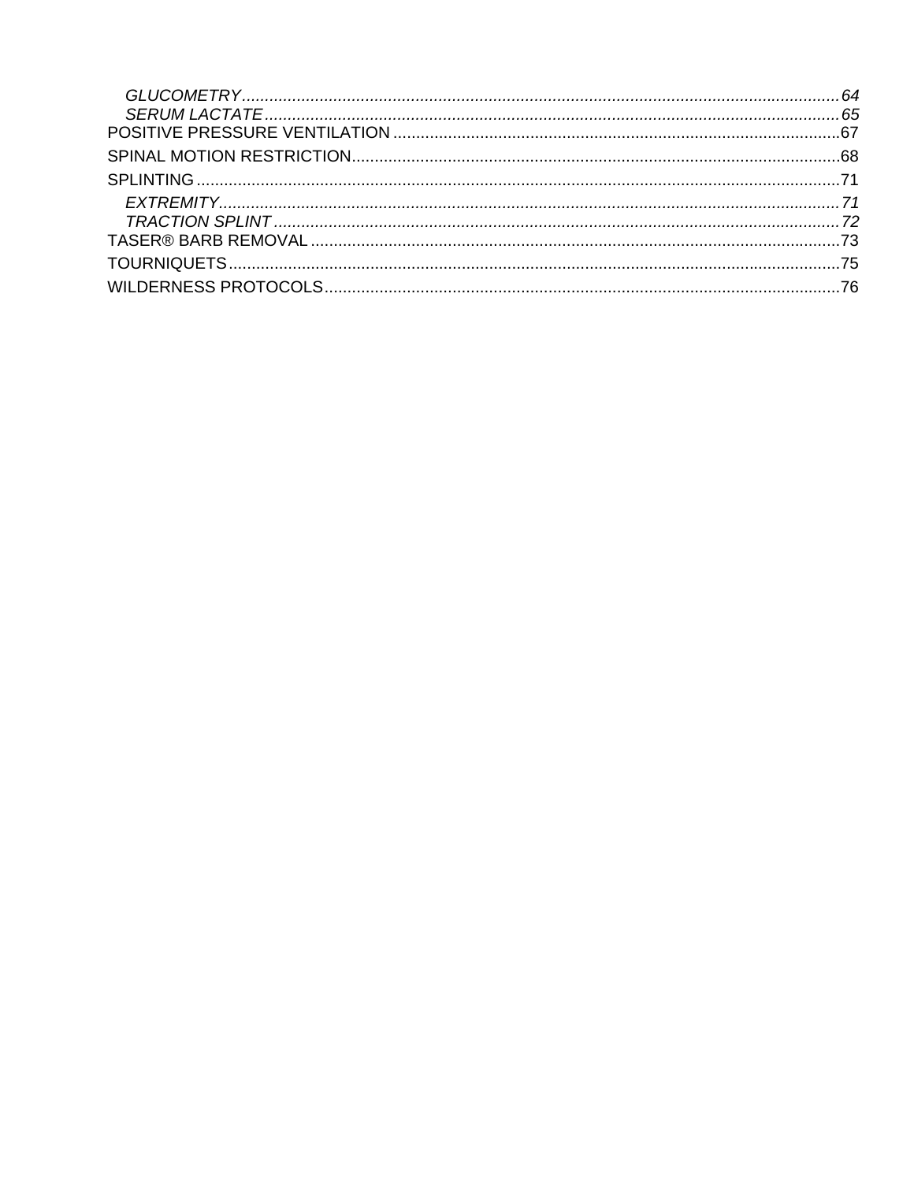*GLUCOMETRY* ........................................................................................................................ *64*
*SERUM LACTATE* .................................................................................................................. *65*
POSITIVE PRESSURE VENTILATION ...................................................................................... 67
SPINAL MOTION RESTRICTION............................................................................................. 68
SPLINTING ................................................................................................................................ 71
*EXTREMITY*........................................................................................................................... *71*
*TRACTION SPLINT* ................................................................................................................ *72*
TASER® BARB REMOVAL ........................................................................................................ 73
TOURNIQUETS .......................................................................................................................... 75
WILDERNESS PROTOCOLS...................................................................................................... 76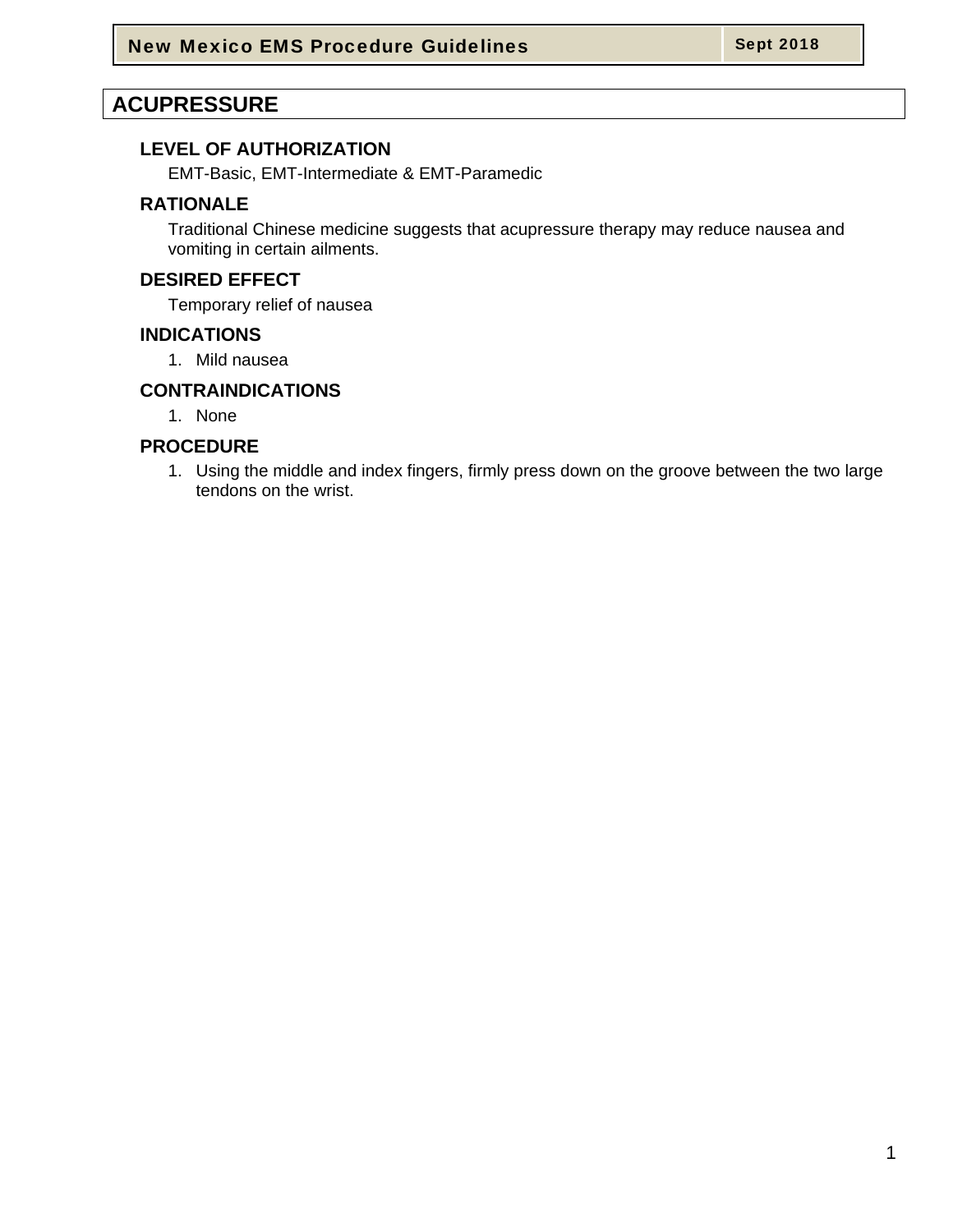# ACUPRESSURE

## LEVEL OF AUTHORIZATION

EMT-Basic, EMT-Intermediate & EMT-Paramedic

## RATIONALE

Traditional Chinese medicine suggests that acupressure therapy may reduce nausea and vomiting in certain ailments.

## DESIRED EFFECT

Temporary relief of nausea

## INDICATIONS

1. Mild nausea

## CONTRAINDICATIONS

1. None

## PROCEDURE

1. Using the middle and index fingers, firmly press down on the groove between the two large tendons on the wrist.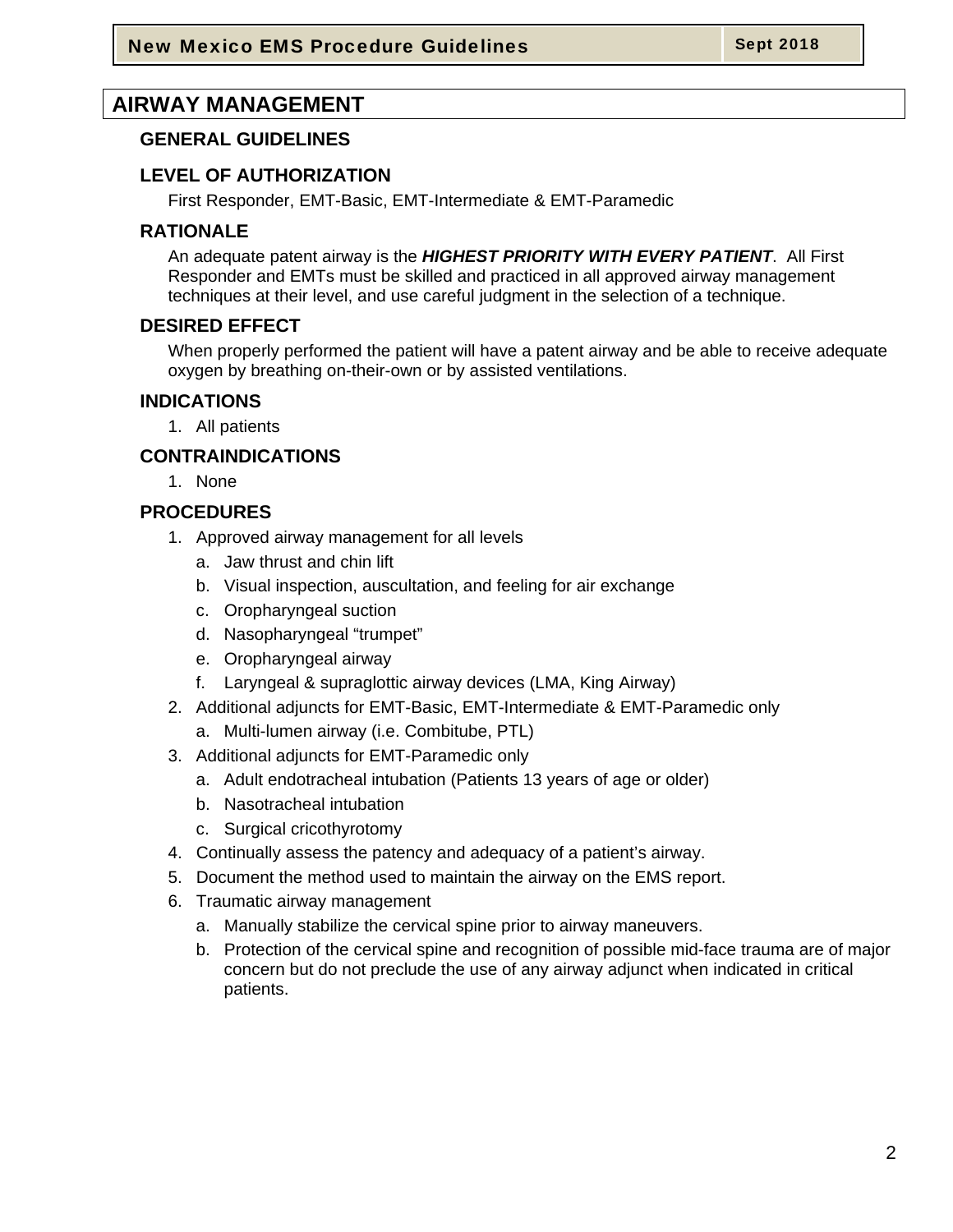# AIRWAY MANAGEMENT

## GENERAL GUIDELINES

## LEVEL OF AUTHORIZATION

First Responder, EMT-Basic, EMT-Intermediate & EMT-Paramedic

## RATIONALE

An adequate patent airway is the ***HIGHEST PRIORITY WITH EVERY PATIENT***. All First Responder and EMTs must be skilled and practiced in all approved airway management techniques at their level, and use careful judgment in the selection of a technique.

## DESIRED EFFECT

When properly performed the patient will have a patent airway and be able to receive adequate oxygen by breathing on-their-own or by assisted ventilations.

## INDICATIONS

1. All patients

## CONTRAINDICATIONS

1. None

## PROCEDURES

1. Approved airway management for all levels
   a. Jaw thrust and chin lift
   b. Visual inspection, auscultation, and feeling for air exchange
   c. Oropharyngeal suction
   d. Nasopharyngeal "trumpet"
   e. Oropharyngeal airway
   f. Laryngeal & supraglottic airway devices (LMA, King Airway)
2. Additional adjuncts for EMT-Basic, EMT-Intermediate & EMT-Paramedic only
   a. Multi-lumen airway (i.e. Combitube, PTL)
3. Additional adjuncts for EMT-Paramedic only
   a. Adult endotracheal intubation (Patients 13 years of age or older)
   b. Nasotracheal intubation
   c. Surgical cricothyrotomy
4. Continually assess the patency and adequacy of a patient's airway.
5. Document the method used to maintain the airway on the EMS report.
6. Traumatic airway management
   a. Manually stabilize the cervical spine prior to airway maneuvers.
   b. Protection of the cervical spine and recognition of possible mid-face trauma are of major concern but do not preclude the use of any airway adjunct when indicated in critical patients.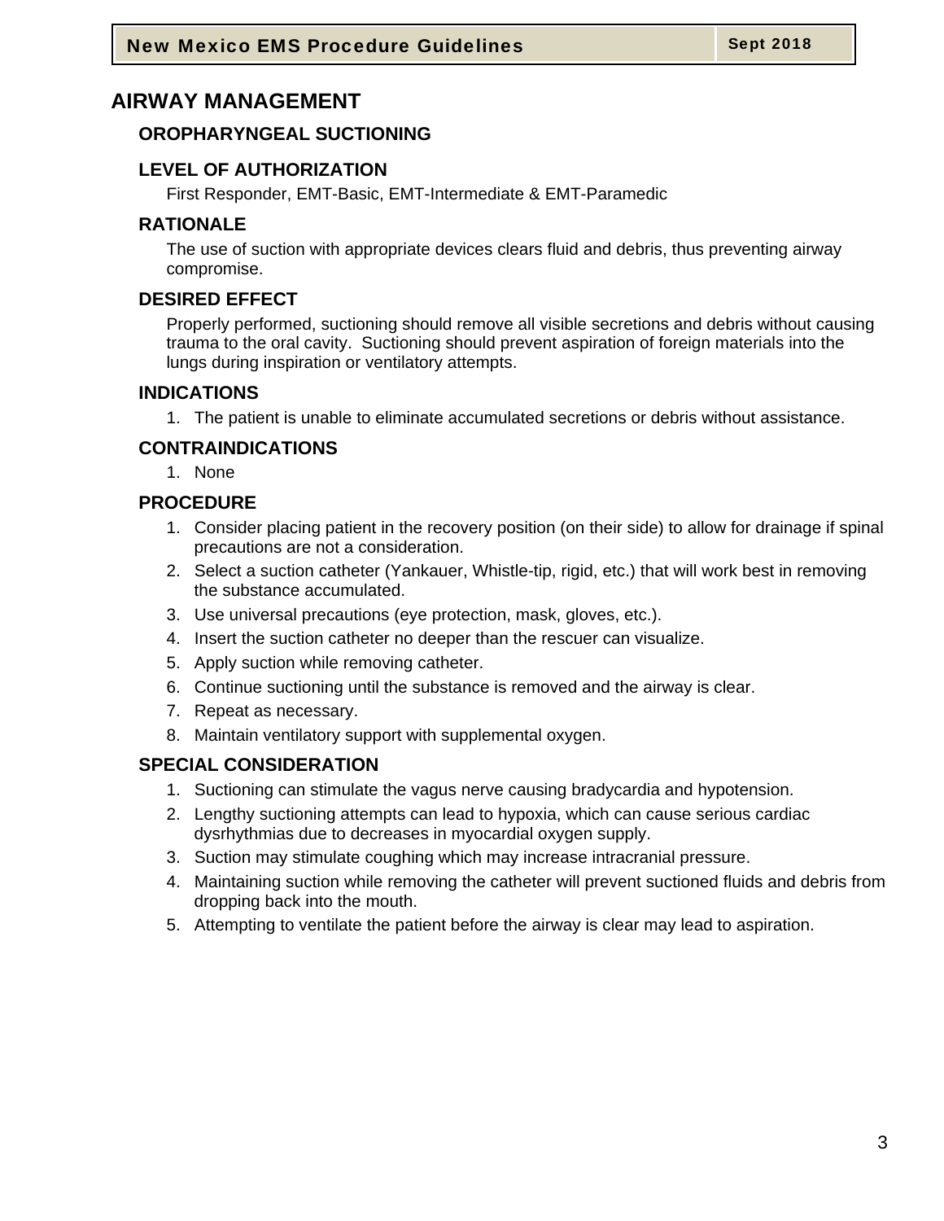# AIRWAY MANAGEMENT

## OROPHARYNGEAL SUCTIONING

### LEVEL OF AUTHORIZATION

First Responder, EMT-Basic, EMT-Intermediate & EMT-Paramedic

### RATIONALE

The use of suction with appropriate devices clears fluid and debris, thus preventing airway compromise.

### DESIRED EFFECT

Properly performed, suctioning should remove all visible secretions and debris without causing trauma to the oral cavity. Suctioning should prevent aspiration of foreign materials into the lungs during inspiration or ventilatory attempts.

### INDICATIONS

1. The patient is unable to eliminate accumulated secretions or debris without assistance.

### CONTRAINDICATIONS

1. None

### PROCEDURE

1. Consider placing patient in the recovery position (on their side) to allow for drainage if spinal precautions are not a consideration.
2. Select a suction catheter (Yankauer, Whistle-tip, rigid, etc.) that will work best in removing the substance accumulated.
3. Use universal precautions (eye protection, mask, gloves, etc.).
4. Insert the suction catheter no deeper than the rescuer can visualize.
5. Apply suction while removing catheter.
6. Continue suctioning until the substance is removed and the airway is clear.
7. Repeat as necessary.
8. Maintain ventilatory support with supplemental oxygen.

### SPECIAL CONSIDERATION

1. Suctioning can stimulate the vagus nerve causing bradycardia and hypotension.
2. Lengthy suctioning attempts can lead to hypoxia, which can cause serious cardiac dysrhythmias due to decreases in myocardial oxygen supply.
3. Suction may stimulate coughing which may increase intracranial pressure.
4. Maintaining suction while removing the catheter will prevent suctioned fluids and debris from dropping back into the mouth.
5. Attempting to ventilate the patient before the airway is clear may lead to aspiration.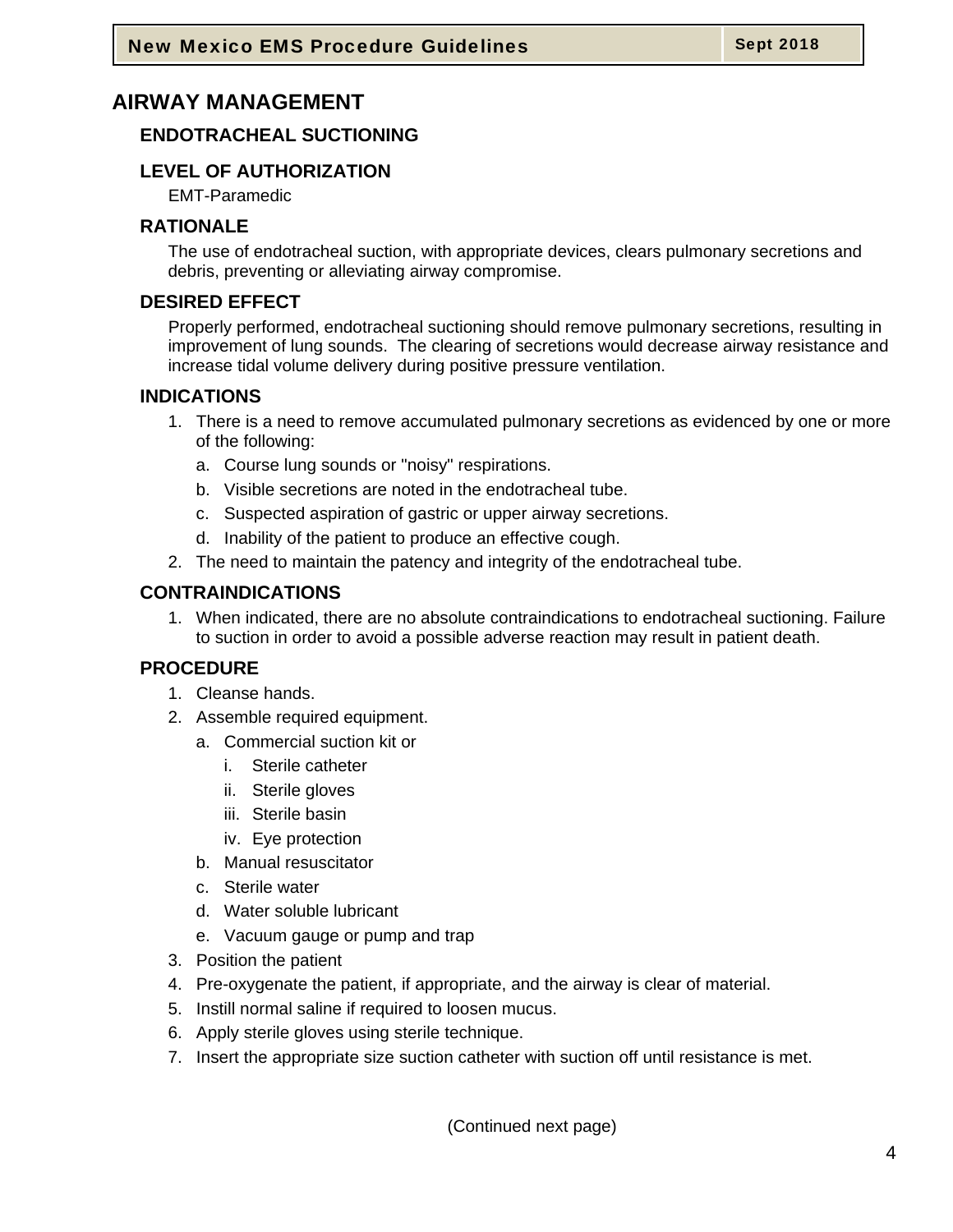# AIRWAY MANAGEMENT

## ENDOTRACHEAL SUCTIONING

### LEVEL OF AUTHORIZATION

EMT-Paramedic

### RATIONALE

The use of endotracheal suction, with appropriate devices, clears pulmonary secretions and debris, preventing or alleviating airway compromise.

### DESIRED EFFECT

Properly performed, endotracheal suctioning should remove pulmonary secretions, resulting in improvement of lung sounds. The clearing of secretions would decrease airway resistance and increase tidal volume delivery during positive pressure ventilation.

### INDICATIONS

1. There is a need to remove accumulated pulmonary secretions as evidenced by one or more of the following:
   a. Course lung sounds or "noisy" respirations.
   b. Visible secretions are noted in the endotracheal tube.
   c. Suspected aspiration of gastric or upper airway secretions.
   d. Inability of the patient to produce an effective cough.
2. The need to maintain the patency and integrity of the endotracheal tube.

### CONTRAINDICATIONS

1. When indicated, there are no absolute contraindications to endotracheal suctioning. Failure to suction in order to avoid a possible adverse reaction may result in patient death.

### PROCEDURE

1. Cleanse hands.
2. Assemble required equipment.
   a. Commercial suction kit or
      i. Sterile catheter
      ii. Sterile gloves
      iii. Sterile basin
      iv. Eye protection
   b. Manual resuscitator
   c. Sterile water
   d. Water soluble lubricant
   e. Vacuum gauge or pump and trap
3. Position the patient
4. Pre-oxygenate the patient, if appropriate, and the airway is clear of material.
5. Instill normal saline if required to loosen mucus.
6. Apply sterile gloves using sterile technique.
7. Insert the appropriate size suction catheter with suction off until resistance is met.

(Continued next page)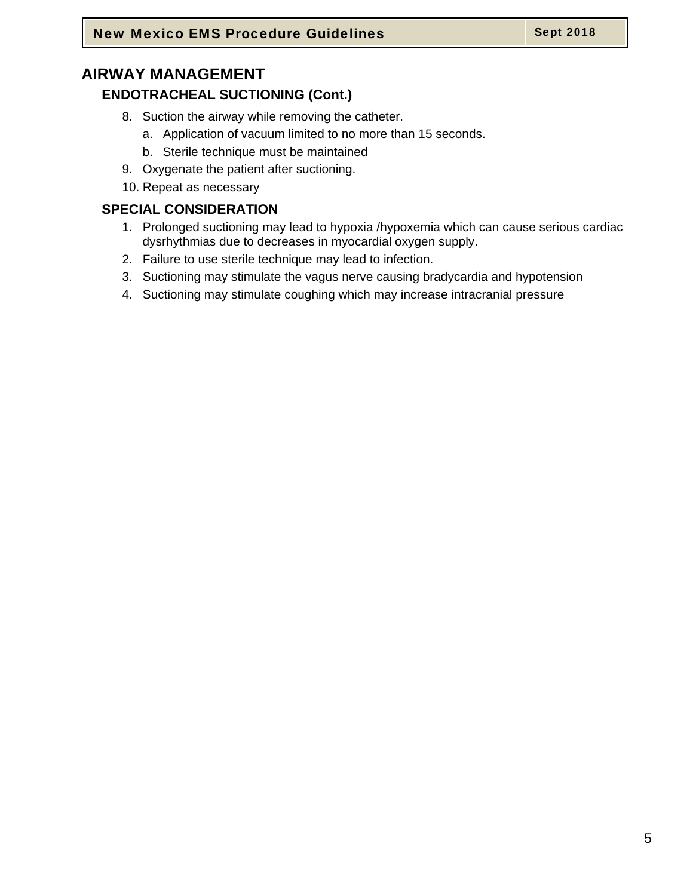# AIRWAY MANAGEMENT

## ENDOTRACHEAL SUCTIONING (Cont.)

8. Suction the airway while removing the catheter.
   a. Application of vacuum limited to no more than 15 seconds.
   b. Sterile technique must be maintained
9. Oxygenate the patient after suctioning.
10. Repeat as necessary

## SPECIAL CONSIDERATION

1. Prolonged suctioning may lead to hypoxia /hypoxemia which can cause serious cardiac dysrhythmias due to decreases in myocardial oxygen supply.
2. Failure to use sterile technique may lead to infection.
3. Suctioning may stimulate the vagus nerve causing bradycardia and hypotension
4. Suctioning may stimulate coughing which may increase intracranial pressure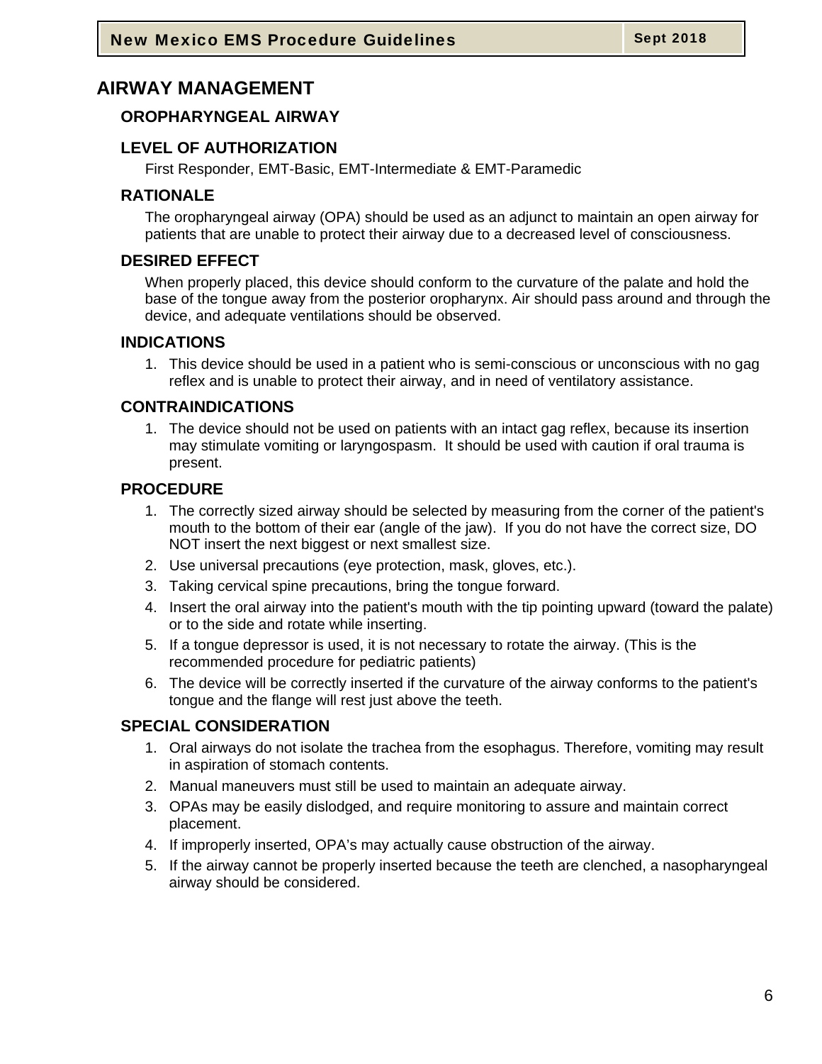# AIRWAY MANAGEMENT

## OROPHARYNGEAL AIRWAY

### LEVEL OF AUTHORIZATION

First Responder, EMT-Basic, EMT-Intermediate & EMT-Paramedic

### RATIONALE

The oropharyngeal airway (OPA) should be used as an adjunct to maintain an open airway for patients that are unable to protect their airway due to a decreased level of consciousness.

### DESIRED EFFECT

When properly placed, this device should conform to the curvature of the palate and hold the base of the tongue away from the posterior oropharynx. Air should pass around and through the device, and adequate ventilations should be observed.

### INDICATIONS

1. This device should be used in a patient who is semi-conscious or unconscious with no gag reflex and is unable to protect their airway, and in need of ventilatory assistance.

### CONTRAINDICATIONS

1. The device should not be used on patients with an intact gag reflex, because its insertion may stimulate vomiting or laryngospasm. It should be used with caution if oral trauma is present.

### PROCEDURE

1. The correctly sized airway should be selected by measuring from the corner of the patient's mouth to the bottom of their ear (angle of the jaw). If you do not have the correct size, DO NOT insert the next biggest or next smallest size.
2. Use universal precautions (eye protection, mask, gloves, etc.).
3. Taking cervical spine precautions, bring the tongue forward.
4. Insert the oral airway into the patient's mouth with the tip pointing upward (toward the palate) or to the side and rotate while inserting.
5. If a tongue depressor is used, it is not necessary to rotate the airway. (This is the recommended procedure for pediatric patients)
6. The device will be correctly inserted if the curvature of the airway conforms to the patient's tongue and the flange will rest just above the teeth.

### SPECIAL CONSIDERATION

1. Oral airways do not isolate the trachea from the esophagus. Therefore, vomiting may result in aspiration of stomach contents.
2. Manual maneuvers must still be used to maintain an adequate airway.
3. OPAs may be easily dislodged, and require monitoring to assure and maintain correct placement.
4. If improperly inserted, OPA's may actually cause obstruction of the airway.
5. If the airway cannot be properly inserted because the teeth are clenched, a nasopharyngeal airway should be considered.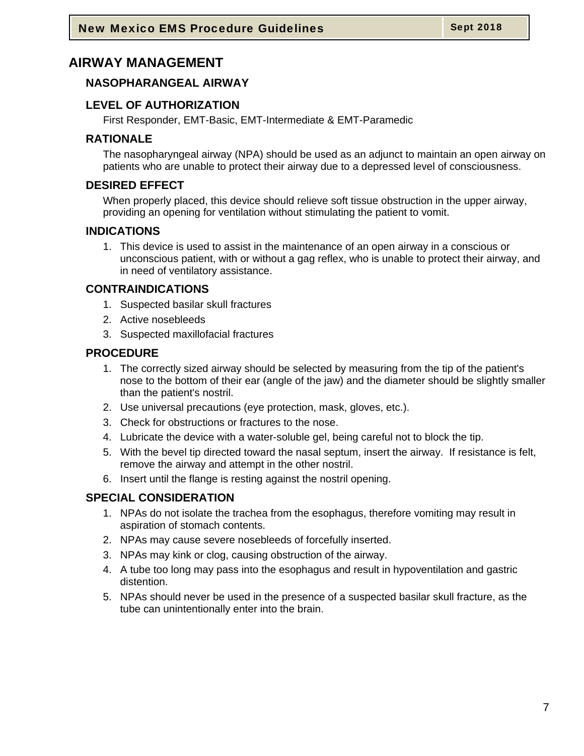# AIRWAY MANAGEMENT

## NASOPHARANGEAL AIRWAY

### LEVEL OF AUTHORIZATION

First Responder, EMT-Basic, EMT-Intermediate & EMT-Paramedic

### RATIONALE

The nasopharyngeal airway (NPA) should be used as an adjunct to maintain an open airway on patients who are unable to protect their airway due to a depressed level of consciousness.

### DESIRED EFFECT

When properly placed, this device should relieve soft tissue obstruction in the upper airway, providing an opening for ventilation without stimulating the patient to vomit.

### INDICATIONS

1. This device is used to assist in the maintenance of an open airway in a conscious or unconscious patient, with or without a gag reflex, who is unable to protect their airway, and in need of ventilatory assistance.

### CONTRAINDICATIONS

1. Suspected basilar skull fractures
2. Active nosebleeds
3. Suspected maxillofacial fractures

### PROCEDURE

1. The correctly sized airway should be selected by measuring from the tip of the patient's nose to the bottom of their ear (angle of the jaw) and the diameter should be slightly smaller than the patient's nostril.
2. Use universal precautions (eye protection, mask, gloves, etc.).
3. Check for obstructions or fractures to the nose.
4. Lubricate the device with a water-soluble gel, being careful not to block the tip.
5. With the bevel tip directed toward the nasal septum, insert the airway. If resistance is felt, remove the airway and attempt in the other nostril.
6. Insert until the flange is resting against the nostril opening.

### SPECIAL CONSIDERATION

1. NPAs do not isolate the trachea from the esophagus, therefore vomiting may result in aspiration of stomach contents.
2. NPAs may cause severe nosebleeds of forcefully inserted.
3. NPAs may kink or clog, causing obstruction of the airway.
4. A tube too long may pass into the esophagus and result in hypoventilation and gastric distention.
5. NPAs should never be used in the presence of a suspected basilar skull fracture, as the tube can unintentionally enter into the brain.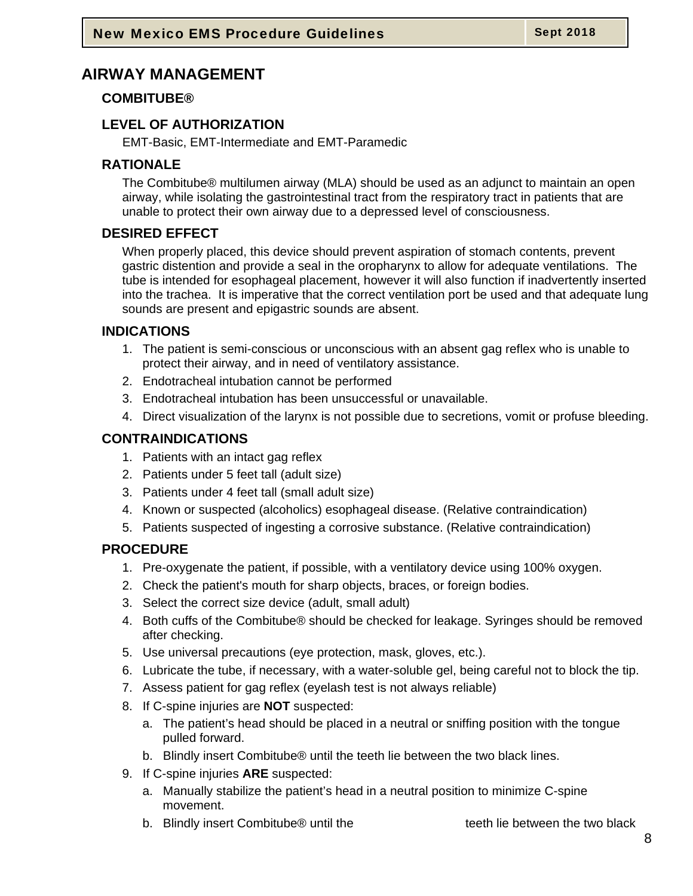# AIRWAY MANAGEMENT

## COMBITUBE®

### LEVEL OF AUTHORIZATION

EMT-Basic, EMT-Intermediate and EMT-Paramedic

### RATIONALE

The Combitube® multilumen airway (MLA) should be used as an adjunct to maintain an open airway, while isolating the gastrointestinal tract from the respiratory tract in patients that are unable to protect their own airway due to a depressed level of consciousness.

### DESIRED EFFECT

When properly placed, this device should prevent aspiration of stomach contents, prevent gastric distention and provide a seal in the oropharynx to allow for adequate ventilations. The tube is intended for esophageal placement, however it will also function if inadvertently inserted into the trachea. It is imperative that the correct ventilation port be used and that adequate lung sounds are present and epigastric sounds are absent.

### INDICATIONS

1. The patient is semi-conscious or unconscious with an absent gag reflex who is unable to protect their airway, and in need of ventilatory assistance.
2. Endotracheal intubation cannot be performed
3. Endotracheal intubation has been unsuccessful or unavailable.
4. Direct visualization of the larynx is not possible due to secretions, vomit or profuse bleeding.

### CONTRAINDICATIONS

1. Patients with an intact gag reflex
2. Patients under 5 feet tall (adult size)
3. Patients under 4 feet tall (small adult size)
4. Known or suspected (alcoholics) esophageal disease. (Relative contraindication)
5. Patients suspected of ingesting a corrosive substance. (Relative contraindication)

### PROCEDURE

1. Pre-oxygenate the patient, if possible, with a ventilatory device using 100% oxygen.
2. Check the patient's mouth for sharp objects, braces, or foreign bodies.
3. Select the correct size device (adult, small adult)
4. Both cuffs of the Combitube® should be checked for leakage. Syringes should be removed after checking.
5. Use universal precautions (eye protection, mask, gloves, etc.).
6. Lubricate the tube, if necessary, with a water-soluble gel, being careful not to block the tip.
7. Assess patient for gag reflex (eyelash test is not always reliable)
8. If C-spine injuries are **NOT** suspected:
   a. The patient's head should be placed in a neutral or sniffing position with the tongue pulled forward.
   b. Blindly insert Combitube® until the teeth lie between the two black lines.
9. If C-spine injuries **ARE** suspected:
   a. Manually stabilize the patient's head in a neutral position to minimize C-spine movement.
   b. Blindly insert Combitube® until the teeth lie between the two black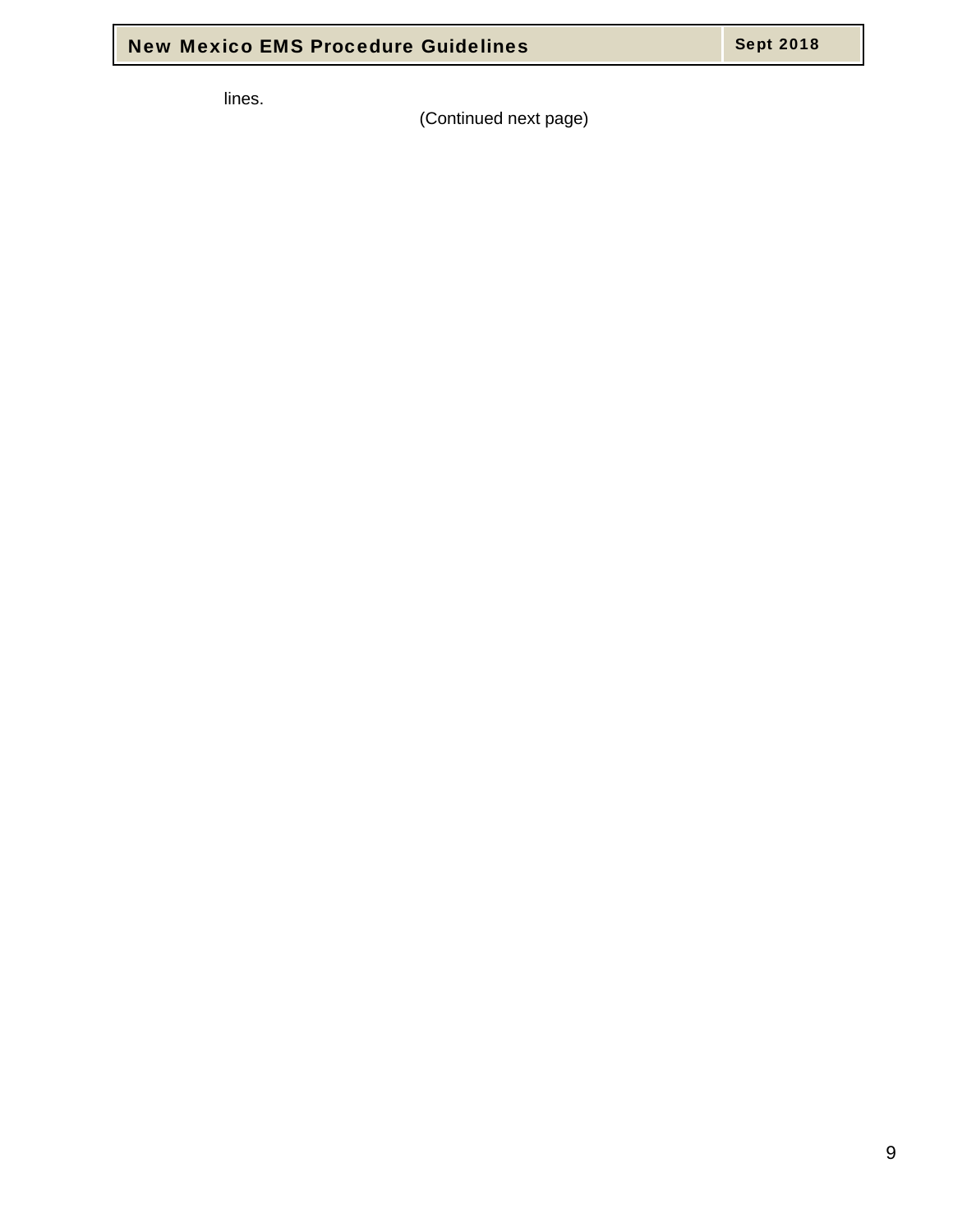lines.

(Continued next page)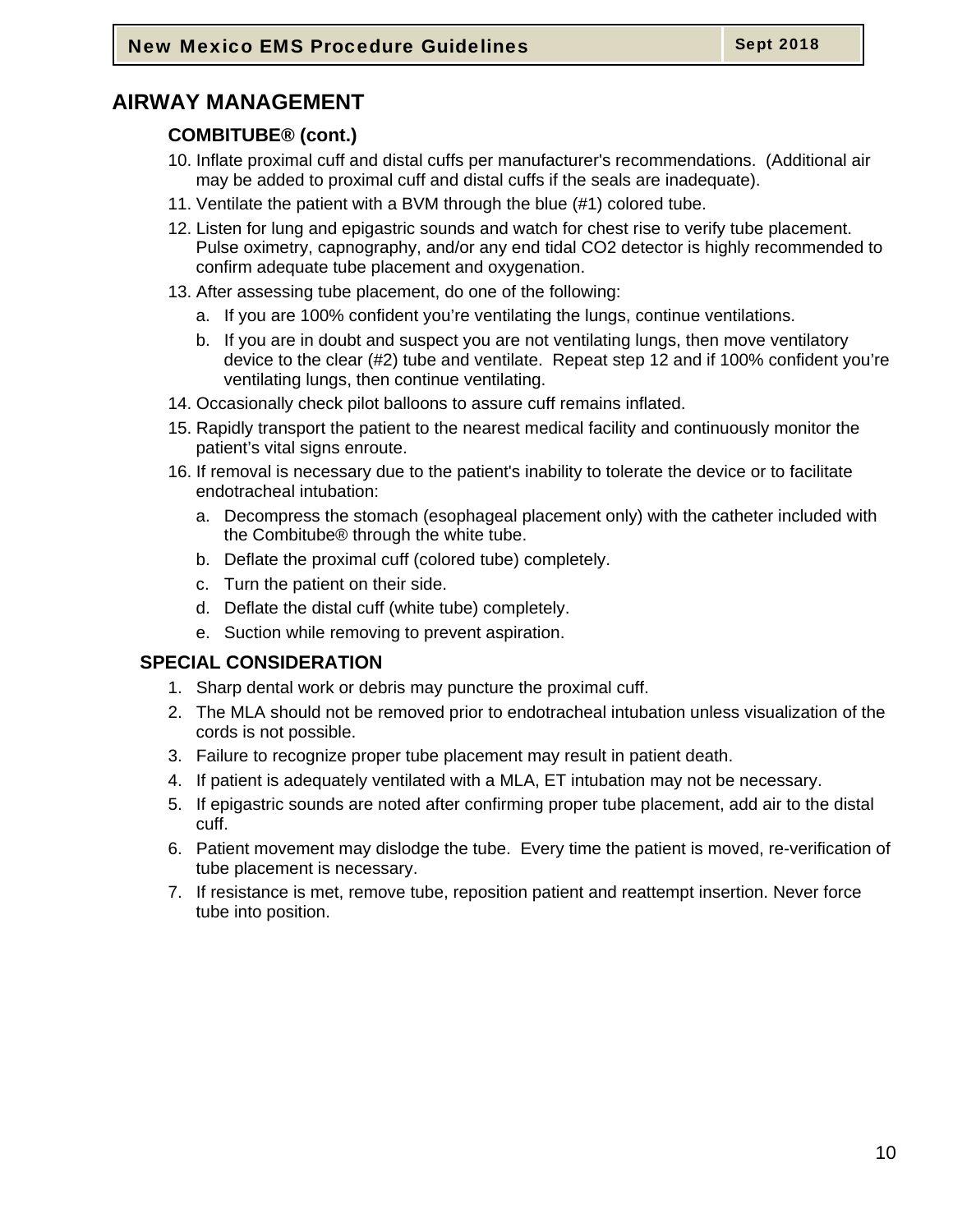## AIRWAY MANAGEMENT

### COMBITUBE® (cont.)

10. Inflate proximal cuff and distal cuffs per manufacturer's recommendations. (Additional air may be added to proximal cuff and distal cuffs if the seals are inadequate).
11. Ventilate the patient with a BVM through the blue (#1) colored tube.
12. Listen for lung and epigastric sounds and watch for chest rise to verify tube placement. Pulse oximetry, capnography, and/or any end tidal CO2 detector is highly recommended to confirm adequate tube placement and oxygenation.
13. After assessing tube placement, do one of the following:
    a. If you are 100% confident you're ventilating the lungs, continue ventilations.
    b. If you are in doubt and suspect you are not ventilating lungs, then move ventilatory device to the clear (#2) tube and ventilate. Repeat step 12 and if 100% confident you're ventilating lungs, then continue ventilating.
14. Occasionally check pilot balloons to assure cuff remains inflated.
15. Rapidly transport the patient to the nearest medical facility and continuously monitor the patient's vital signs enroute.
16. If removal is necessary due to the patient's inability to tolerate the device or to facilitate endotracheal intubation:
    a. Decompress the stomach (esophageal placement only) with the catheter included with the Combitube® through the white tube.
    b. Deflate the proximal cuff (colored tube) completely.
    c. Turn the patient on their side.
    d. Deflate the distal cuff (white tube) completely.
    e. Suction while removing to prevent aspiration.

### SPECIAL CONSIDERATION

1. Sharp dental work or debris may puncture the proximal cuff.
2. The MLA should not be removed prior to endotracheal intubation unless visualization of the cords is not possible.
3. Failure to recognize proper tube placement may result in patient death.
4. If patient is adequately ventilated with a MLA, ET intubation may not be necessary.
5. If epigastric sounds are noted after confirming proper tube placement, add air to the distal cuff.
6. Patient movement may dislodge the tube. Every time the patient is moved, re-verification of tube placement is necessary.
7. If resistance is met, remove tube, reposition patient and reattempt insertion. Never force tube into position.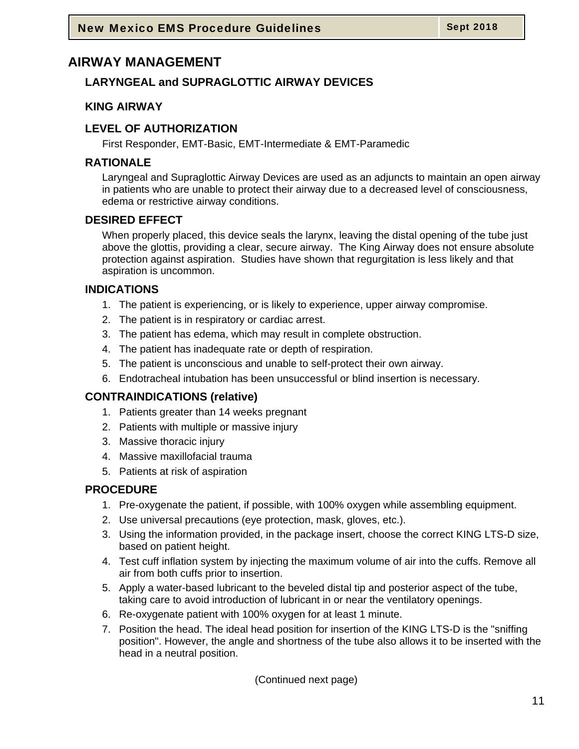# AIRWAY MANAGEMENT

## LARYNGEAL and SUPRAGLOTTIC AIRWAY DEVICES

## KING AIRWAY

### LEVEL OF AUTHORIZATION

First Responder, EMT-Basic, EMT-Intermediate & EMT-Paramedic

### RATIONALE

Laryngeal and Supraglottic Airway Devices are used as an adjuncts to maintain an open airway in patients who are unable to protect their airway due to a decreased level of consciousness, edema or restrictive airway conditions.

### DESIRED EFFECT

When properly placed, this device seals the larynx, leaving the distal opening of the tube just above the glottis, providing a clear, secure airway. The King Airway does not ensure absolute protection against aspiration. Studies have shown that regurgitation is less likely and that aspiration is uncommon.

### INDICATIONS

1. The patient is experiencing, or is likely to experience, upper airway compromise.
2. The patient is in respiratory or cardiac arrest.
3. The patient has edema, which may result in complete obstruction.
4. The patient has inadequate rate or depth of respiration.
5. The patient is unconscious and unable to self-protect their own airway.
6. Endotracheal intubation has been unsuccessful or blind insertion is necessary.

### CONTRAINDICATIONS (relative)

1. Patients greater than 14 weeks pregnant
2. Patients with multiple or massive injury
3. Massive thoracic injury
4. Massive maxillofacial trauma
5. Patients at risk of aspiration

### PROCEDURE

1. Pre-oxygenate the patient, if possible, with 100% oxygen while assembling equipment.
2. Use universal precautions (eye protection, mask, gloves, etc.).
3. Using the information provided, in the package insert, choose the correct KING LTS-D size, based on patient height.
4. Test cuff inflation system by injecting the maximum volume of air into the cuffs. Remove all air from both cuffs prior to insertion.
5. Apply a water-based lubricant to the beveled distal tip and posterior aspect of the tube, taking care to avoid introduction of lubricant in or near the ventilatory openings.
6. Re-oxygenate patient with 100% oxygen for at least 1 minute.
7. Position the head. The ideal head position for insertion of the KING LTS-D is the "sniffing position". However, the angle and shortness of the tube also allows it to be inserted with the head in a neutral position.

(Continued next page)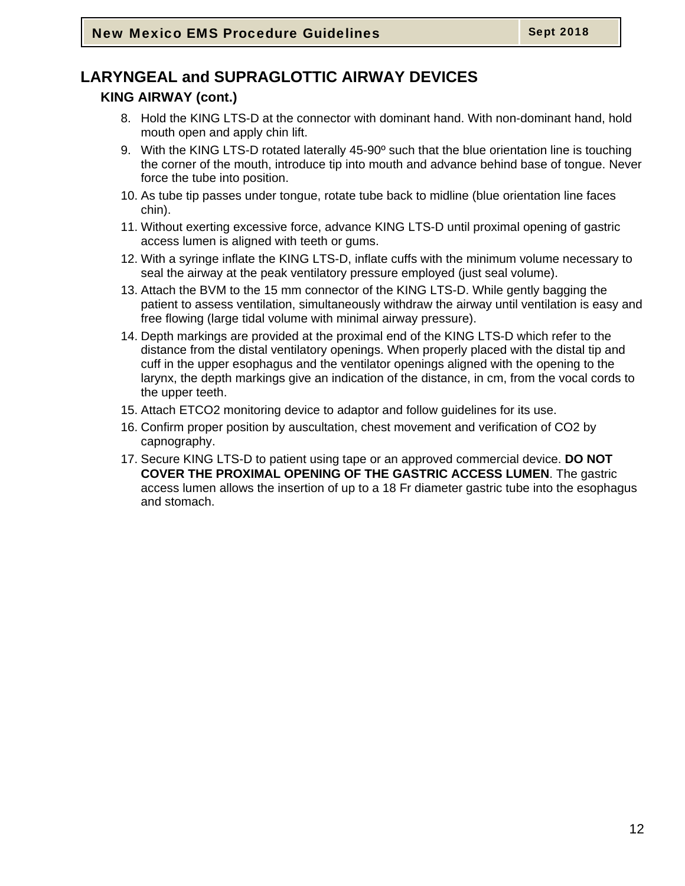## LARYNGEAL and SUPRAGLOTTIC AIRWAY DEVICES

### KING AIRWAY (cont.)

8. Hold the KING LTS-D at the connector with dominant hand. With non-dominant hand, hold mouth open and apply chin lift.
9. With the KING LTS-D rotated laterally 45-90º such that the blue orientation line is touching the corner of the mouth, introduce tip into mouth and advance behind base of tongue. Never force the tube into position.
10. As tube tip passes under tongue, rotate tube back to midline (blue orientation line faces chin).
11. Without exerting excessive force, advance KING LTS-D until proximal opening of gastric access lumen is aligned with teeth or gums.
12. With a syringe inflate the KING LTS-D, inflate cuffs with the minimum volume necessary to seal the airway at the peak ventilatory pressure employed (just seal volume).
13. Attach the BVM to the 15 mm connector of the KING LTS-D. While gently bagging the patient to assess ventilation, simultaneously withdraw the airway until ventilation is easy and free flowing (large tidal volume with minimal airway pressure).
14. Depth markings are provided at the proximal end of the KING LTS-D which refer to the distance from the distal ventilatory openings. When properly placed with the distal tip and cuff in the upper esophagus and the ventilator openings aligned with the opening to the larynx, the depth markings give an indication of the distance, in cm, from the vocal cords to the upper teeth.
15. Attach ETCO2 monitoring device to adaptor and follow guidelines for its use.
16. Confirm proper position by auscultation, chest movement and verification of CO2 by capnography.
17. Secure KING LTS-D to patient using tape or an approved commercial device. **DO NOT COVER THE PROXIMAL OPENING OF THE GASTRIC ACCESS LUMEN**. The gastric access lumen allows the insertion of up to a 18 Fr diameter gastric tube into the esophagus and stomach.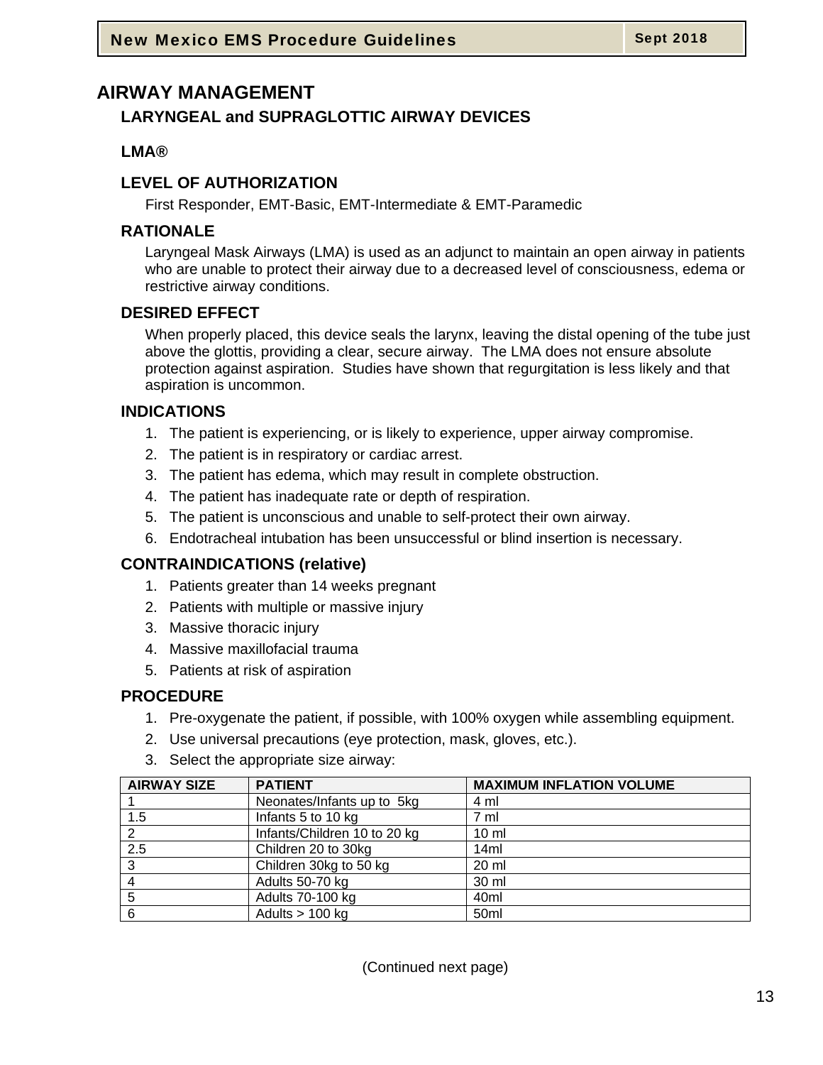# AIRWAY MANAGEMENT

## LARYNGEAL and SUPRAGLOTTIC AIRWAY DEVICES

### LMA®

### LEVEL OF AUTHORIZATION

First Responder, EMT-Basic, EMT-Intermediate & EMT-Paramedic

### RATIONALE

Laryngeal Mask Airways (LMA) is used as an adjunct to maintain an open airway in patients who are unable to protect their airway due to a decreased level of consciousness, edema or restrictive airway conditions.

### DESIRED EFFECT

When properly placed, this device seals the larynx, leaving the distal opening of the tube just above the glottis, providing a clear, secure airway. The LMA does not ensure absolute protection against aspiration. Studies have shown that regurgitation is less likely and that aspiration is uncommon.

### INDICATIONS

1. The patient is experiencing, or is likely to experience, upper airway compromise.
2. The patient is in respiratory or cardiac arrest.
3. The patient has edema, which may result in complete obstruction.
4. The patient has inadequate rate or depth of respiration.
5. The patient is unconscious and unable to self-protect their own airway.
6. Endotracheal intubation has been unsuccessful or blind insertion is necessary.

### CONTRAINDICATIONS (relative)

1. Patients greater than 14 weeks pregnant
2. Patients with multiple or massive injury
3. Massive thoracic injury
4. Massive maxillofacial trauma
5. Patients at risk of aspiration

### PROCEDURE

1. Pre-oxygenate the patient, if possible, with 100% oxygen while assembling equipment.
2. Use universal precautions (eye protection, mask, gloves, etc.).
3. Select the appropriate size airway:

| AIRWAY SIZE | PATIENT | MAXIMUM INFLATION VOLUME |
|---|---|---|
| 1 | Neonates/Infants up to 5kg | 4 ml |
| 1.5 | Infants 5 to 10 kg | 7 ml |
| 2 | Infants/Children 10 to 20 kg | 10 ml |
| 2.5 | Children 20 to 30kg | 14ml |
| 3 | Children 30kg to 50 kg | 20 ml |
| 4 | Adults 50-70 kg | 30 ml |
| 5 | Adults 70-100 kg | 40ml |
| 6 | Adults > 100 kg | 50ml |

(Continued next page)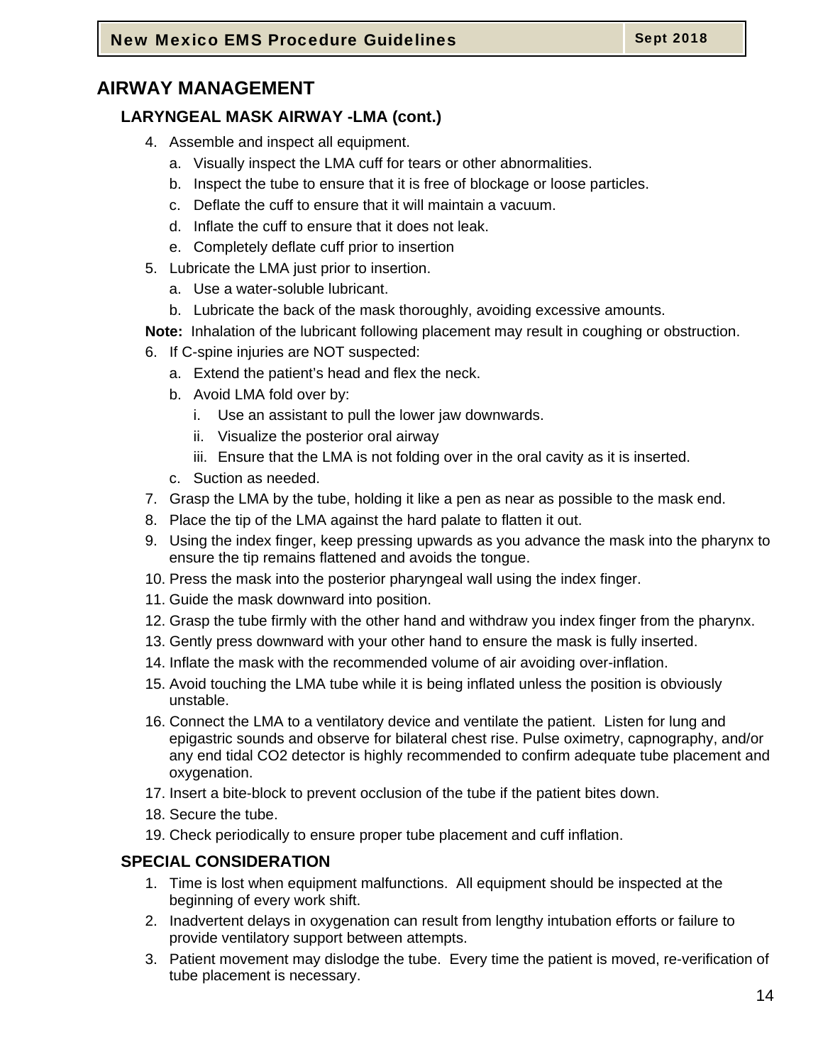# AIRWAY MANAGEMENT

## LARYNGEAL MASK AIRWAY -LMA (cont.)

4. Assemble and inspect all equipment.
   a. Visually inspect the LMA cuff for tears or other abnormalities.
   b. Inspect the tube to ensure that it is free of blockage or loose particles.
   c. Deflate the cuff to ensure that it will maintain a vacuum.
   d. Inflate the cuff to ensure that it does not leak.
   e. Completely deflate cuff prior to insertion
5. Lubricate the LMA just prior to insertion.
   a. Use a water-soluble lubricant.
   b. Lubricate the back of the mask thoroughly, avoiding excessive amounts.

**Note:** Inhalation of the lubricant following placement may result in coughing or obstruction.

6. If C-spine injuries are NOT suspected:
   a. Extend the patient's head and flex the neck.
   b. Avoid LMA fold over by:
      i. Use an assistant to pull the lower jaw downwards.
      ii. Visualize the posterior oral airway
      iii. Ensure that the LMA is not folding over in the oral cavity as it is inserted.
   c. Suction as needed.
7. Grasp the LMA by the tube, holding it like a pen as near as possible to the mask end.
8. Place the tip of the LMA against the hard palate to flatten it out.
9. Using the index finger, keep pressing upwards as you advance the mask into the pharynx to ensure the tip remains flattened and avoids the tongue.
10. Press the mask into the posterior pharyngeal wall using the index finger.
11. Guide the mask downward into position.
12. Grasp the tube firmly with the other hand and withdraw you index finger from the pharynx.
13. Gently press downward with your other hand to ensure the mask is fully inserted.
14. Inflate the mask with the recommended volume of air avoiding over-inflation.
15. Avoid touching the LMA tube while it is being inflated unless the position is obviously unstable.
16. Connect the LMA to a ventilatory device and ventilate the patient. Listen for lung and epigastric sounds and observe for bilateral chest rise. Pulse oximetry, capnography, and/or any end tidal $CO_2$ detector is highly recommended to confirm adequate tube placement and oxygenation.
17. Insert a bite-block to prevent occlusion of the tube if the patient bites down.
18. Secure the tube.
19. Check periodically to ensure proper tube placement and cuff inflation.

## SPECIAL CONSIDERATION

1. Time is lost when equipment malfunctions. All equipment should be inspected at the beginning of every work shift.
2. Inadvertent delays in oxygenation can result from lengthy intubation efforts or failure to provide ventilatory support between attempts.
3. Patient movement may dislodge the tube. Every time the patient is moved, re-verification of tube placement is necessary.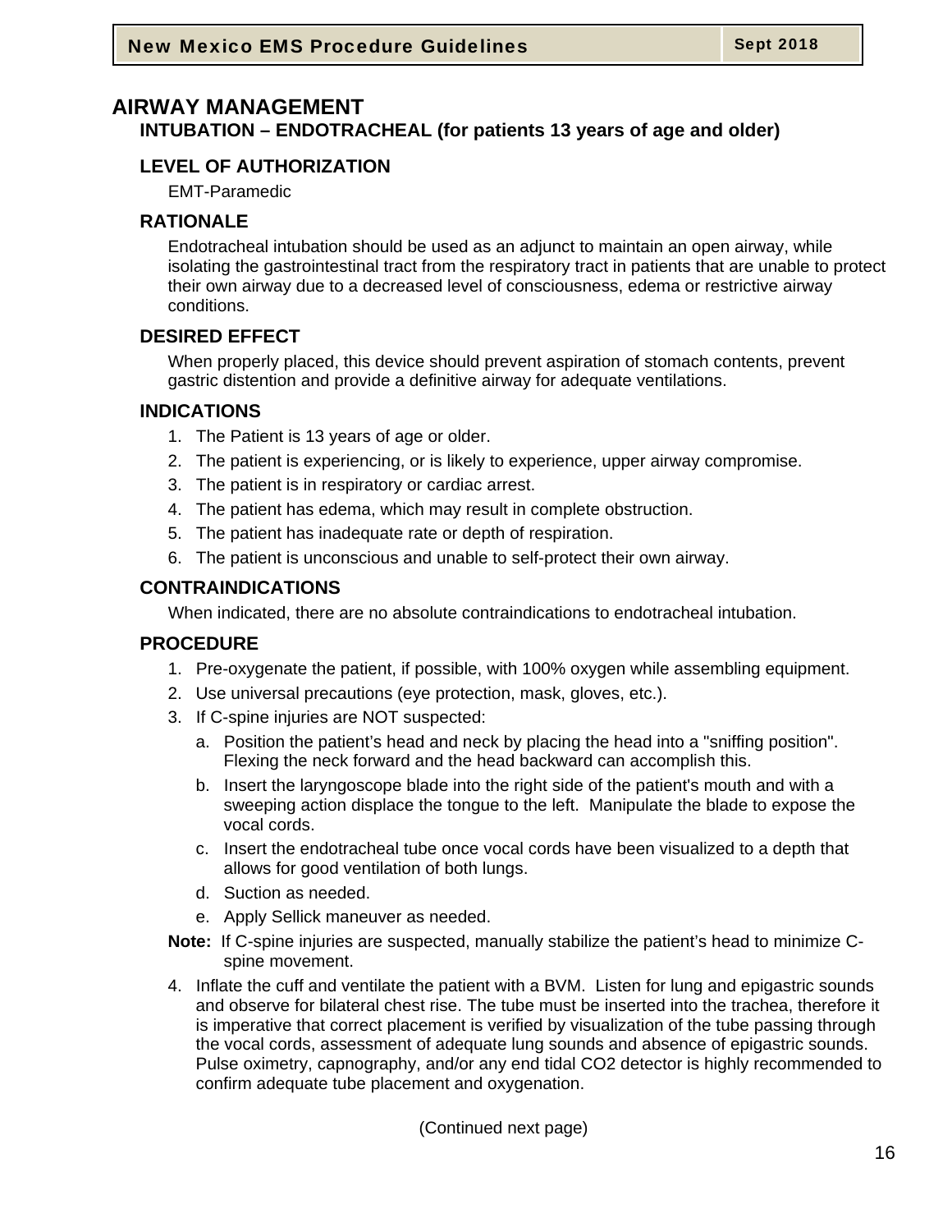# AIRWAY MANAGEMENT

## INTUBATION – ENDOTRACHEAL (for patients 13 years of age and older)

### LEVEL OF AUTHORIZATION

EMT-Paramedic

### RATIONALE

Endotracheal intubation should be used as an adjunct to maintain an open airway, while isolating the gastrointestinal tract from the respiratory tract in patients that are unable to protect their own airway due to a decreased level of consciousness, edema or restrictive airway conditions.

### DESIRED EFFECT

When properly placed, this device should prevent aspiration of stomach contents, prevent gastric distention and provide a definitive airway for adequate ventilations.

### INDICATIONS

1. The Patient is 13 years of age or older.
2. The patient is experiencing, or is likely to experience, upper airway compromise.
3. The patient is in respiratory or cardiac arrest.
4. The patient has edema, which may result in complete obstruction.
5. The patient has inadequate rate or depth of respiration.
6. The patient is unconscious and unable to self-protect their own airway.

### CONTRAINDICATIONS

When indicated, there are no absolute contraindications to endotracheal intubation.

### PROCEDURE

1. Pre-oxygenate the patient, if possible, with 100% oxygen while assembling equipment.
2. Use universal precautions (eye protection, mask, gloves, etc.).
3. If C-spine injuries are NOT suspected:
   a. Position the patient's head and neck by placing the head into a "sniffing position". Flexing the neck forward and the head backward can accomplish this.
   b. Insert the laryngoscope blade into the right side of the patient's mouth and with a sweeping action displace the tongue to the left. Manipulate the blade to expose the vocal cords.
   c. Insert the endotracheal tube once vocal cords have been visualized to a depth that allows for good ventilation of both lungs.
   d. Suction as needed.
   e. Apply Sellick maneuver as needed.

**Note:** If C-spine injuries are suspected, manually stabilize the patient's head to minimize C-spine movement.

4. Inflate the cuff and ventilate the patient with a BVM. Listen for lung and epigastric sounds and observe for bilateral chest rise. The tube must be inserted into the trachea, therefore it is imperative that correct placement is verified by visualization of the tube passing through the vocal cords, assessment of adequate lung sounds and absence of epigastric sounds. Pulse oximetry, capnography, and/or any end tidal CO2 detector is highly recommended to confirm adequate tube placement and oxygenation.

(Continued next page)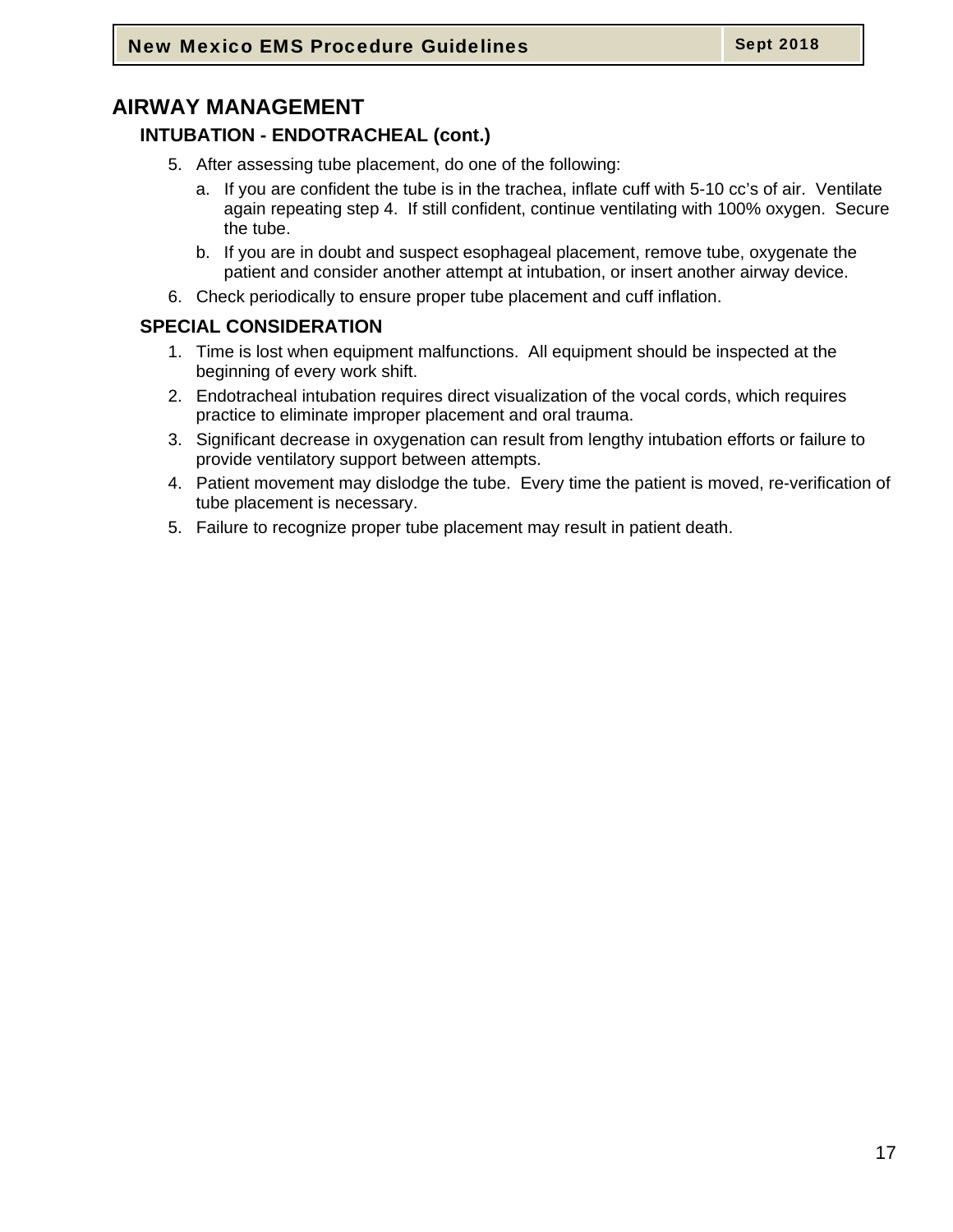## AIRWAY MANAGEMENT

### INTUBATION - ENDOTRACHEAL (cont.)

5. After assessing tube placement, do one of the following:
   a. If you are confident the tube is in the trachea, inflate cuff with 5-10 cc's of air. Ventilate again repeating step 4. If still confident, continue ventilating with 100% oxygen. Secure the tube.
   b. If you are in doubt and suspect esophageal placement, remove tube, oxygenate the patient and consider another attempt at intubation, or insert another airway device.
6. Check periodically to ensure proper tube placement and cuff inflation.

### SPECIAL CONSIDERATION

1. Time is lost when equipment malfunctions. All equipment should be inspected at the beginning of every work shift.
2. Endotracheal intubation requires direct visualization of the vocal cords, which requires practice to eliminate improper placement and oral trauma.
3. Significant decrease in oxygenation can result from lengthy intubation efforts or failure to provide ventilatory support between attempts.
4. Patient movement may dislodge the tube. Every time the patient is moved, re-verification of tube placement is necessary.
5. Failure to recognize proper tube placement may result in patient death.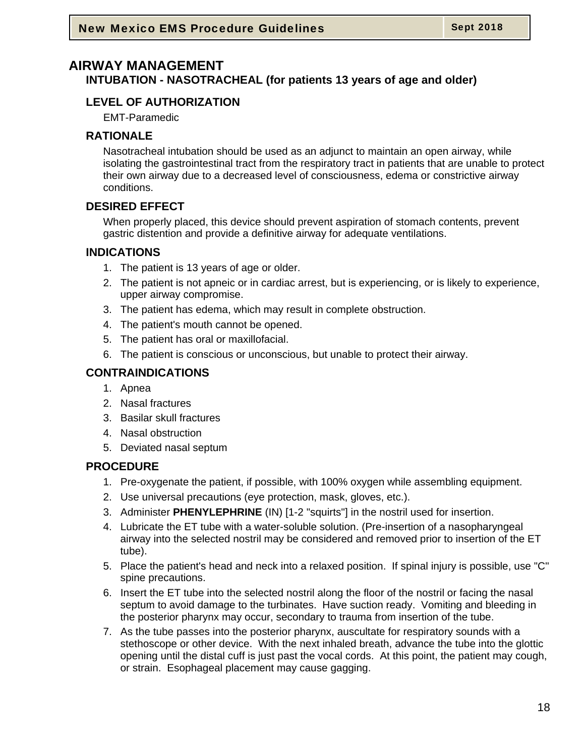# AIRWAY MANAGEMENT

## INTUBATION - NASOTRACHEAL (for patients 13 years of age and older)

### LEVEL OF AUTHORIZATION

EMT-Paramedic

### RATIONALE

Nasotracheal intubation should be used as an adjunct to maintain an open airway, while isolating the gastrointestinal tract from the respiratory tract in patients that are unable to protect their own airway due to a decreased level of consciousness, edema or constrictive airway conditions.

### DESIRED EFFECT

When properly placed, this device should prevent aspiration of stomach contents, prevent gastric distention and provide a definitive airway for adequate ventilations.

### INDICATIONS

1. The patient is 13 years of age or older.
2. The patient is not apneic or in cardiac arrest, but is experiencing, or is likely to experience, upper airway compromise.
3. The patient has edema, which may result in complete obstruction.
4. The patient's mouth cannot be opened.
5. The patient has oral or maxillofacial.
6. The patient is conscious or unconscious, but unable to protect their airway.

### CONTRAINDICATIONS

1. Apnea
2. Nasal fractures
3. Basilar skull fractures
4. Nasal obstruction
5. Deviated nasal septum

### PROCEDURE

1. Pre-oxygenate the patient, if possible, with 100% oxygen while assembling equipment.
2. Use universal precautions (eye protection, mask, gloves, etc.).
3. Administer **PHENYLEPHRINE** (IN) [1-2 "squirts"] in the nostril used for insertion.
4. Lubricate the ET tube with a water-soluble solution. (Pre-insertion of a nasopharyngeal airway into the selected nostril may be considered and removed prior to insertion of the ET tube).
5. Place the patient's head and neck into a relaxed position. If spinal injury is possible, use "C" spine precautions.
6. Insert the ET tube into the selected nostril along the floor of the nostril or facing the nasal septum to avoid damage to the turbinates. Have suction ready. Vomiting and bleeding in the posterior pharynx may occur, secondary to trauma from insertion of the tube.
7. As the tube passes into the posterior pharynx, auscultate for respiratory sounds with a stethoscope or other device. With the next inhaled breath, advance the tube into the glottic opening until the distal cuff is just past the vocal cords. At this point, the patient may cough, or strain. Esophageal placement may cause gagging.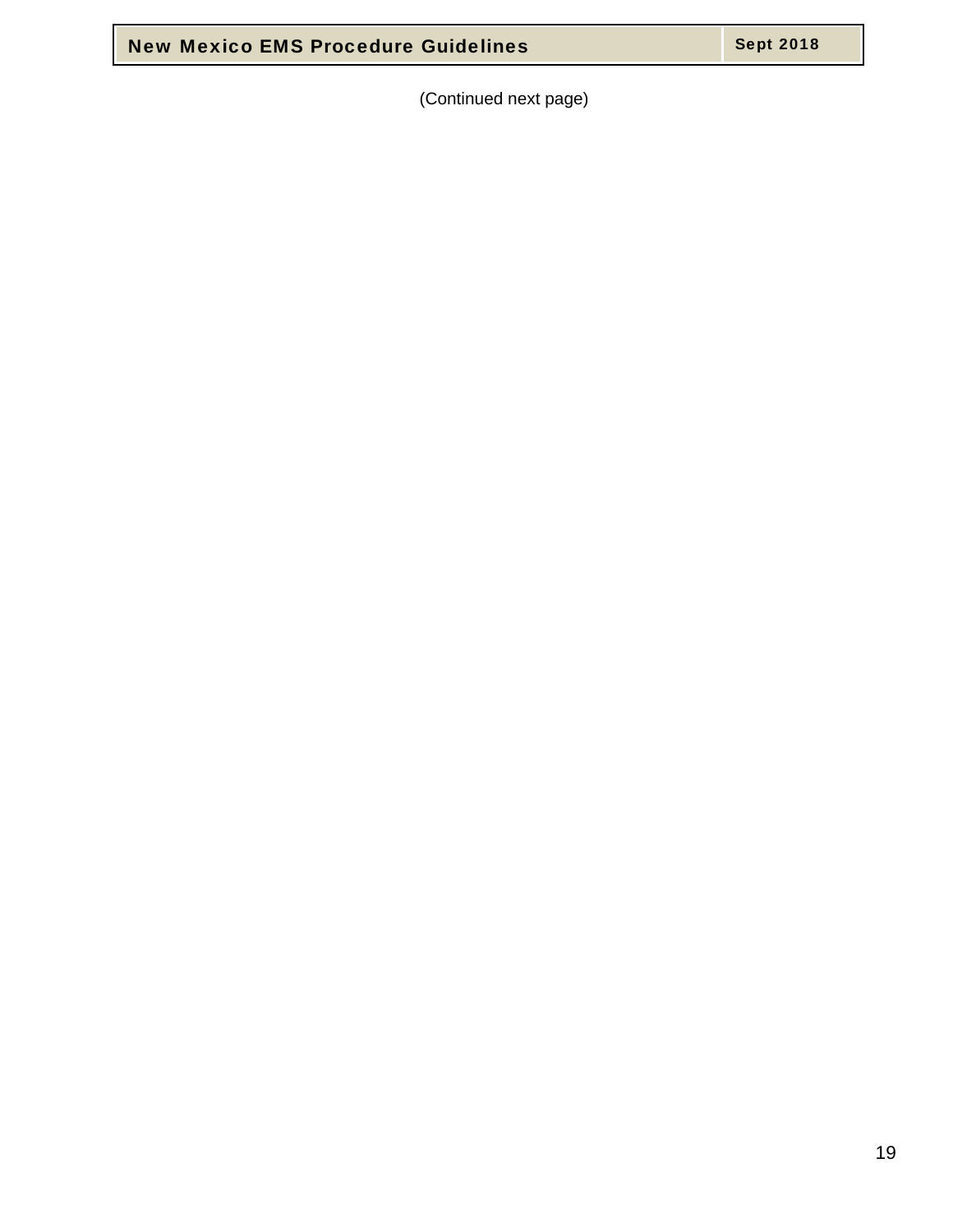(Continued next page)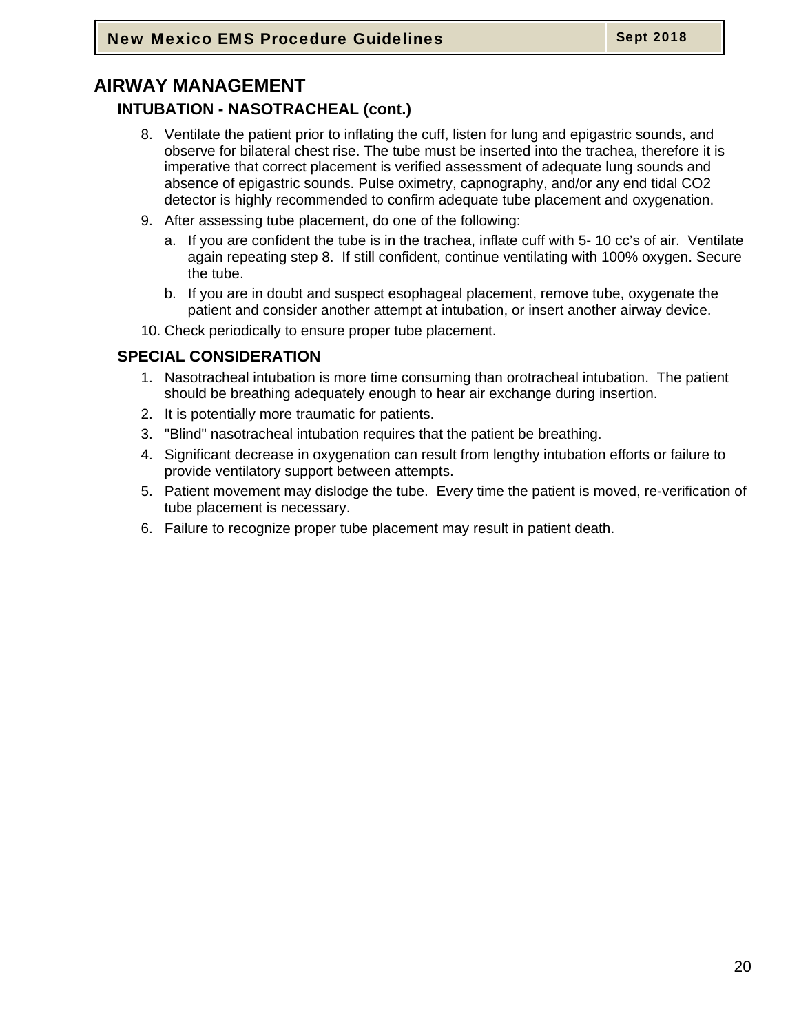# AIRWAY MANAGEMENT

## INTUBATION - NASOTRACHEAL (cont.)

8. Ventilate the patient prior to inflating the cuff, listen for lung and epigastric sounds, and observe for bilateral chest rise. The tube must be inserted into the trachea, therefore it is imperative that correct placement is verified assessment of adequate lung sounds and absence of epigastric sounds. Pulse oximetry, capnography, and/or any end tidal $CO_2$ detector is highly recommended to confirm adequate tube placement and oxygenation.
9. After assessing tube placement, do one of the following:
   a. If you are confident the tube is in the trachea, inflate cuff with 5- 10 cc's of air. Ventilate again repeating step 8. If still confident, continue ventilating with 100% oxygen. Secure the tube.
   b. If you are in doubt and suspect esophageal placement, remove tube, oxygenate the patient and consider another attempt at intubation, or insert another airway device.
10. Check periodically to ensure proper tube placement.

## SPECIAL CONSIDERATION

1. Nasotracheal intubation is more time consuming than orotracheal intubation. The patient should be breathing adequately enough to hear air exchange during insertion.
2. It is potentially more traumatic for patients.
3. "Blind" nasotracheal intubation requires that the patient be breathing.
4. Significant decrease in oxygenation can result from lengthy intubation efforts or failure to provide ventilatory support between attempts.
5. Patient movement may dislodge the tube. Every time the patient is moved, re-verification of tube placement is necessary.
6. Failure to recognize proper tube placement may result in patient death.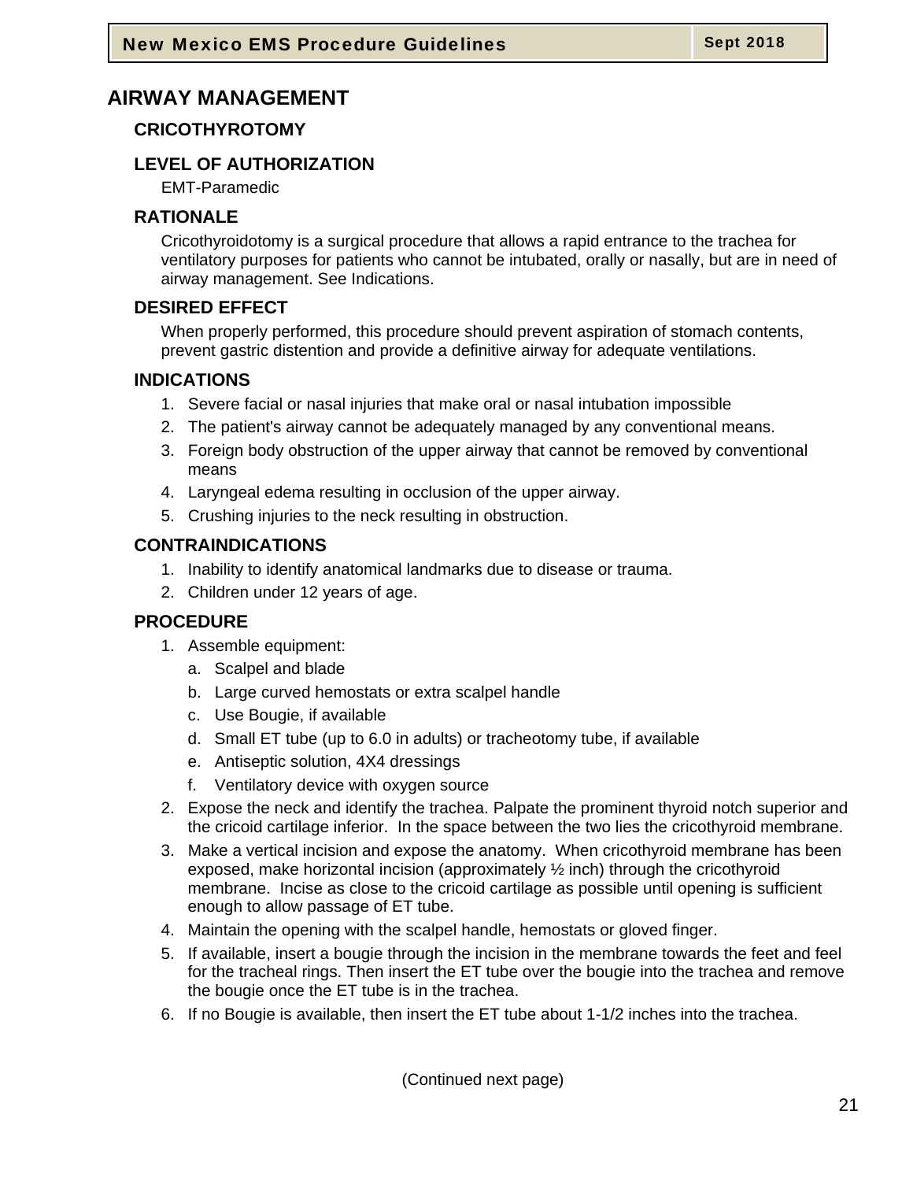# AIRWAY MANAGEMENT

## CRICOTHYROTOMY

### LEVEL OF AUTHORIZATION

EMT-Paramedic

### RATIONALE

Cricothyroidotomy is a surgical procedure that allows a rapid entrance to the trachea for ventilatory purposes for patients who cannot be intubated, orally or nasally, but are in need of airway management. See Indications.

### DESIRED EFFECT

When properly performed, this procedure should prevent aspiration of stomach contents, prevent gastric distention and provide a definitive airway for adequate ventilations.

### INDICATIONS

1. Severe facial or nasal injuries that make oral or nasal intubation impossible
2. The patient's airway cannot be adequately managed by any conventional means.
3. Foreign body obstruction of the upper airway that cannot be removed by conventional means
4. Laryngeal edema resulting in occlusion of the upper airway.
5. Crushing injuries to the neck resulting in obstruction.

### CONTRAINDICATIONS

1. Inability to identify anatomical landmarks due to disease or trauma.
2. Children under 12 years of age.

### PROCEDURE

1. Assemble equipment:
   a. Scalpel and blade
   b. Large curved hemostats or extra scalpel handle
   c. Use Bougie, if available
   d. Small ET tube (up to 6.0 in adults) or tracheotomy tube, if available
   e. Antiseptic solution, 4X4 dressings
   f. Ventilatory device with oxygen source
2. Expose the neck and identify the trachea. Palpate the prominent thyroid notch superior and the cricoid cartilage inferior. In the space between the two lies the cricothyroid membrane.
3. Make a vertical incision and expose the anatomy. When cricothyroid membrane has been exposed, make horizontal incision (approximately ½ inch) through the cricothyroid membrane. Incise as close to the cricoid cartilage as possible until opening is sufficient enough to allow passage of ET tube.
4. Maintain the opening with the scalpel handle, hemostats or gloved finger.
5. If available, insert a bougie through the incision in the membrane towards the feet and feel for the tracheal rings. Then insert the ET tube over the bougie into the trachea and remove the bougie once the ET tube is in the trachea.
6. If no Bougie is available, then insert the ET tube about 1-1/2 inches into the trachea.

(Continued next page)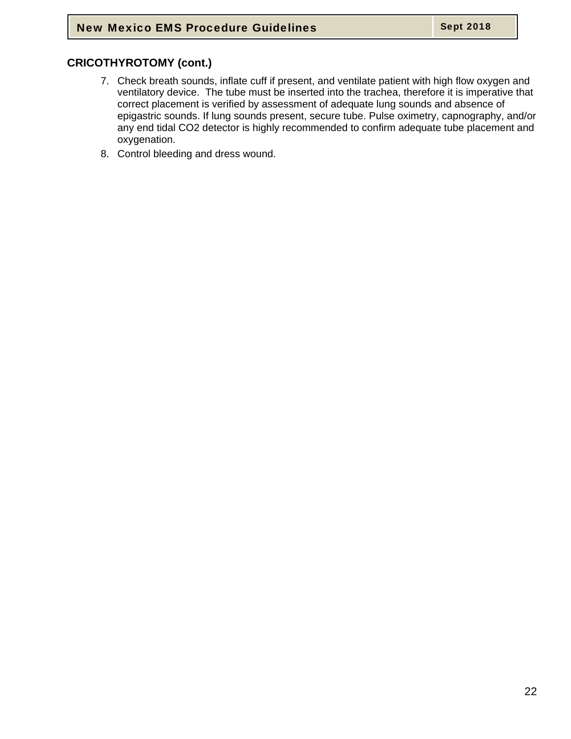## CRICOTHYROTOMY (cont.)

7. Check breath sounds, inflate cuff if present, and ventilate patient with high flow oxygen and ventilatory device. The tube must be inserted into the trachea, therefore it is imperative that correct placement is verified by assessment of adequate lung sounds and absence of epigastric sounds. If lung sounds present, secure tube. Pulse oximetry, capnography, and/or any end tidal $CO_2$ detector is highly recommended to confirm adequate tube placement and oxygenation.
8. Control bleeding and dress wound.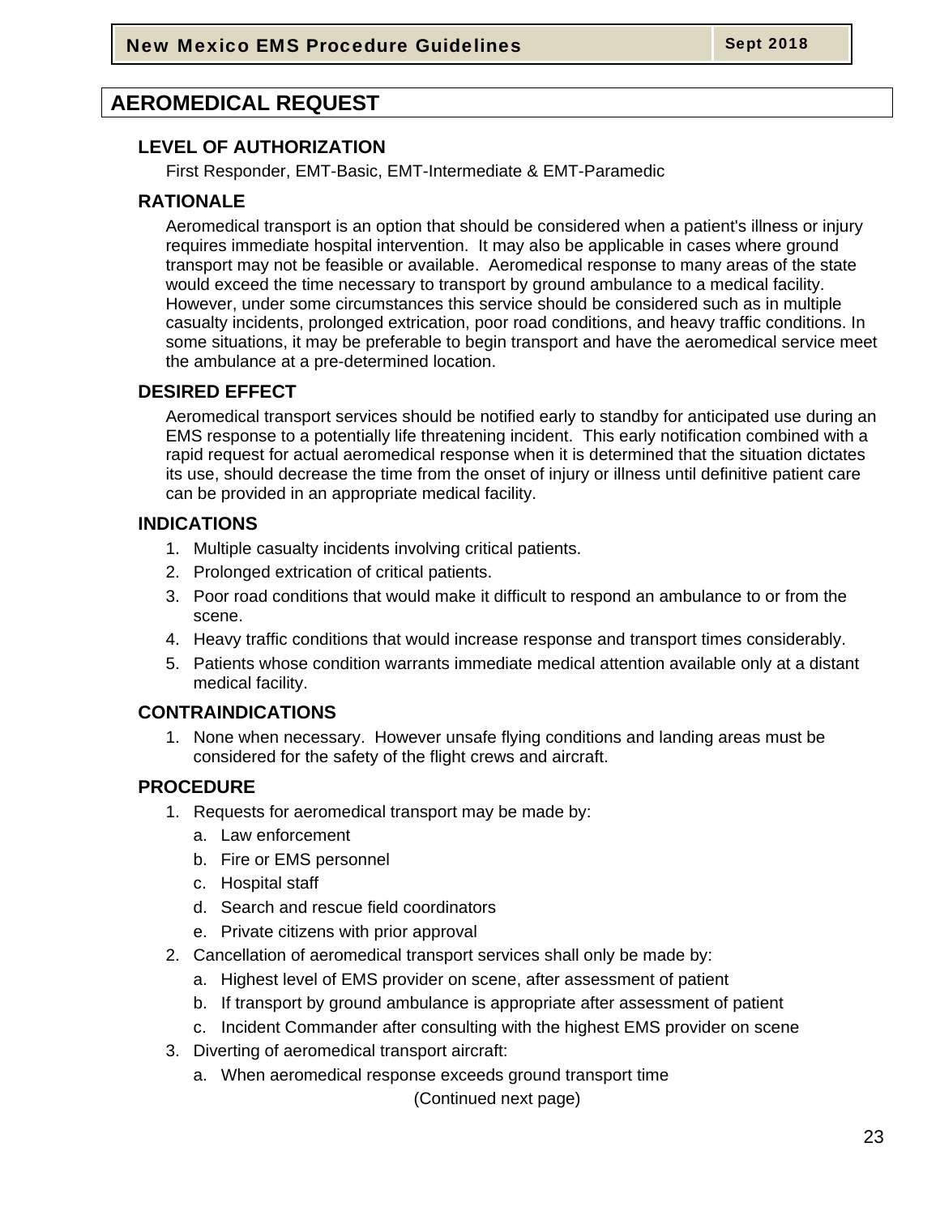# AEROMEDICAL REQUEST

## LEVEL OF AUTHORIZATION

First Responder, EMT-Basic, EMT-Intermediate & EMT-Paramedic

## RATIONALE

Aeromedical transport is an option that should be considered when a patient's illness or injury requires immediate hospital intervention. It may also be applicable in cases where ground transport may not be feasible or available. Aeromedical response to many areas of the state would exceed the time necessary to transport by ground ambulance to a medical facility. However, under some circumstances this service should be considered such as in multiple casualty incidents, prolonged extrication, poor road conditions, and heavy traffic conditions. In some situations, it may be preferable to begin transport and have the aeromedical service meet the ambulance at a pre-determined location.

## DESIRED EFFECT

Aeromedical transport services should be notified early to standby for anticipated use during an EMS response to a potentially life threatening incident. This early notification combined with a rapid request for actual aeromedical response when it is determined that the situation dictates its use, should decrease the time from the onset of injury or illness until definitive patient care can be provided in an appropriate medical facility.

## INDICATIONS

1. Multiple casualty incidents involving critical patients.
2. Prolonged extrication of critical patients.
3. Poor road conditions that would make it difficult to respond an ambulance to or from the scene.
4. Heavy traffic conditions that would increase response and transport times considerably.
5. Patients whose condition warrants immediate medical attention available only at a distant medical facility.

## CONTRAINDICATIONS

1. None when necessary. However unsafe flying conditions and landing areas must be considered for the safety of the flight crews and aircraft.

## PROCEDURE

1. Requests for aeromedical transport may be made by:
   a. Law enforcement
   b. Fire or EMS personnel
   c. Hospital staff
   d. Search and rescue field coordinators
   e. Private citizens with prior approval
2. Cancellation of aeromedical transport services shall only be made by:
   a. Highest level of EMS provider on scene, after assessment of patient
   b. If transport by ground ambulance is appropriate after assessment of patient
   c. Incident Commander after consulting with the highest EMS provider on scene
3. Diverting of aeromedical transport aircraft:
   a. When aeromedical response exceeds ground transport time

(Continued next page)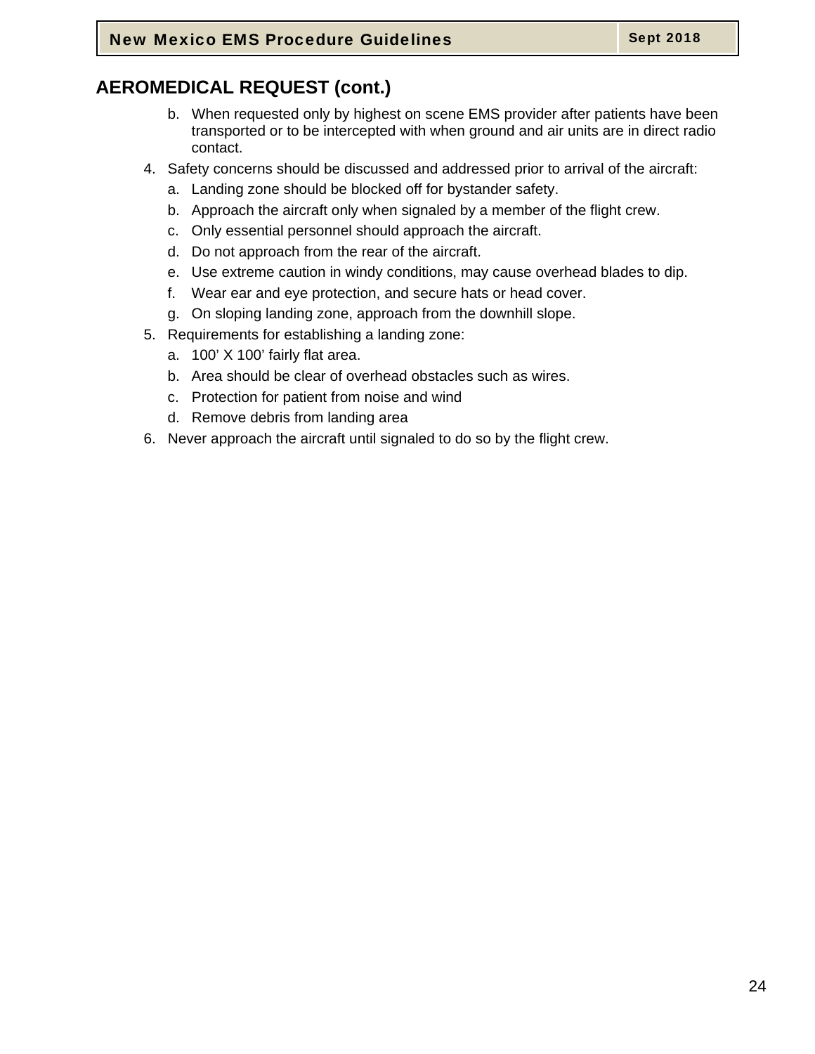## AEROMEDICAL REQUEST (cont.)

   b. When requested only by highest on scene EMS provider after patients have been transported or to be intercepted with when ground and air units are in direct radio contact.

4. Safety concerns should be discussed and addressed prior to arrival of the aircraft:
   a. Landing zone should be blocked off for bystander safety.
   b. Approach the aircraft only when signaled by a member of the flight crew.
   c. Only essential personnel should approach the aircraft.
   d. Do not approach from the rear of the aircraft.
   e. Use extreme caution in windy conditions, may cause overhead blades to dip.
   f. Wear ear and eye protection, and secure hats or head cover.
   g. On sloping landing zone, approach from the downhill slope.
5. Requirements for establishing a landing zone:
   a. 100’ X 100’ fairly flat area.
   b. Area should be clear of overhead obstacles such as wires.
   c. Protection for patient from noise and wind
   d. Remove debris from landing area
6. Never approach the aircraft until signaled to do so by the flight crew.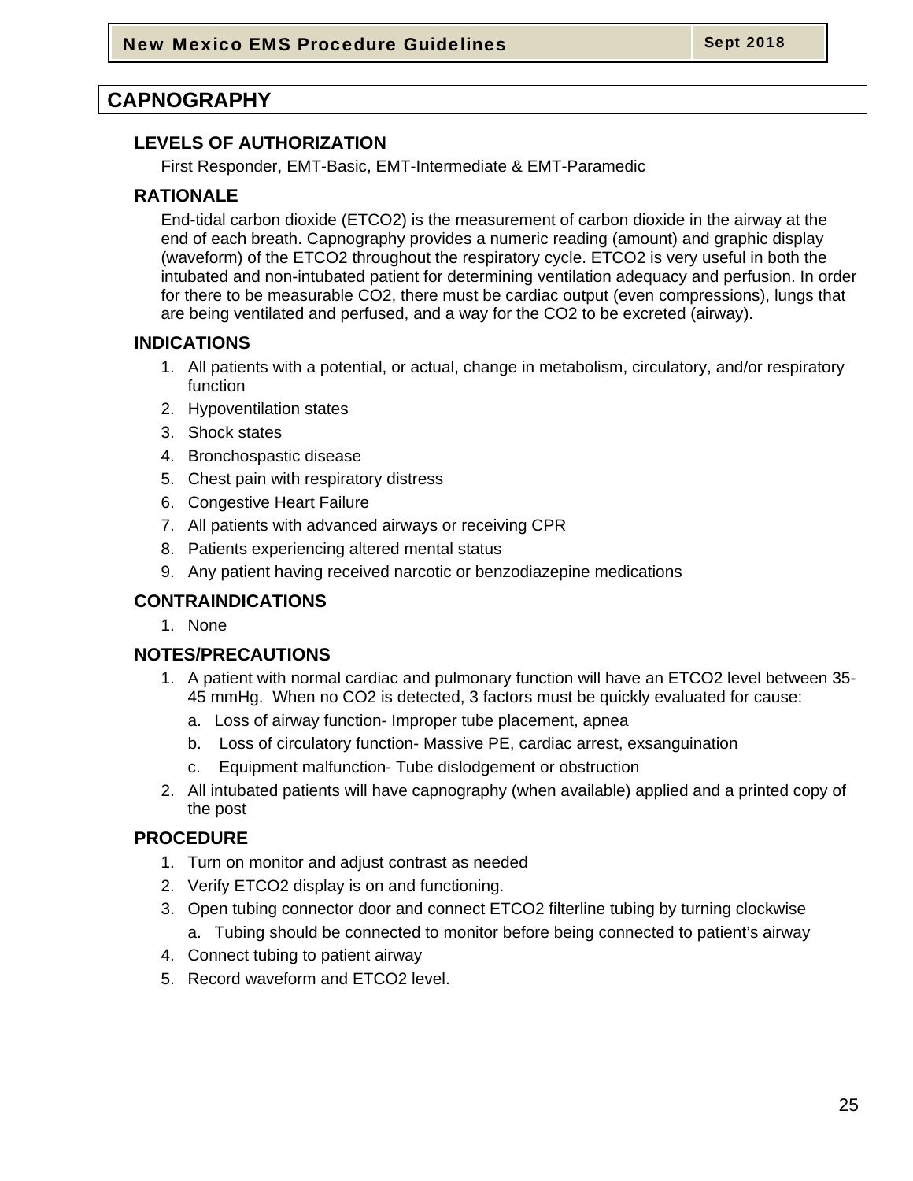# CAPNOGRAPHY

## LEVELS OF AUTHORIZATION

First Responder, EMT-Basic, EMT-Intermediate & EMT-Paramedic

## RATIONALE

End-tidal carbon dioxide (ETCO2) is the measurement of carbon dioxide in the airway at the end of each breath. Capnography provides a numeric reading (amount) and graphic display (waveform) of the ETCO2 throughout the respiratory cycle. ETCO2 is very useful in both the intubated and non-intubated patient for determining ventilation adequacy and perfusion. In order for there to be measurable CO2, there must be cardiac output (even compressions), lungs that are being ventilated and perfused, and a way for the CO2 to be excreted (airway).

## INDICATIONS

1. All patients with a potential, or actual, change in metabolism, circulatory, and/or respiratory function
2. Hypoventilation states
3. Shock states
4. Bronchospastic disease
5. Chest pain with respiratory distress
6. Congestive Heart Failure
7. All patients with advanced airways or receiving CPR
8. Patients experiencing altered mental status
9. Any patient having received narcotic or benzodiazepine medications

## CONTRAINDICATIONS

1. None

## NOTES/PRECAUTIONS

1. A patient with normal cardiac and pulmonary function will have an ETCO2 level between 35-45 mmHg. When no CO2 is detected, 3 factors must be quickly evaluated for cause:
   a. Loss of airway function- Improper tube placement, apnea
   b. Loss of circulatory function- Massive PE, cardiac arrest, exsanguination
   c. Equipment malfunction- Tube dislodgement or obstruction
2. All intubated patients will have capnography (when available) applied and a printed copy of the post

## PROCEDURE

1. Turn on monitor and adjust contrast as needed
2. Verify ETCO2 display is on and functioning.
3. Open tubing connector door and connect ETCO2 filterline tubing by turning clockwise
   a. Tubing should be connected to monitor before being connected to patient's airway
4. Connect tubing to patient airway
5. Record waveform and ETCO2 level.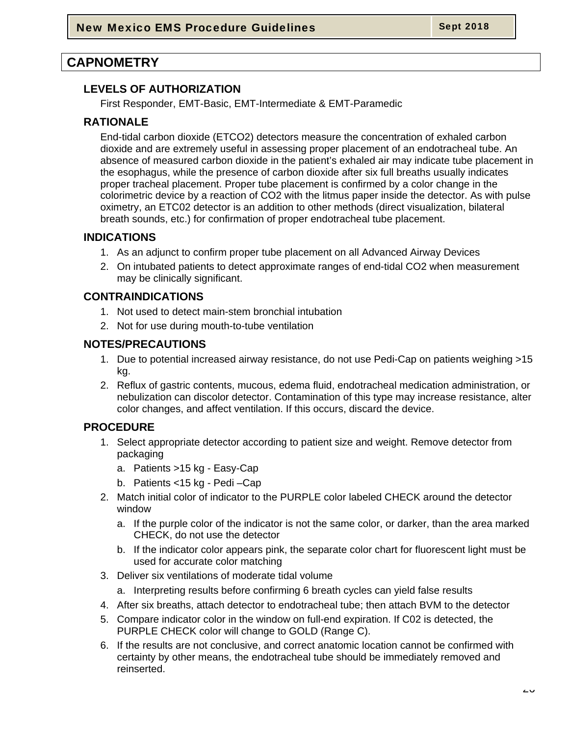# CAPNOMETRY

## LEVELS OF AUTHORIZATION

First Responder, EMT-Basic, EMT-Intermediate & EMT-Paramedic

## RATIONALE

End-tidal carbon dioxide (ETCO2) detectors measure the concentration of exhaled carbon dioxide and are extremely useful in assessing proper placement of an endotracheal tube. An absence of measured carbon dioxide in the patient's exhaled air may indicate tube placement in the esophagus, while the presence of carbon dioxide after six full breaths usually indicates proper tracheal placement. Proper tube placement is confirmed by a color change in the colorimetric device by a reaction of CO2 with the litmus paper inside the detector. As with pulse oximetry, an ETC02 detector is an addition to other methods (direct visualization, bilateral breath sounds, etc.) for confirmation of proper endotracheal tube placement.

## INDICATIONS

1. As an adjunct to confirm proper tube placement on all Advanced Airway Devices
2. On intubated patients to detect approximate ranges of end-tidal CO2 when measurement may be clinically significant.

## CONTRAINDICATIONS

1. Not used to detect main-stem bronchial intubation
2. Not for use during mouth-to-tube ventilation

## NOTES/PRECAUTIONS

1. Due to potential increased airway resistance, do not use Pedi-Cap on patients weighing >15 kg.
2. Reflux of gastric contents, mucous, edema fluid, endotracheal medication administration, or nebulization can discolor detector. Contamination of this type may increase resistance, alter color changes, and affect ventilation. If this occurs, discard the device.

## PROCEDURE

1. Select appropriate detector according to patient size and weight. Remove detector from packaging
   a. Patients >15 kg - Easy-Cap
   b. Patients <15 kg - Pedi –Cap
2. Match initial color of indicator to the PURPLE color labeled CHECK around the detector window
   a. If the purple color of the indicator is not the same color, or darker, than the area marked CHECK, do not use the detector
   b. If the indicator color appears pink, the separate color chart for fluorescent light must be used for accurate color matching
3. Deliver six ventilations of moderate tidal volume
   a. Interpreting results before confirming 6 breath cycles can yield false results
4. After six breaths, attach detector to endotracheal tube; then attach BVM to the detector
5. Compare indicator color in the window on full-end expiration. If C02 is detected, the PURPLE CHECK color will change to GOLD (Range C).
6. If the results are not conclusive, and correct anatomic location cannot be confirmed with certainty by other means, the endotracheal tube should be immediately removed and reinserted.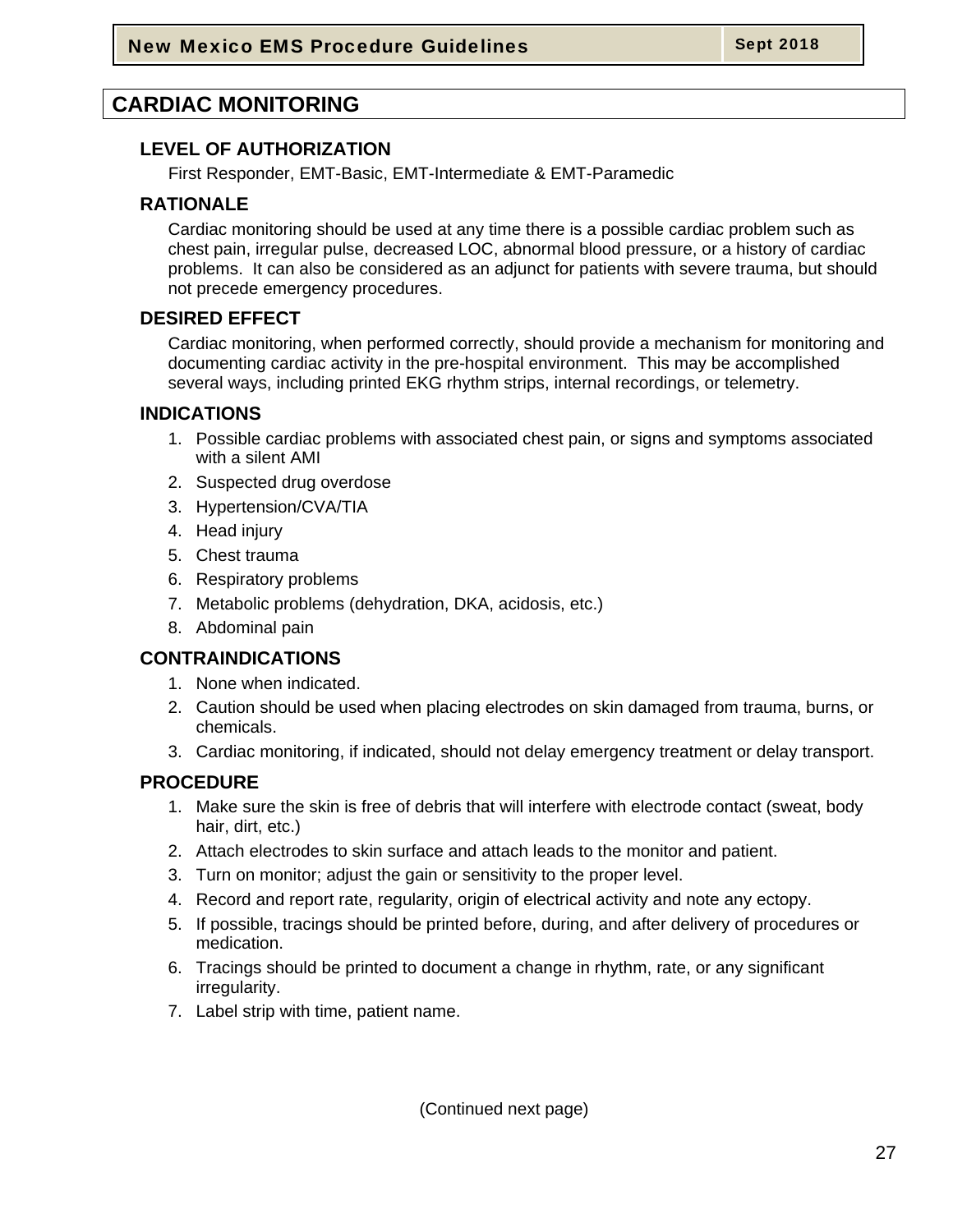# CARDIAC MONITORING

## LEVEL OF AUTHORIZATION

First Responder, EMT-Basic, EMT-Intermediate & EMT-Paramedic

## RATIONALE

Cardiac monitoring should be used at any time there is a possible cardiac problem such as chest pain, irregular pulse, decreased LOC, abnormal blood pressure, or a history of cardiac problems. It can also be considered as an adjunct for patients with severe trauma, but should not precede emergency procedures.

## DESIRED EFFECT

Cardiac monitoring, when performed correctly, should provide a mechanism for monitoring and documenting cardiac activity in the pre-hospital environment. This may be accomplished several ways, including printed EKG rhythm strips, internal recordings, or telemetry.

## INDICATIONS

1. Possible cardiac problems with associated chest pain, or signs and symptoms associated with a silent AMI
2. Suspected drug overdose
3. Hypertension/CVA/TIA
4. Head injury
5. Chest trauma
6. Respiratory problems
7. Metabolic problems (dehydration, DKA, acidosis, etc.)
8. Abdominal pain

## CONTRAINDICATIONS

1. None when indicated.
2. Caution should be used when placing electrodes on skin damaged from trauma, burns, or chemicals.
3. Cardiac monitoring, if indicated, should not delay emergency treatment or delay transport.

## PROCEDURE

1. Make sure the skin is free of debris that will interfere with electrode contact (sweat, body hair, dirt, etc.)
2. Attach electrodes to skin surface and attach leads to the monitor and patient.
3. Turn on monitor; adjust the gain or sensitivity to the proper level.
4. Record and report rate, regularity, origin of electrical activity and note any ectopy.
5. If possible, tracings should be printed before, during, and after delivery of procedures or medication.
6. Tracings should be printed to document a change in rhythm, rate, or any significant irregularity.
7. Label strip with time, patient name.

(Continued next page)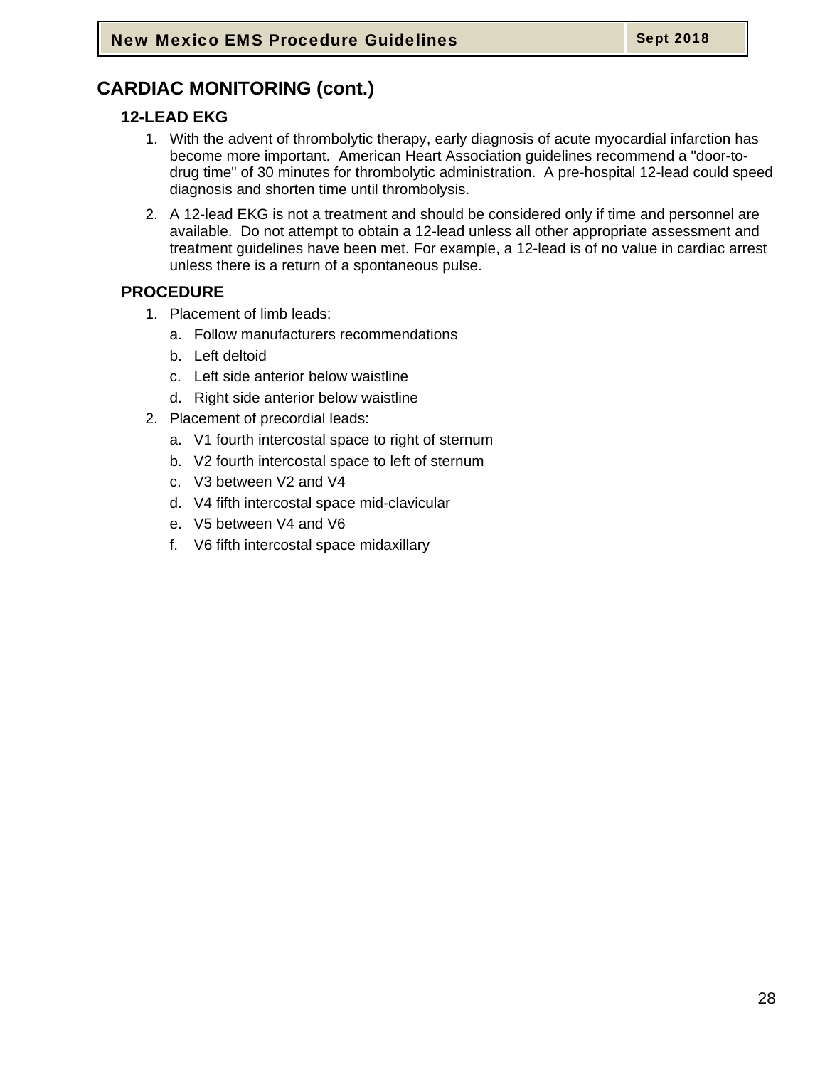## CARDIAC MONITORING (cont.)

### 12-LEAD EKG

1. With the advent of thrombolytic therapy, early diagnosis of acute myocardial infarction has become more important. American Heart Association guidelines recommend a "door-to-drug time" of 30 minutes for thrombolytic administration. A pre-hospital 12-lead could speed diagnosis and shorten time until thrombolysis.
2. A 12-lead EKG is not a treatment and should be considered only if time and personnel are available. Do not attempt to obtain a 12-lead unless all other appropriate assessment and treatment guidelines have been met. For example, a 12-lead is of no value in cardiac arrest unless there is a return of a spontaneous pulse.

### PROCEDURE

1. Placement of limb leads:
   a. Follow manufacturers recommendations
   b. Left deltoid
   c. Left side anterior below waistline
   d. Right side anterior below waistline
2. Placement of precordial leads:
   a. V1 fourth intercostal space to right of sternum
   b. V2 fourth intercostal space to left of sternum
   c. V3 between V2 and V4
   d. V4 fifth intercostal space mid-clavicular
   e. V5 between V4 and V6
   f. V6 fifth intercostal space midaxillary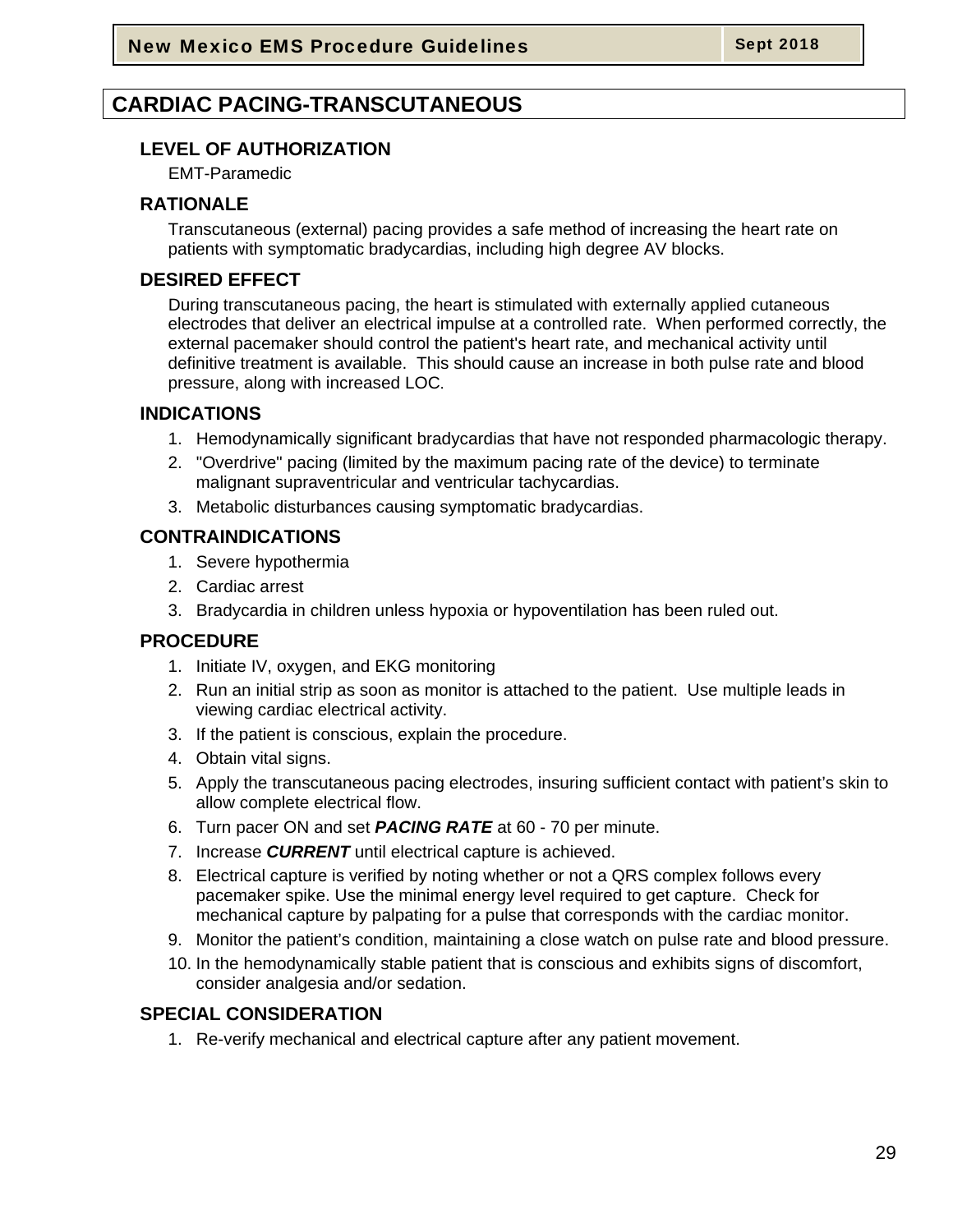# CARDIAC PACING-TRANSCUTANEOUS

## LEVEL OF AUTHORIZATION

EMT-Paramedic

## RATIONALE

Transcutaneous (external) pacing provides a safe method of increasing the heart rate on patients with symptomatic bradycardias, including high degree AV blocks.

## DESIRED EFFECT

During transcutaneous pacing, the heart is stimulated with externally applied cutaneous electrodes that deliver an electrical impulse at a controlled rate. When performed correctly, the external pacemaker should control the patient's heart rate, and mechanical activity until definitive treatment is available. This should cause an increase in both pulse rate and blood pressure, along with increased LOC.

## INDICATIONS

1. Hemodynamically significant bradycardias that have not responded pharmacologic therapy.
2. "Overdrive" pacing (limited by the maximum pacing rate of the device) to terminate malignant supraventricular and ventricular tachycardias.
3. Metabolic disturbances causing symptomatic bradycardias.

## CONTRAINDICATIONS

1. Severe hypothermia
2. Cardiac arrest
3. Bradycardia in children unless hypoxia or hypoventilation has been ruled out.

## PROCEDURE

1. Initiate IV, oxygen, and EKG monitoring
2. Run an initial strip as soon as monitor is attached to the patient. Use multiple leads in viewing cardiac electrical activity.
3. If the patient is conscious, explain the procedure.
4. Obtain vital signs.
5. Apply the transcutaneous pacing electrodes, insuring sufficient contact with patient’s skin to allow complete electrical flow.
6. Turn pacer ON and set ***PACING RATE*** at 60 - 70 per minute.
7. Increase ***CURRENT*** until electrical capture is achieved.
8. Electrical capture is verified by noting whether or not a QRS complex follows every pacemaker spike. Use the minimal energy level required to get capture. Check for mechanical capture by palpating for a pulse that corresponds with the cardiac monitor.
9. Monitor the patient’s condition, maintaining a close watch on pulse rate and blood pressure.
10. In the hemodynamically stable patient that is conscious and exhibits signs of discomfort, consider analgesia and/or sedation.

## SPECIAL CONSIDERATION

1. Re-verify mechanical and electrical capture after any patient movement.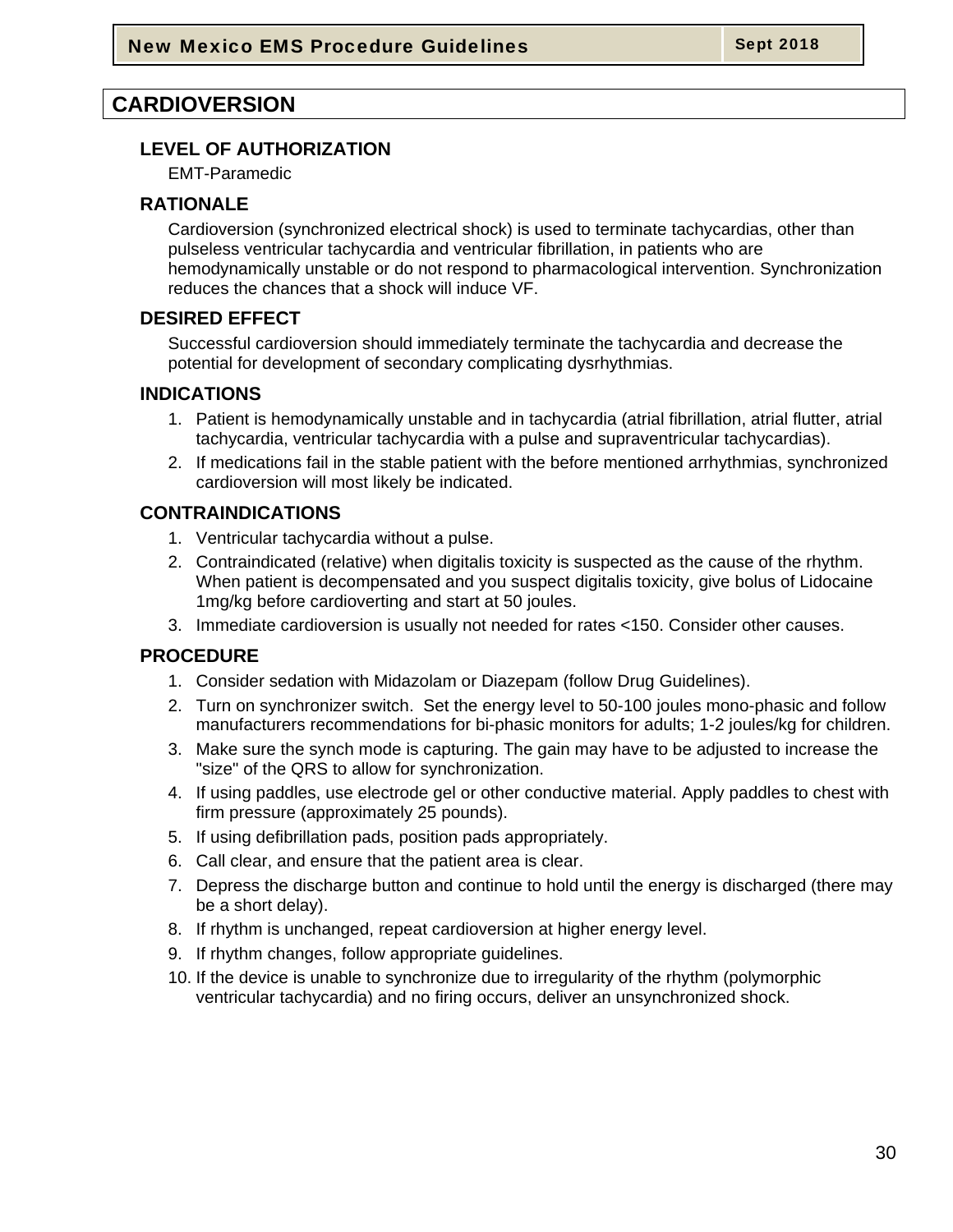# CARDIOVERSION

## LEVEL OF AUTHORIZATION

EMT-Paramedic

## RATIONALE

Cardioversion (synchronized electrical shock) is used to terminate tachycardias, other than pulseless ventricular tachycardia and ventricular fibrillation, in patients who are hemodynamically unstable or do not respond to pharmacological intervention. Synchronization reduces the chances that a shock will induce VF.

## DESIRED EFFECT

Successful cardioversion should immediately terminate the tachycardia and decrease the potential for development of secondary complicating dysrhythmias.

## INDICATIONS

1. Patient is hemodynamically unstable and in tachycardia (atrial fibrillation, atrial flutter, atrial tachycardia, ventricular tachycardia with a pulse and supraventricular tachycardias).
2. If medications fail in the stable patient with the before mentioned arrhythmias, synchronized cardioversion will most likely be indicated.

## CONTRAINDICATIONS

1. Ventricular tachycardia without a pulse.
2. Contraindicated (relative) when digitalis toxicity is suspected as the cause of the rhythm. When patient is decompensated and you suspect digitalis toxicity, give bolus of Lidocaine 1mg/kg before cardioverting and start at 50 joules.
3. Immediate cardioversion is usually not needed for rates <150. Consider other causes.

## PROCEDURE

1. Consider sedation with Midazolam or Diazepam (follow Drug Guidelines).
2. Turn on synchronizer switch. Set the energy level to 50-100 joules mono-phasic and follow manufacturers recommendations for bi-phasic monitors for adults; 1-2 joules/kg for children.
3. Make sure the synch mode is capturing. The gain may have to be adjusted to increase the "size" of the QRS to allow for synchronization.
4. If using paddles, use electrode gel or other conductive material. Apply paddles to chest with firm pressure (approximately 25 pounds).
5. If using defibrillation pads, position pads appropriately.
6. Call clear, and ensure that the patient area is clear.
7. Depress the discharge button and continue to hold until the energy is discharged (there may be a short delay).
8. If rhythm is unchanged, repeat cardioversion at higher energy level.
9. If rhythm changes, follow appropriate guidelines.
10. If the device is unable to synchronize due to irregularity of the rhythm (polymorphic ventricular tachycardia) and no firing occurs, deliver an unsynchronized shock.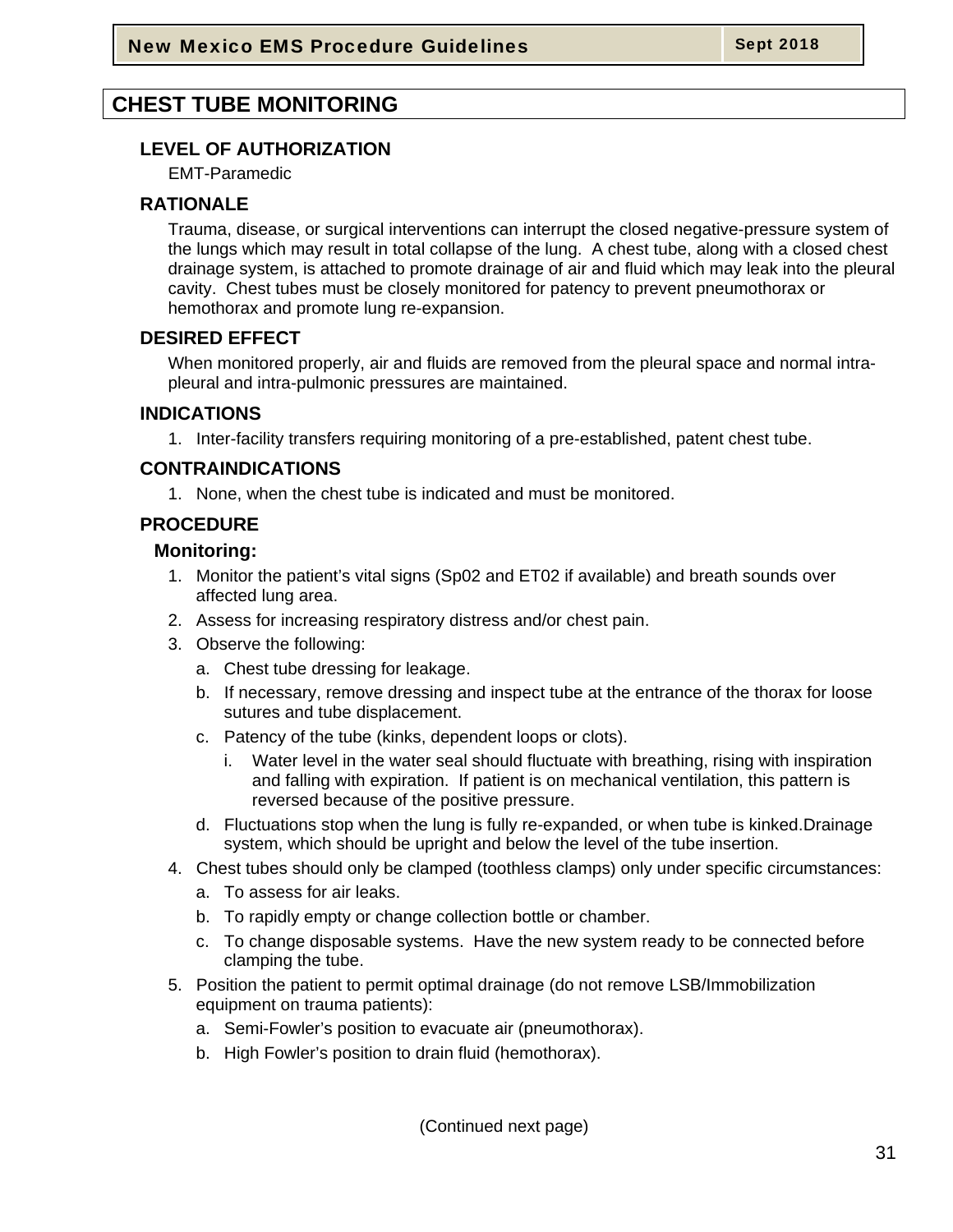// CHEST TUBE MONITORING

## CHEST TUBE MONITORING

### LEVEL OF AUTHORIZATION

EMT-Paramedic

### RATIONALE

Trauma, disease, or surgical interventions can interrupt the closed negative-pressure system of the lungs which may result in total collapse of the lung. A chest tube, along with a closed chest drainage system, is attached to promote drainage of air and fluid which may leak into the pleural cavity. Chest tubes must be closely monitored for patency to prevent pneumothorax or hemothorax and promote lung re-expansion.

### DESIRED EFFECT

When monitored properly, air and fluids are removed from the pleural space and normal intra-pleural and intra-pulmonic pressures are maintained.

### INDICATIONS

1. Inter-facility transfers requiring monitoring of a pre-established, patent chest tube.

### CONTRAINDICATIONS

1. None, when the chest tube is indicated and must be monitored.

### PROCEDURE

**Monitoring:**

1. Monitor the patient's vital signs (Sp02 and ET02 if available) and breath sounds over affected lung area.
2. Assess for increasing respiratory distress and/or chest pain.
3. Observe the following:
   a. Chest tube dressing for leakage.
   b. If necessary, remove dressing and inspect tube at the entrance of the thorax for loose sutures and tube displacement.
   c. Patency of the tube (kinks, dependent loops or clots).
      i. Water level in the water seal should fluctuate with breathing, rising with inspiration and falling with expiration. If patient is on mechanical ventilation, this pattern is reversed because of the positive pressure.
   d. Fluctuations stop when the lung is fully re-expanded, or when tube is kinked.Drainage system, which should be upright and below the level of the tube insertion.
4. Chest tubes should only be clamped (toothless clamps) only under specific circumstances:
   a. To assess for air leaks.
   b. To rapidly empty or change collection bottle or chamber.
   c. To change disposable systems. Have the new system ready to be connected before clamping the tube.
5. Position the patient to permit optimal drainage (do not remove LSB/Immobilization equipment on trauma patients):
   a. Semi-Fowler's position to evacuate air (pneumothorax).
   b. High Fowler's position to drain fluid (hemothorax).

(Continued next page)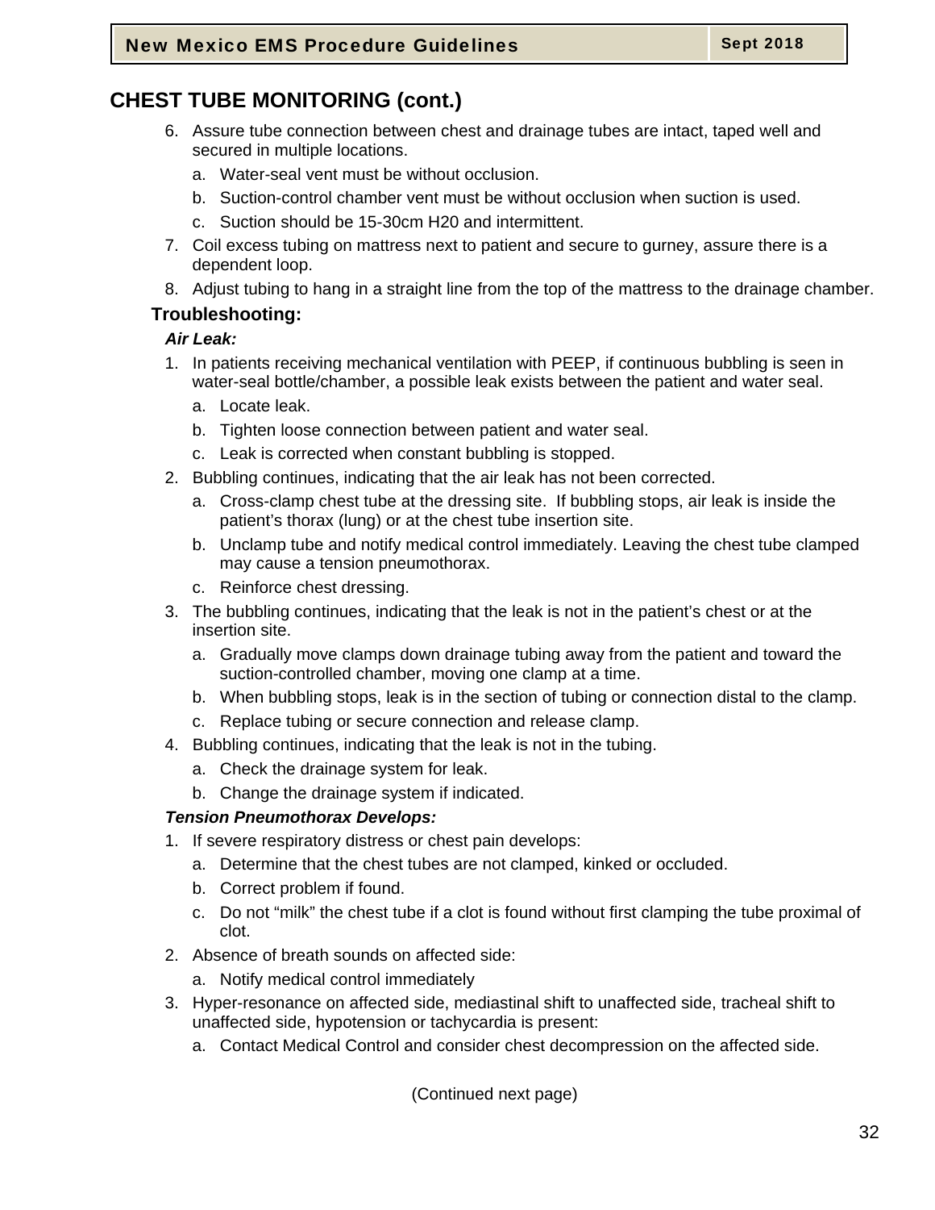## CHEST TUBE MONITORING (cont.)

6. Assure tube connection between chest and drainage tubes are intact, taped well and secured in multiple locations.
   a. Water-seal vent must be without occlusion.
   b. Suction-control chamber vent must be without occlusion when suction is used.
   c. Suction should be 15-30cm H20 and intermittent.
7. Coil excess tubing on mattress next to patient and secure to gurney, assure there is a dependent loop.
8. Adjust tubing to hang in a straight line from the top of the mattress to the drainage chamber.

### Troubleshooting:

***Air Leak:***

1. In patients receiving mechanical ventilation with PEEP, if continuous bubbling is seen in water-seal bottle/chamber, a possible leak exists between the patient and water seal.
   a. Locate leak.
   b. Tighten loose connection between patient and water seal.
   c. Leak is corrected when constant bubbling is stopped.
2. Bubbling continues, indicating that the air leak has not been corrected.
   a. Cross-clamp chest tube at the dressing site. If bubbling stops, air leak is inside the patient's thorax (lung) or at the chest tube insertion site.
   b. Unclamp tube and notify medical control immediately. Leaving the chest tube clamped may cause a tension pneumothorax.
   c. Reinforce chest dressing.
3. The bubbling continues, indicating that the leak is not in the patient's chest or at the insertion site.
   a. Gradually move clamps down drainage tubing away from the patient and toward the suction-controlled chamber, moving one clamp at a time.
   b. When bubbling stops, leak is in the section of tubing or connection distal to the clamp.
   c. Replace tubing or secure connection and release clamp.
4. Bubbling continues, indicating that the leak is not in the tubing.
   a. Check the drainage system for leak.
   b. Change the drainage system if indicated.

***Tension Pneumothorax Develops:***

1. If severe respiratory distress or chest pain develops:
   a. Determine that the chest tubes are not clamped, kinked or occluded.
   b. Correct problem if found.
   c. Do not "milk" the chest tube if a clot is found without first clamping the tube proximal of clot.
2. Absence of breath sounds on affected side:
   a. Notify medical control immediately
3. Hyper-resonance on affected side, mediastinal shift to unaffected side, tracheal shift to unaffected side, hypotension or tachycardia is present:
   a. Contact Medical Control and consider chest decompression on the affected side.

(Continued next page)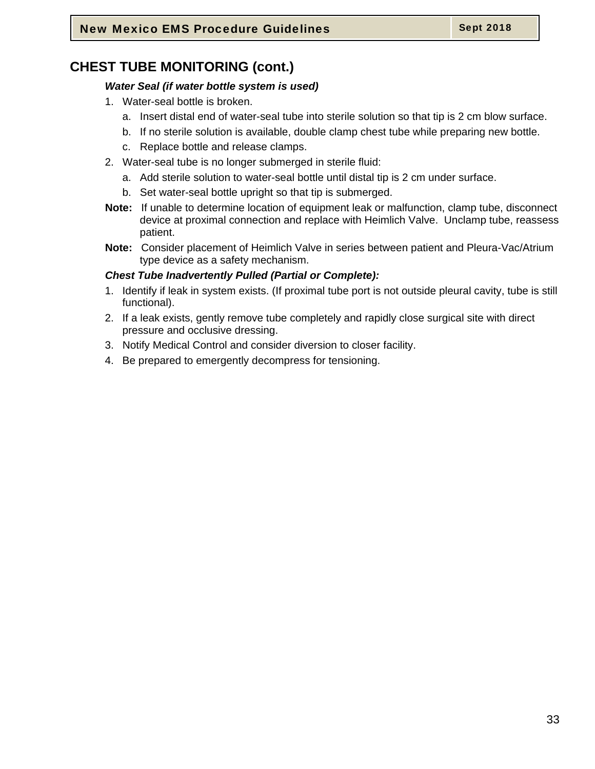## CHEST TUBE MONITORING (cont.)

***Water Seal (if water bottle system is used)***

1. Water-seal bottle is broken.
   a. Insert distal end of water-seal tube into sterile solution so that tip is 2 cm blow surface.
   b. If no sterile solution is available, double clamp chest tube while preparing new bottle.
   c. Replace bottle and release clamps.
2. Water-seal tube is no longer submerged in sterile fluid:
   a. Add sterile solution to water-seal bottle until distal tip is 2 cm under surface.
   b. Set water-seal bottle upright so that tip is submerged.

**Note:** If unable to determine location of equipment leak or malfunction, clamp tube, disconnect device at proximal connection and replace with Heimlich Valve. Unclamp tube, reassess patient.

**Note:** Consider placement of Heimlich Valve in series between patient and Pleura-Vac/Atrium type device as a safety mechanism.

***Chest Tube Inadvertently Pulled (Partial or Complete):***

1. Identify if leak in system exists. (If proximal tube port is not outside pleural cavity, tube is still functional).
2. If a leak exists, gently remove tube completely and rapidly close surgical site with direct pressure and occlusive dressing.
3. Notify Medical Control and consider diversion to closer facility.
4. Be prepared to emergently decompress for tensioning.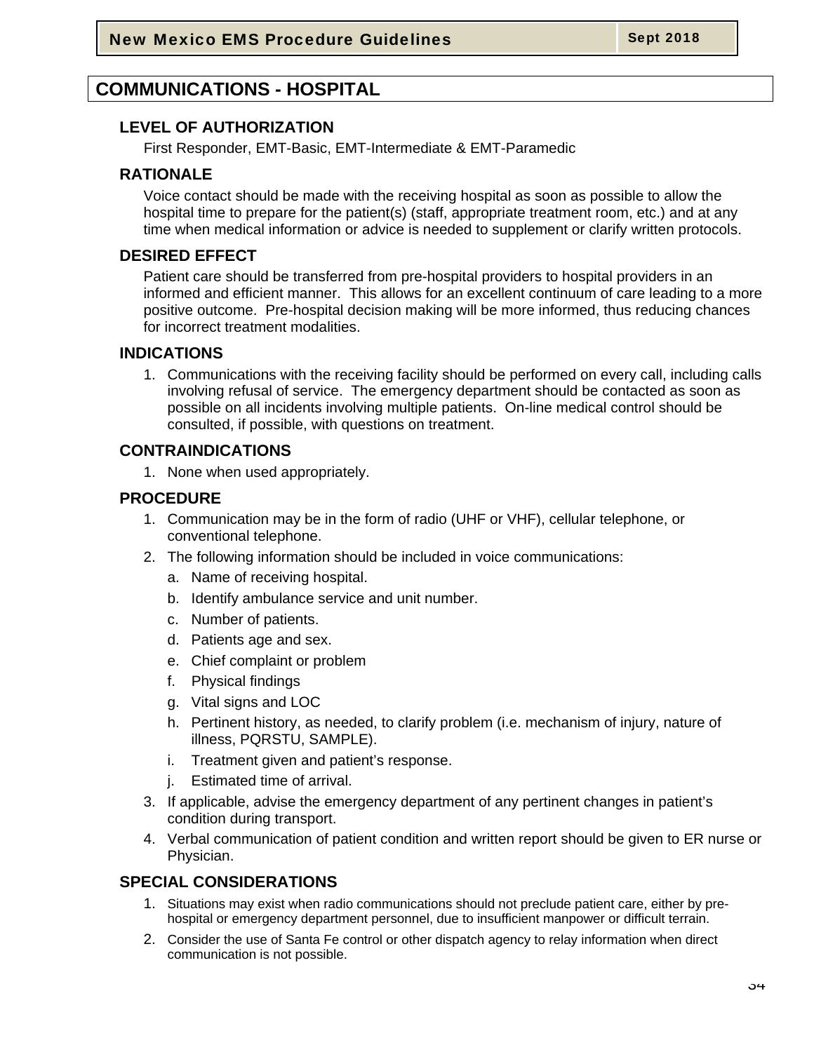# COMMUNICATIONS - HOSPITAL

## LEVEL OF AUTHORIZATION

First Responder, EMT-Basic, EMT-Intermediate & EMT-Paramedic

## RATIONALE

Voice contact should be made with the receiving hospital as soon as possible to allow the hospital time to prepare for the patient(s) (staff, appropriate treatment room, etc.) and at any time when medical information or advice is needed to supplement or clarify written protocols.

## DESIRED EFFECT

Patient care should be transferred from pre-hospital providers to hospital providers in an informed and efficient manner. This allows for an excellent continuum of care leading to a more positive outcome. Pre-hospital decision making will be more informed, thus reducing chances for incorrect treatment modalities.

## INDICATIONS

1. Communications with the receiving facility should be performed on every call, including calls involving refusal of service. The emergency department should be contacted as soon as possible on all incidents involving multiple patients. On-line medical control should be consulted, if possible, with questions on treatment.

## CONTRAINDICATIONS

1. None when used appropriately.

## PROCEDURE

1. Communication may be in the form of radio (UHF or VHF), cellular telephone, or conventional telephone.
2. The following information should be included in voice communications:
   a. Name of receiving hospital.
   b. Identify ambulance service and unit number.
   c. Number of patients.
   d. Patients age and sex.
   e. Chief complaint or problem
   f. Physical findings
   g. Vital signs and LOC
   h. Pertinent history, as needed, to clarify problem (i.e. mechanism of injury, nature of illness, PQRSTU, SAMPLE).
   i. Treatment given and patient's response.
   j. Estimated time of arrival.
3. If applicable, advise the emergency department of any pertinent changes in patient's condition during transport.
4. Verbal communication of patient condition and written report should be given to ER nurse or Physician.

## SPECIAL CONSIDERATIONS

1. Situations may exist when radio communications should not preclude patient care, either by pre-hospital or emergency department personnel, due to insufficient manpower or difficult terrain.
2. Consider the use of Santa Fe control or other dispatch agency to relay information when direct communication is not possible.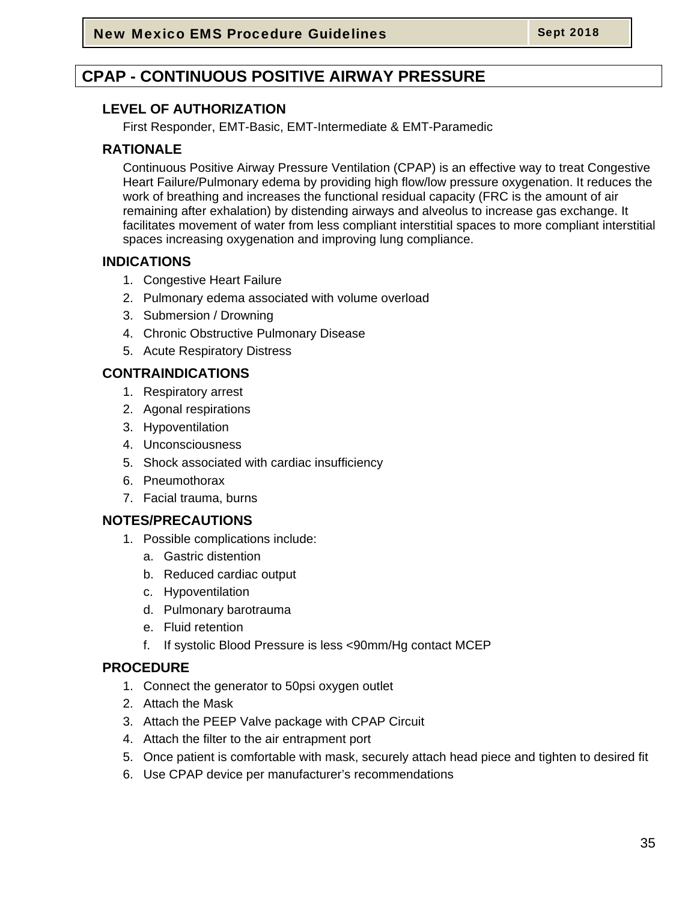# CPAP - CONTINUOUS POSITIVE AIRWAY PRESSURE

## LEVEL OF AUTHORIZATION

First Responder, EMT-Basic, EMT-Intermediate & EMT-Paramedic

## RATIONALE

Continuous Positive Airway Pressure Ventilation (CPAP) is an effective way to treat Congestive Heart Failure/Pulmonary edema by providing high flow/low pressure oxygenation. It reduces the work of breathing and increases the functional residual capacity (FRC is the amount of air remaining after exhalation) by distending airways and alveolus to increase gas exchange. It facilitates movement of water from less compliant interstitial spaces to more compliant interstitial spaces increasing oxygenation and improving lung compliance.

## INDICATIONS

1. Congestive Heart Failure
2. Pulmonary edema associated with volume overload
3. Submersion / Drowning
4. Chronic Obstructive Pulmonary Disease
5. Acute Respiratory Distress

## CONTRAINDICATIONS

1. Respiratory arrest
2. Agonal respirations
3. Hypoventilation
4. Unconsciousness
5. Shock associated with cardiac insufficiency
6. Pneumothorax
7. Facial trauma, burns

## NOTES/PRECAUTIONS

1. Possible complications include:
   a. Gastric distention
   b. Reduced cardiac output
   c. Hypoventilation
   d. Pulmonary barotrauma
   e. Fluid retention
   f. If systolic Blood Pressure is less <90mm/Hg contact MCEP

## PROCEDURE

1. Connect the generator to 50psi oxygen outlet
2. Attach the Mask
3. Attach the PEEP Valve package with CPAP Circuit
4. Attach the filter to the air entrapment port
5. Once patient is comfortable with mask, securely attach head piece and tighten to desired fit
6. Use CPAP device per manufacturer's recommendations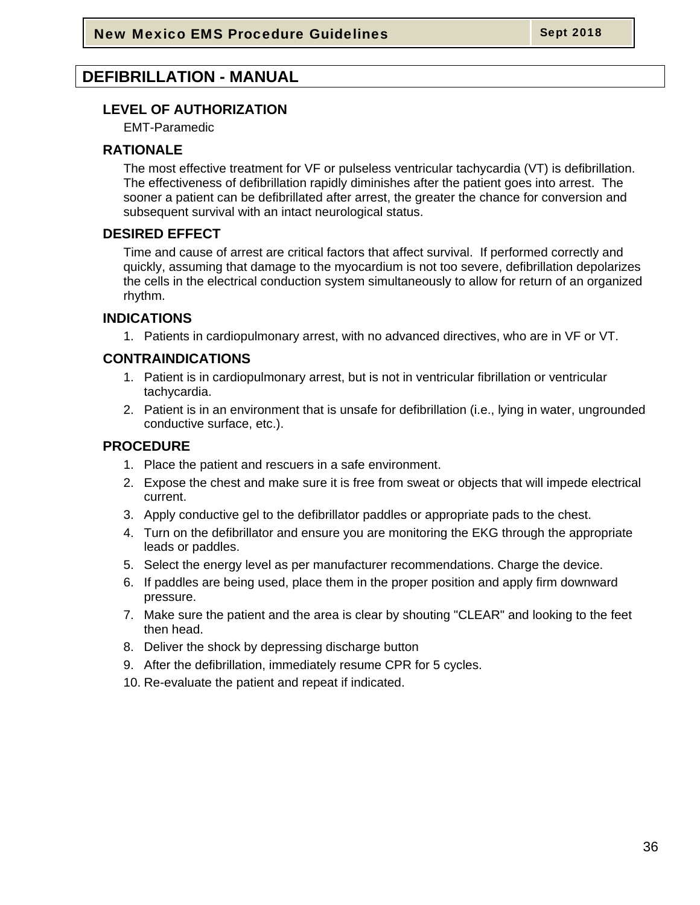# DEFIBRILLATION - MANUAL

## LEVEL OF AUTHORIZATION

EMT-Paramedic

## RATIONALE

The most effective treatment for VF or pulseless ventricular tachycardia (VT) is defibrillation. The effectiveness of defibrillation rapidly diminishes after the patient goes into arrest. The sooner a patient can be defibrillated after arrest, the greater the chance for conversion and subsequent survival with an intact neurological status.

## DESIRED EFFECT

Time and cause of arrest are critical factors that affect survival. If performed correctly and quickly, assuming that damage to the myocardium is not too severe, defibrillation depolarizes the cells in the electrical conduction system simultaneously to allow for return of an organized rhythm.

## INDICATIONS

1. Patients in cardiopulmonary arrest, with no advanced directives, who are in VF or VT.

## CONTRAINDICATIONS

1. Patient is in cardiopulmonary arrest, but is not in ventricular fibrillation or ventricular tachycardia.
2. Patient is in an environment that is unsafe for defibrillation (i.e., lying in water, ungrounded conductive surface, etc.).

## PROCEDURE

1. Place the patient and rescuers in a safe environment.
2. Expose the chest and make sure it is free from sweat or objects that will impede electrical current.
3. Apply conductive gel to the defibrillator paddles or appropriate pads to the chest.
4. Turn on the defibrillator and ensure you are monitoring the EKG through the appropriate leads or paddles.
5. Select the energy level as per manufacturer recommendations. Charge the device.
6. If paddles are being used, place them in the proper position and apply firm downward pressure.
7. Make sure the patient and the area is clear by shouting "CLEAR" and looking to the feet then head.
8. Deliver the shock by depressing discharge button
9. After the defibrillation, immediately resume CPR for 5 cycles.
10. Re-evaluate the patient and repeat if indicated.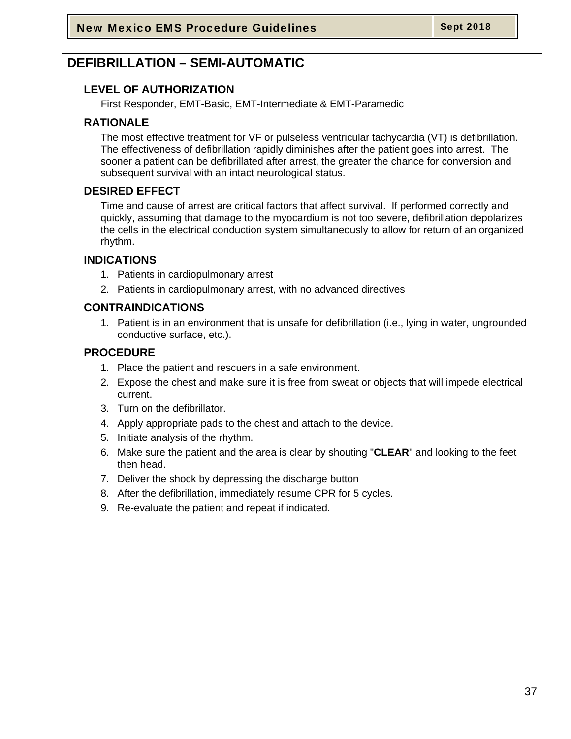# DEFIBRILLATION – SEMI-AUTOMATIC

## LEVEL OF AUTHORIZATION

First Responder, EMT-Basic, EMT-Intermediate & EMT-Paramedic

## RATIONALE

The most effective treatment for VF or pulseless ventricular tachycardia (VT) is defibrillation. The effectiveness of defibrillation rapidly diminishes after the patient goes into arrest. The sooner a patient can be defibrillated after arrest, the greater the chance for conversion and subsequent survival with an intact neurological status.

## DESIRED EFFECT

Time and cause of arrest are critical factors that affect survival. If performed correctly and quickly, assuming that damage to the myocardium is not too severe, defibrillation depolarizes the cells in the electrical conduction system simultaneously to allow for return of an organized rhythm.

## INDICATIONS

1. Patients in cardiopulmonary arrest
2. Patients in cardiopulmonary arrest, with no advanced directives

## CONTRAINDICATIONS

1. Patient is in an environment that is unsafe for defibrillation (i.e., lying in water, ungrounded conductive surface, etc.).

## PROCEDURE

1. Place the patient and rescuers in a safe environment.
2. Expose the chest and make sure it is free from sweat or objects that will impede electrical current.
3. Turn on the defibrillator.
4. Apply appropriate pads to the chest and attach to the device.
5. Initiate analysis of the rhythm.
6. Make sure the patient and the area is clear by shouting "**CLEAR**" and looking to the feet then head.
7. Deliver the shock by depressing the discharge button
8. After the defibrillation, immediately resume CPR for 5 cycles.
9. Re-evaluate the patient and repeat if indicated.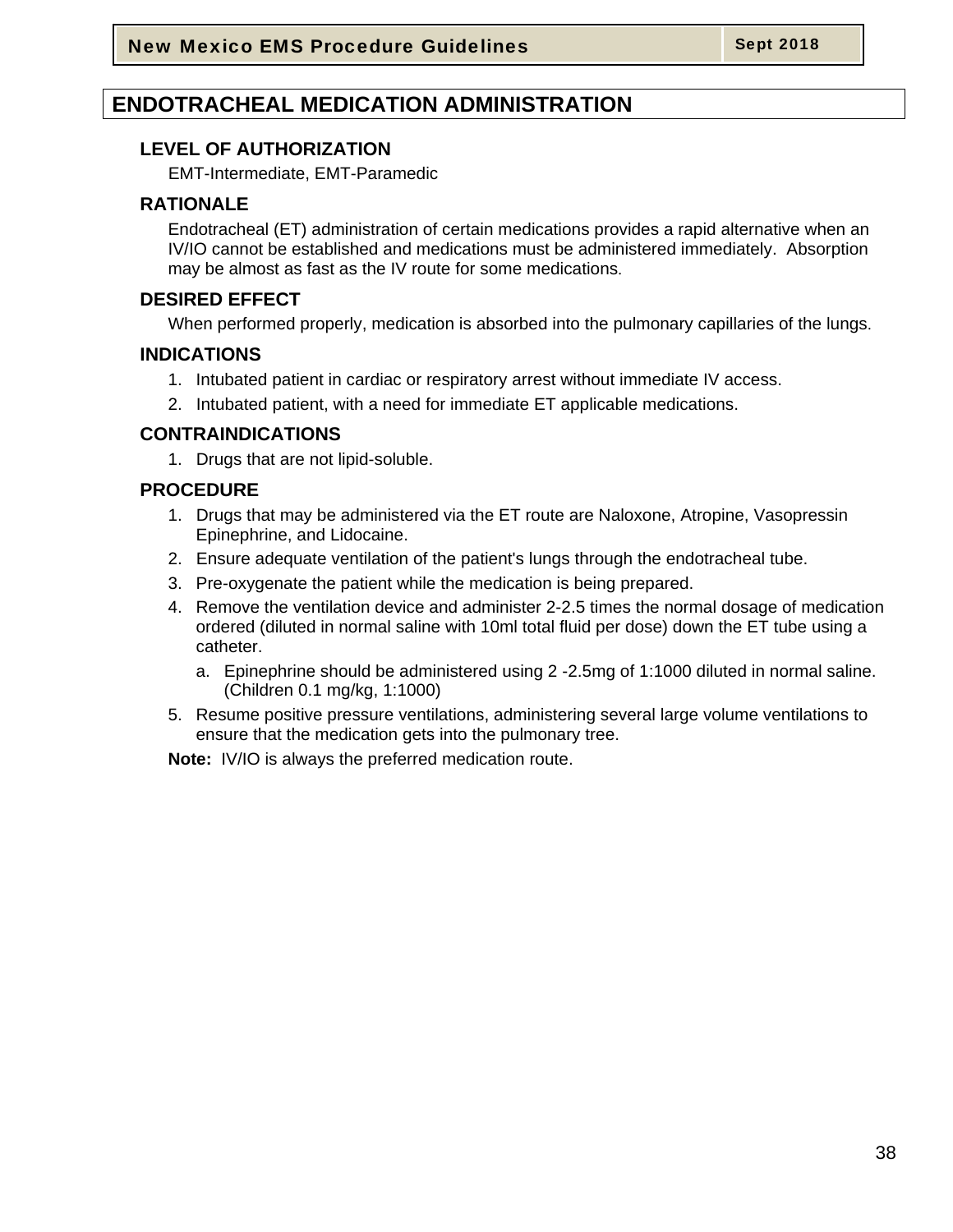# ENDOTRACHEAL MEDICATION ADMINISTRATION

## LEVEL OF AUTHORIZATION

EMT-Intermediate, EMT-Paramedic

## RATIONALE

Endotracheal (ET) administration of certain medications provides a rapid alternative when an IV/IO cannot be established and medications must be administered immediately. Absorption may be almost as fast as the IV route for some medications.

## DESIRED EFFECT

When performed properly, medication is absorbed into the pulmonary capillaries of the lungs.

## INDICATIONS

1. Intubated patient in cardiac or respiratory arrest without immediate IV access.
2. Intubated patient, with a need for immediate ET applicable medications.

## CONTRAINDICATIONS

1. Drugs that are not lipid-soluble.

## PROCEDURE

1. Drugs that may be administered via the ET route are Naloxone, Atropine, Vasopressin Epinephrine, and Lidocaine.
2. Ensure adequate ventilation of the patient's lungs through the endotracheal tube.
3. Pre-oxygenate the patient while the medication is being prepared.
4. Remove the ventilation device and administer 2-2.5 times the normal dosage of medication ordered (diluted in normal saline with 10ml total fluid per dose) down the ET tube using a catheter.
   a. Epinephrine should be administered using 2 -2.5mg of 1:1000 diluted in normal saline. (Children 0.1 mg/kg, 1:1000)
5. Resume positive pressure ventilations, administering several large volume ventilations to ensure that the medication gets into the pulmonary tree.

**Note:** IV/IO is always the preferred medication route.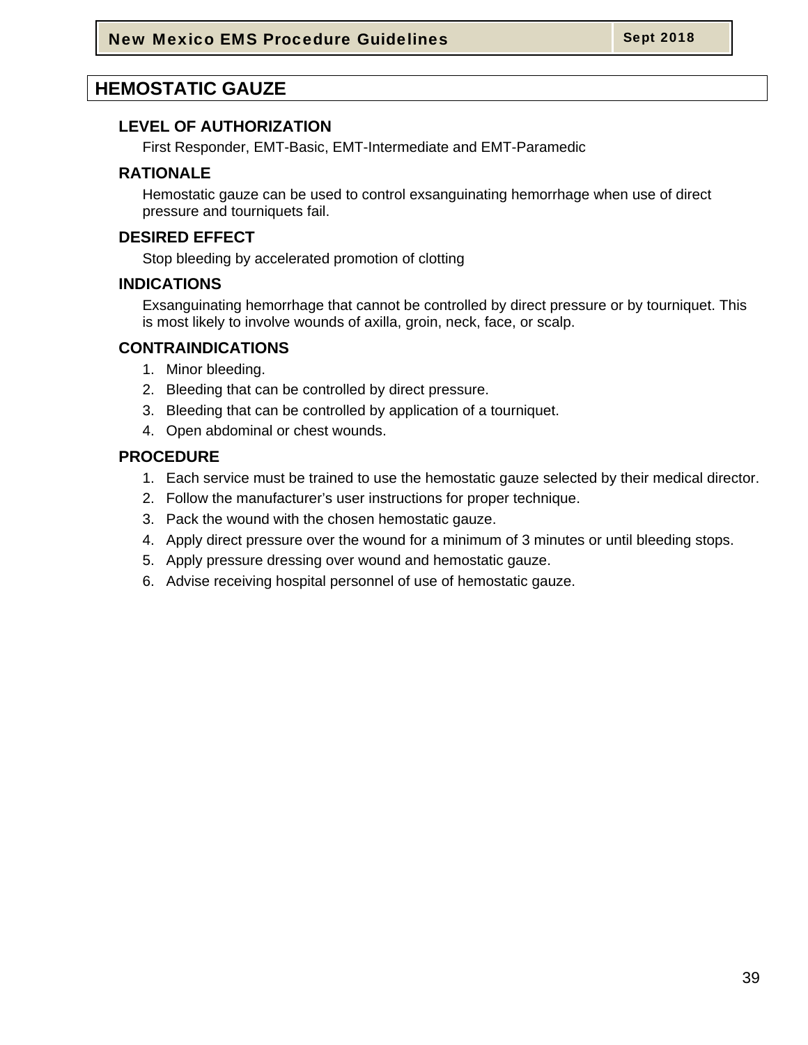# HEMOSTATIC GAUZE

### LEVEL OF AUTHORIZATION

First Responder, EMT-Basic, EMT-Intermediate and EMT-Paramedic

### RATIONALE

Hemostatic gauze can be used to control exsanguinating hemorrhage when use of direct pressure and tourniquets fail.

### DESIRED EFFECT

Stop bleeding by accelerated promotion of clotting

### INDICATIONS

Exsanguinating hemorrhage that cannot be controlled by direct pressure or by tourniquet. This is most likely to involve wounds of axilla, groin, neck, face, or scalp.

### CONTRAINDICATIONS

1. Minor bleeding.
2. Bleeding that can be controlled by direct pressure.
3. Bleeding that can be controlled by application of a tourniquet.
4. Open abdominal or chest wounds.

### PROCEDURE

1. Each service must be trained to use the hemostatic gauze selected by their medical director.
2. Follow the manufacturer's user instructions for proper technique.
3. Pack the wound with the chosen hemostatic gauze.
4. Apply direct pressure over the wound for a minimum of 3 minutes or until bleeding stops.
5. Apply pressure dressing over wound and hemostatic gauze.
6. Advise receiving hospital personnel of use of hemostatic gauze.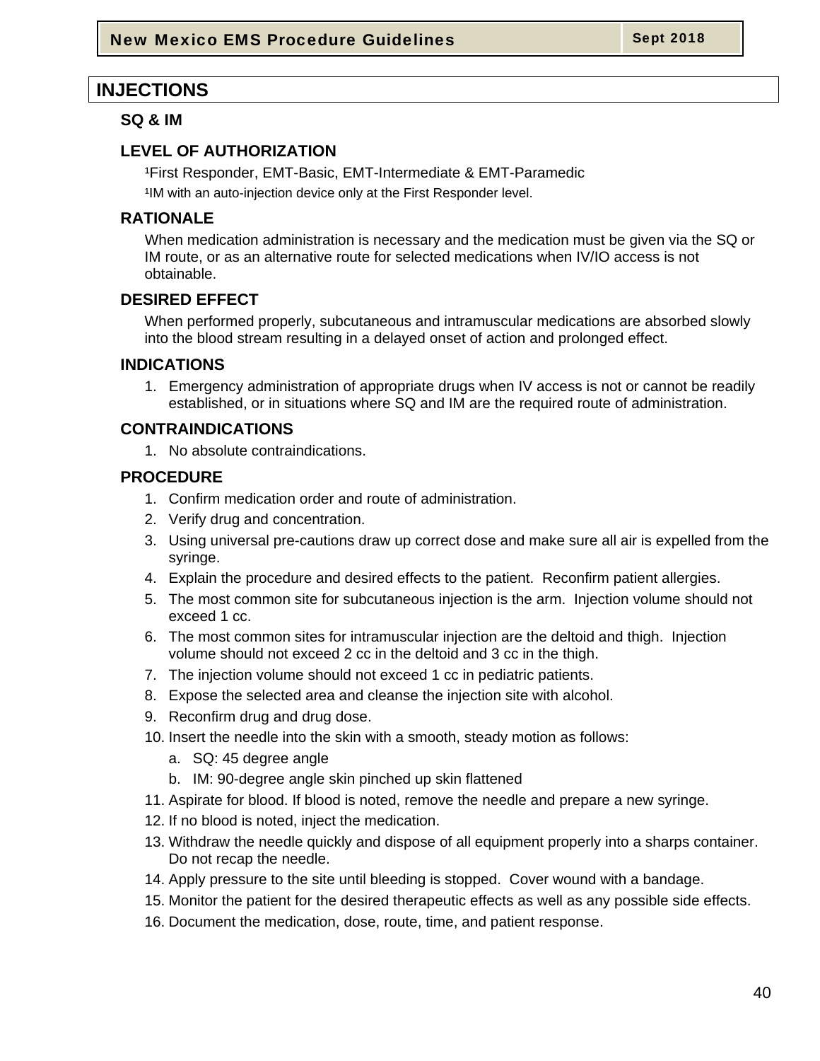# INJECTIONS

## SQ & IM

## LEVEL OF AUTHORIZATION

[1]First Responder, EMT-Basic, EMT-Intermediate & EMT-Paramedic

[1]IM with an auto-injection device only at the First Responder level.

## RATIONALE

When medication administration is necessary and the medication must be given via the SQ or IM route, or as an alternative route for selected medications when IV/IO access is not obtainable.

## DESIRED EFFECT

When performed properly, subcutaneous and intramuscular medications are absorbed slowly into the blood stream resulting in a delayed onset of action and prolonged effect.

## INDICATIONS

1. Emergency administration of appropriate drugs when IV access is not or cannot be readily established, or in situations where SQ and IM are the required route of administration.

## CONTRAINDICATIONS

1. No absolute contraindications.

## PROCEDURE

1. Confirm medication order and route of administration.
2. Verify drug and concentration.
3. Using universal pre-cautions draw up correct dose and make sure all air is expelled from the syringe.
4. Explain the procedure and desired effects to the patient. Reconfirm patient allergies.
5. The most common site for subcutaneous injection is the arm. Injection volume should not exceed 1 cc.
6. The most common sites for intramuscular injection are the deltoid and thigh. Injection volume should not exceed 2 cc in the deltoid and 3 cc in the thigh.
7. The injection volume should not exceed 1 cc in pediatric patients.
8. Expose the selected area and cleanse the injection site with alcohol.
9. Reconfirm drug and drug dose.
10. Insert the needle into the skin with a smooth, steady motion as follows:
    a. SQ: 45 degree angle
    b. IM: 90-degree angle skin pinched up skin flattened
11. Aspirate for blood. If blood is noted, remove the needle and prepare a new syringe.
12. If no blood is noted, inject the medication.
13. Withdraw the needle quickly and dispose of all equipment properly into a sharps container. Do not recap the needle.
14. Apply pressure to the site until bleeding is stopped. Cover wound with a bandage.
15. Monitor the patient for the desired therapeutic effects as well as any possible side effects.
16. Document the medication, dose, route, time, and patient response.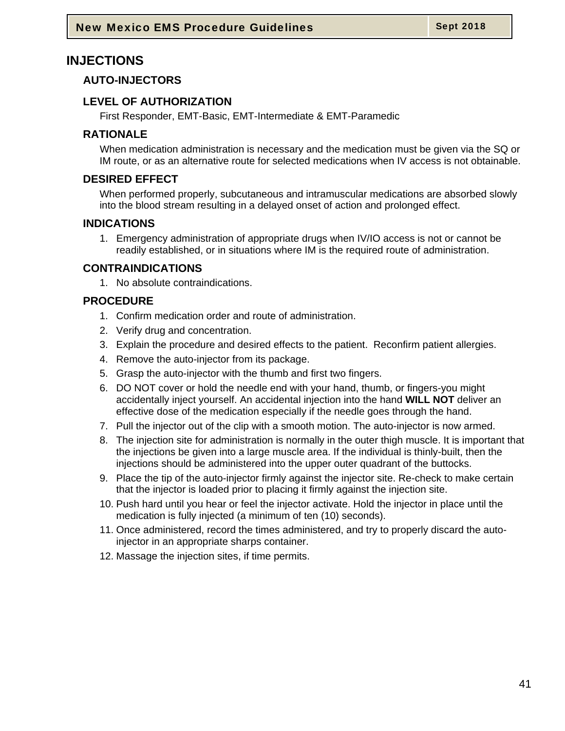# INJECTIONS

## AUTO-INJECTORS

### LEVEL OF AUTHORIZATION

First Responder, EMT-Basic, EMT-Intermediate & EMT-Paramedic

### RATIONALE

When medication administration is necessary and the medication must be given via the SQ or IM route, or as an alternative route for selected medications when IV access is not obtainable.

### DESIRED EFFECT

When performed properly, subcutaneous and intramuscular medications are absorbed slowly into the blood stream resulting in a delayed onset of action and prolonged effect.

### INDICATIONS

1. Emergency administration of appropriate drugs when IV/IO access is not or cannot be readily established, or in situations where IM is the required route of administration.

### CONTRAINDICATIONS

1. No absolute contraindications.

### PROCEDURE

1. Confirm medication order and route of administration.
2. Verify drug and concentration.
3. Explain the procedure and desired effects to the patient. Reconfirm patient allergies.
4. Remove the auto-injector from its package.
5. Grasp the auto-injector with the thumb and first two fingers.
6. DO NOT cover or hold the needle end with your hand, thumb, or fingers-you might accidentally inject yourself. An accidental injection into the hand **WILL NOT** deliver an effective dose of the medication especially if the needle goes through the hand.
7. Pull the injector out of the clip with a smooth motion. The auto-injector is now armed.
8. The injection site for administration is normally in the outer thigh muscle. It is important that the injections be given into a large muscle area. If the individual is thinly-built, then the injections should be administered into the upper outer quadrant of the buttocks.
9. Place the tip of the auto-injector firmly against the injector site. Re-check to make certain that the injector is loaded prior to placing it firmly against the injection site.
10. Push hard until you hear or feel the injector activate. Hold the injector in place until the medication is fully injected (a minimum of ten (10) seconds).
11. Once administered, record the times administered, and try to properly discard the auto-injector in an appropriate sharps container.
12. Massage the injection sites, if time permits.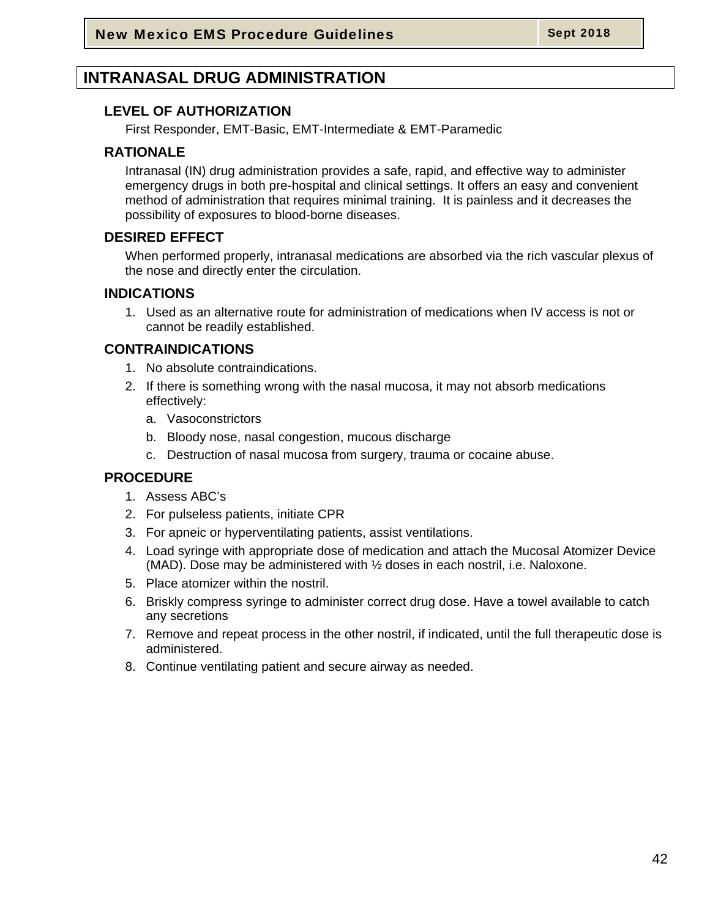# INTRANASAL DRUG ADMINISTRATION

## LEVEL OF AUTHORIZATION

First Responder, EMT-Basic, EMT-Intermediate & EMT-Paramedic

## RATIONALE

Intranasal (IN) drug administration provides a safe, rapid, and effective way to administer emergency drugs in both pre-hospital and clinical settings. It offers an easy and convenient method of administration that requires minimal training. It is painless and it decreases the possibility of exposures to blood-borne diseases.

## DESIRED EFFECT

When performed properly, intranasal medications are absorbed via the rich vascular plexus of the nose and directly enter the circulation.

## INDICATIONS

1. Used as an alternative route for administration of medications when IV access is not or cannot be readily established.

## CONTRAINDICATIONS

1. No absolute contraindications.
2. If there is something wrong with the nasal mucosa, it may not absorb medications effectively:
   a. Vasoconstrictors
   b. Bloody nose, nasal congestion, mucous discharge
   c. Destruction of nasal mucosa from surgery, trauma or cocaine abuse.

## PROCEDURE

1. Assess ABC's
2. For pulseless patients, initiate CPR
3. For apneic or hyperventilating patients, assist ventilations.
4. Load syringe with appropriate dose of medication and attach the Mucosal Atomizer Device (MAD). Dose may be administered with ½ doses in each nostril, i.e. Naloxone.
5. Place atomizer within the nostril.
6. Briskly compress syringe to administer correct drug dose. Have a towel available to catch any secretions
7. Remove and repeat process in the other nostril, if indicated, until the full therapeutic dose is administered.
8. Continue ventilating patient and secure airway as needed.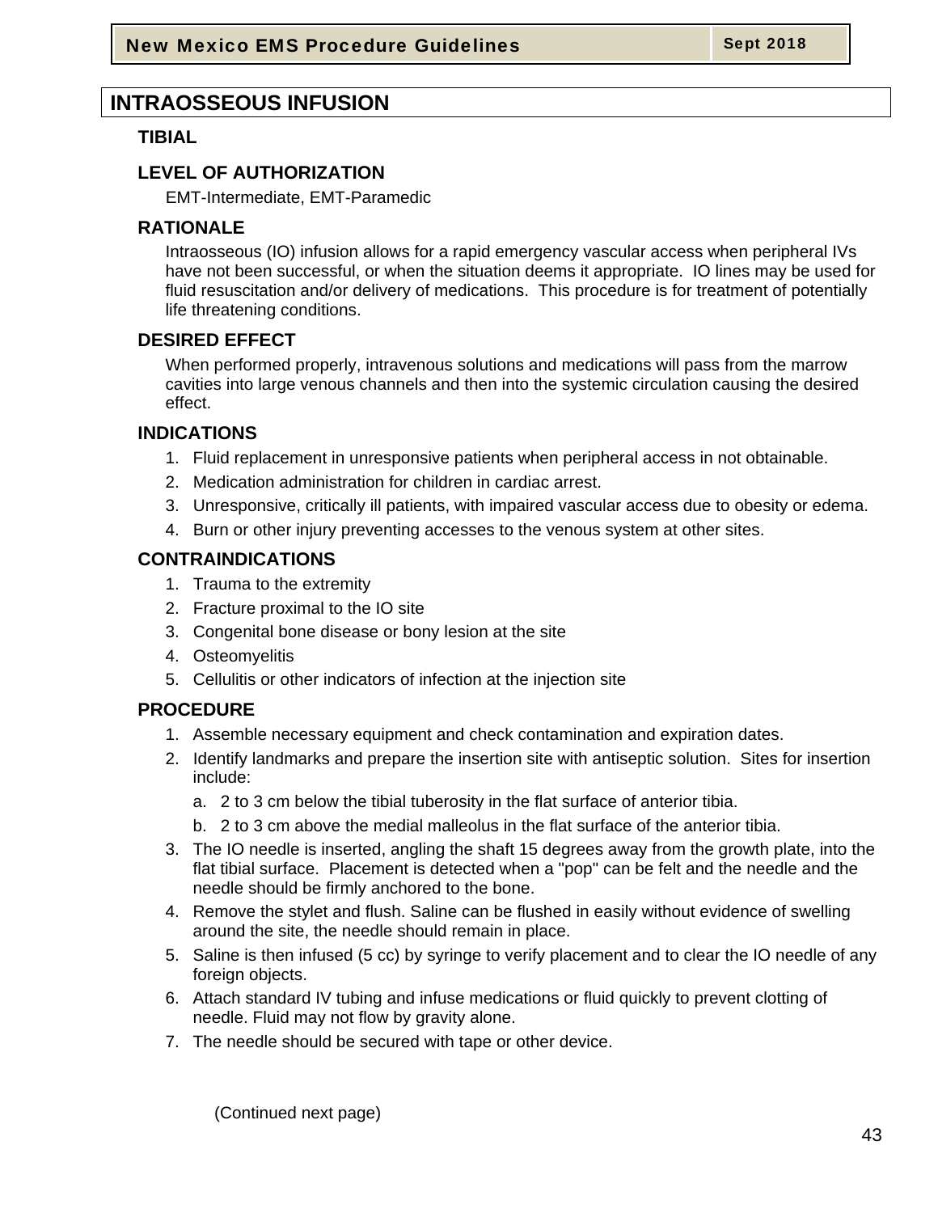# INTRAOSSEOUS INFUSION

## TIBIAL

### LEVEL OF AUTHORIZATION

EMT-Intermediate, EMT-Paramedic

### RATIONALE

Intraosseous (IO) infusion allows for a rapid emergency vascular access when peripheral IVs have not been successful, or when the situation deems it appropriate. IO lines may be used for fluid resuscitation and/or delivery of medications. This procedure is for treatment of potentially life threatening conditions.

### DESIRED EFFECT

When performed properly, intravenous solutions and medications will pass from the marrow cavities into large venous channels and then into the systemic circulation causing the desired effect.

### INDICATIONS

1. Fluid replacement in unresponsive patients when peripheral access in not obtainable.
2. Medication administration for children in cardiac arrest.
3. Unresponsive, critically ill patients, with impaired vascular access due to obesity or edema.
4. Burn or other injury preventing accesses to the venous system at other sites.

### CONTRAINDICATIONS

1. Trauma to the extremity
2. Fracture proximal to the IO site
3. Congenital bone disease or bony lesion at the site
4. Osteomyelitis
5. Cellulitis or other indicators of infection at the injection site

### PROCEDURE

1. Assemble necessary equipment and check contamination and expiration dates.
2. Identify landmarks and prepare the insertion site with antiseptic solution. Sites for insertion include:
   a. 2 to 3 cm below the tibial tuberosity in the flat surface of anterior tibia.
   b. 2 to 3 cm above the medial malleolus in the flat surface of the anterior tibia.
3. The IO needle is inserted, angling the shaft 15 degrees away from the growth plate, into the flat tibial surface. Placement is detected when a "pop" can be felt and the needle and the needle should be firmly anchored to the bone.
4. Remove the stylet and flush. Saline can be flushed in easily without evidence of swelling around the site, the needle should remain in place.
5. Saline is then infused (5 cc) by syringe to verify placement and to clear the IO needle of any foreign objects.
6. Attach standard IV tubing and infuse medications or fluid quickly to prevent clotting of needle. Fluid may not flow by gravity alone.
7. The needle should be secured with tape or other device.

(Continued next page)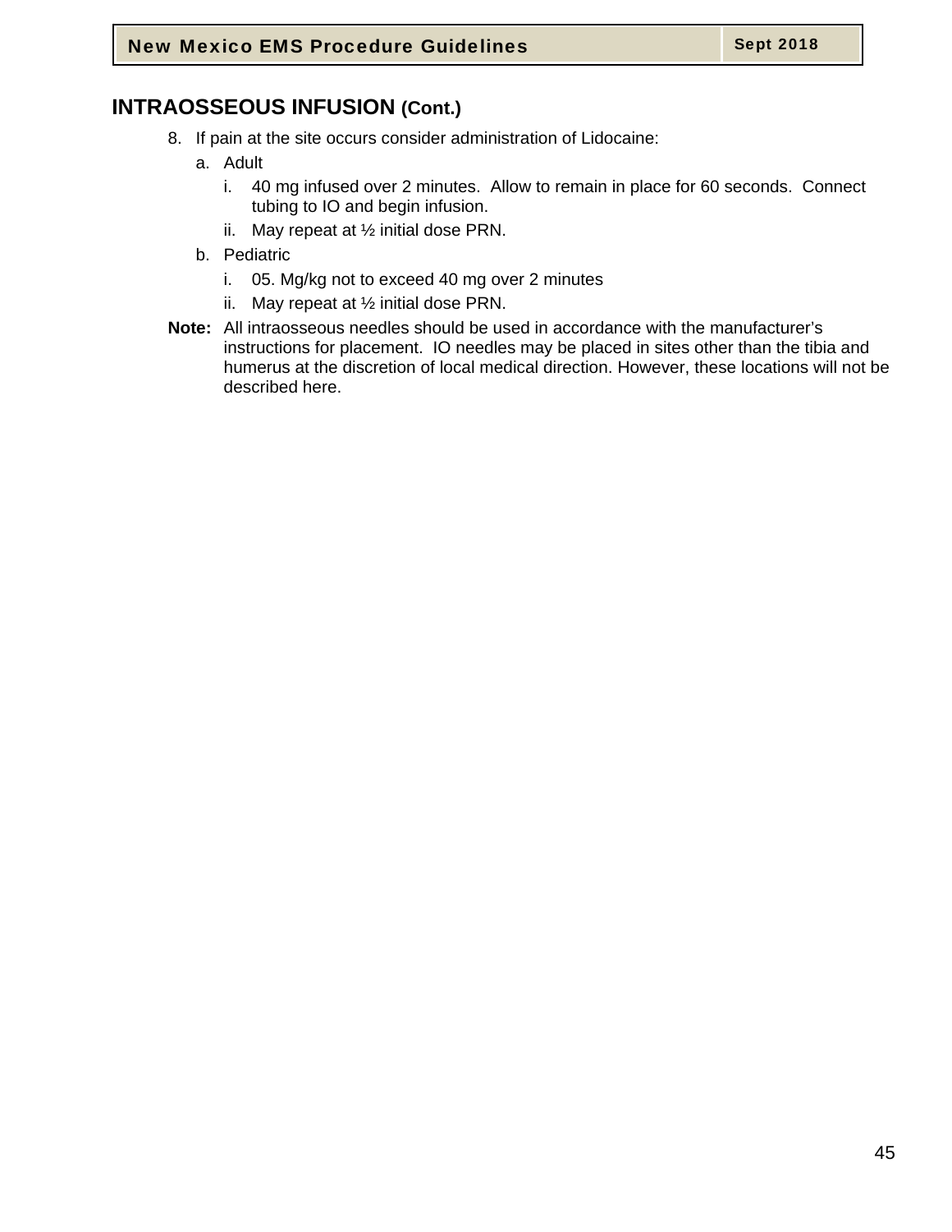## INTRAOSSEOUS INFUSION (Cont.)

8. If pain at the site occurs consider administration of Lidocaine:
   a. Adult
      i. 40 mg infused over 2 minutes.  Allow to remain in place for 60 seconds.  Connect tubing to IO and begin infusion.
      ii. May repeat at ½ initial dose PRN.
   b. Pediatric
      i. 05. Mg/kg not to exceed 40 mg over 2 minutes
      ii. May repeat at ½ initial dose PRN.

**Note:** All intraosseous needles should be used in accordance with the manufacturer's instructions for placement.  IO needles may be placed in sites other than the tibia and humerus at the discretion of local medical direction. However, these locations will not be described here.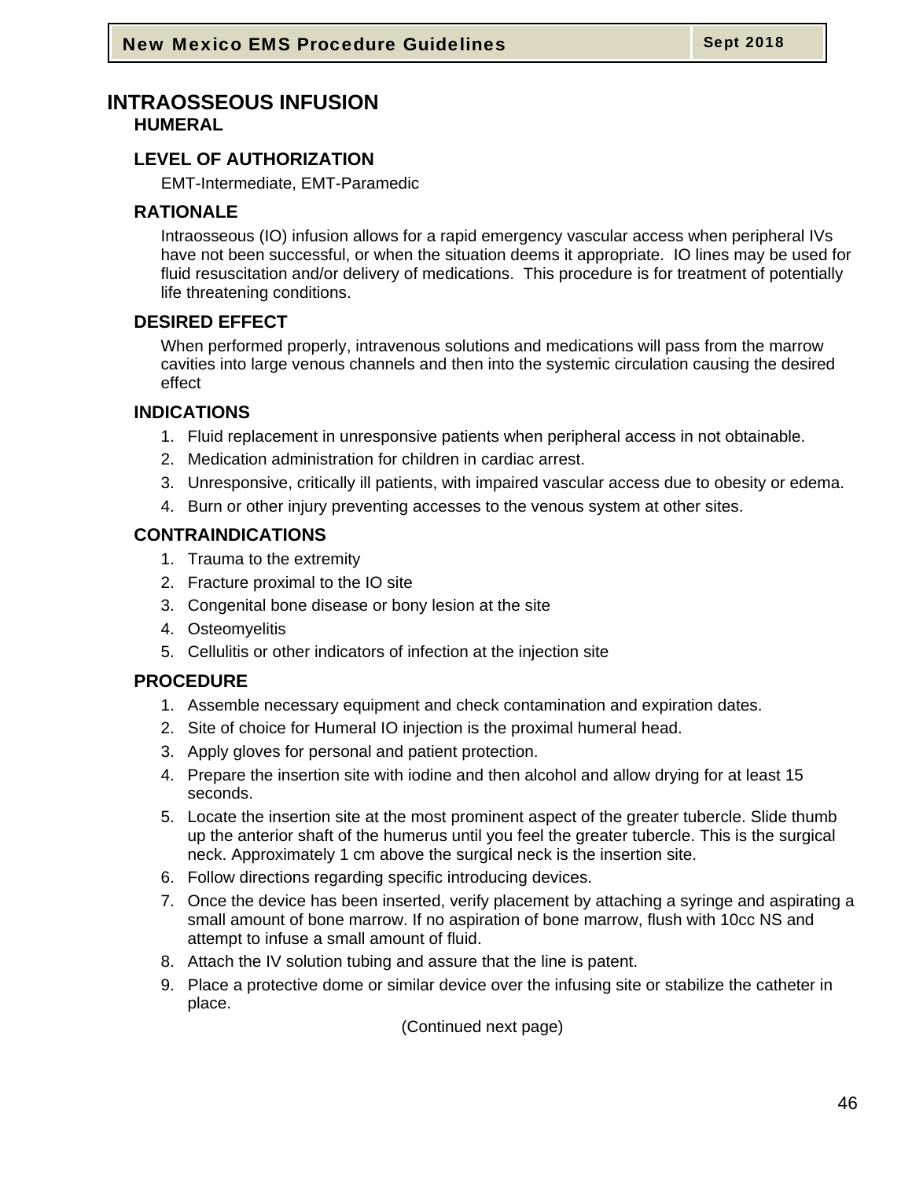# INTRAOSSEOUS INFUSION

## HUMERAL

### LEVEL OF AUTHORIZATION

EMT-Intermediate, EMT-Paramedic

### RATIONALE

Intraosseous (IO) infusion allows for a rapid emergency vascular access when peripheral IVs have not been successful, or when the situation deems it appropriate. IO lines may be used for fluid resuscitation and/or delivery of medications. This procedure is for treatment of potentially life threatening conditions.

### DESIRED EFFECT

When performed properly, intravenous solutions and medications will pass from the marrow cavities into large venous channels and then into the systemic circulation causing the desired effect

### INDICATIONS

1. Fluid replacement in unresponsive patients when peripheral access in not obtainable.
2. Medication administration for children in cardiac arrest.
3. Unresponsive, critically ill patients, with impaired vascular access due to obesity or edema.
4. Burn or other injury preventing accesses to the venous system at other sites.

### CONTRAINDICATIONS

1. Trauma to the extremity
2. Fracture proximal to the IO site
3. Congenital bone disease or bony lesion at the site
4. Osteomyelitis
5. Cellulitis or other indicators of infection at the injection site

### PROCEDURE

1. Assemble necessary equipment and check contamination and expiration dates.
2. Site of choice for Humeral IO injection is the proximal humeral head.
3. Apply gloves for personal and patient protection.
4. Prepare the insertion site with iodine and then alcohol and allow drying for at least 15 seconds.
5. Locate the insertion site at the most prominent aspect of the greater tubercle. Slide thumb up the anterior shaft of the humerus until you feel the greater tubercle. This is the surgical neck. Approximately 1 cm above the surgical neck is the insertion site.
6. Follow directions regarding specific introducing devices.
7. Once the device has been inserted, verify placement by attaching a syringe and aspirating a small amount of bone marrow. If no aspiration of bone marrow, flush with 10cc NS and attempt to infuse a small amount of fluid.
8. Attach the IV solution tubing and assure that the line is patent.
9. Place a protective dome or similar device over the infusing site or stabilize the catheter in place.

(Continued next page)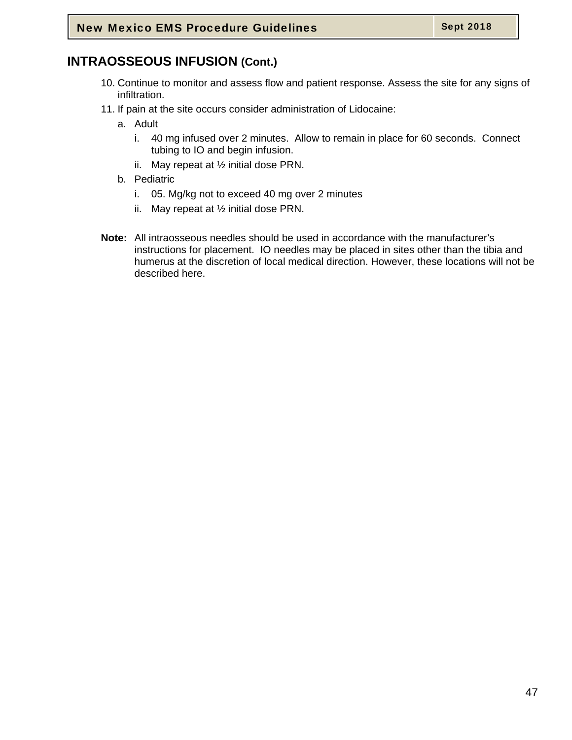## INTRAOSSEOUS INFUSION (Cont.)

10. Continue to monitor and assess flow and patient response. Assess the site for any signs of infiltration.
11. If pain at the site occurs consider administration of Lidocaine:
    a. Adult
        i. 40 mg infused over 2 minutes. Allow to remain in place for 60 seconds. Connect tubing to IO and begin infusion.
        ii. May repeat at ½ initial dose PRN.
    b. Pediatric
        i. 05. Mg/kg not to exceed 40 mg over 2 minutes
        ii. May repeat at ½ initial dose PRN.

**Note:** All intraosseous needles should be used in accordance with the manufacturer's instructions for placement. IO needles may be placed in sites other than the tibia and humerus at the discretion of local medical direction. However, these locations will not be described here.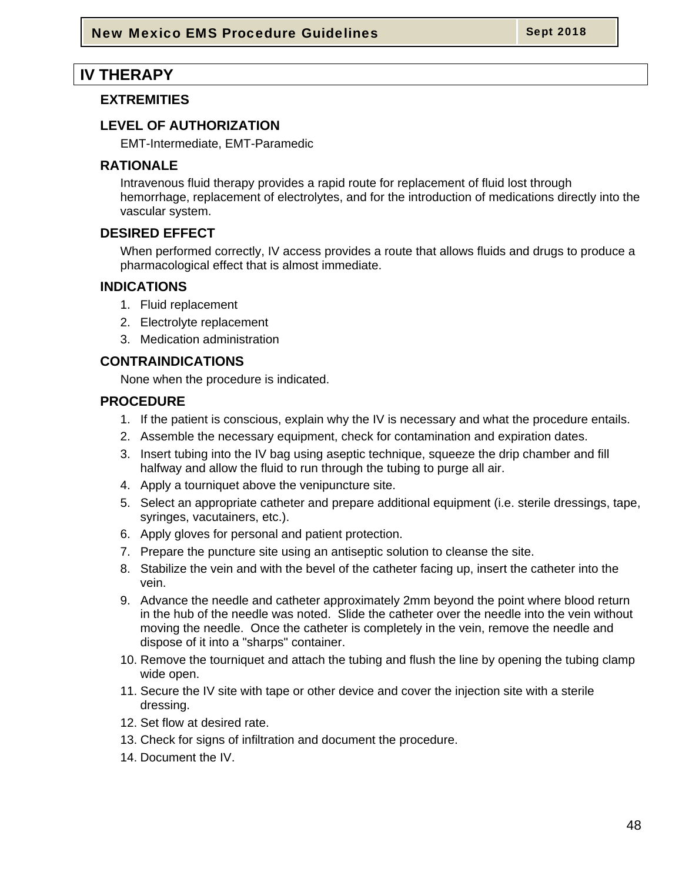# IV THERAPY

## EXTREMITIES

### LEVEL OF AUTHORIZATION

EMT-Intermediate, EMT-Paramedic

### RATIONALE

Intravenous fluid therapy provides a rapid route for replacement of fluid lost through hemorrhage, replacement of electrolytes, and for the introduction of medications directly into the vascular system.

### DESIRED EFFECT

When performed correctly, IV access provides a route that allows fluids and drugs to produce a pharmacological effect that is almost immediate.

### INDICATIONS

1. Fluid replacement
2. Electrolyte replacement
3. Medication administration

### CONTRAINDICATIONS

None when the procedure is indicated.

### PROCEDURE

1. If the patient is conscious, explain why the IV is necessary and what the procedure entails.
2. Assemble the necessary equipment, check for contamination and expiration dates.
3. Insert tubing into the IV bag using aseptic technique, squeeze the drip chamber and fill halfway and allow the fluid to run through the tubing to purge all air.
4. Apply a tourniquet above the venipuncture site.
5. Select an appropriate catheter and prepare additional equipment (i.e. sterile dressings, tape, syringes, vacutainers, etc.).
6. Apply gloves for personal and patient protection.
7. Prepare the puncture site using an antiseptic solution to cleanse the site.
8. Stabilize the vein and with the bevel of the catheter facing up, insert the catheter into the vein.
9. Advance the needle and catheter approximately 2mm beyond the point where blood return in the hub of the needle was noted. Slide the catheter over the needle into the vein without moving the needle. Once the catheter is completely in the vein, remove the needle and dispose of it into a "sharps" container.
10. Remove the tourniquet and attach the tubing and flush the line by opening the tubing clamp wide open.
11. Secure the IV site with tape or other device and cover the injection site with a sterile dressing.
12. Set flow at desired rate.
13. Check for signs of infiltration and document the procedure.
14. Document the IV.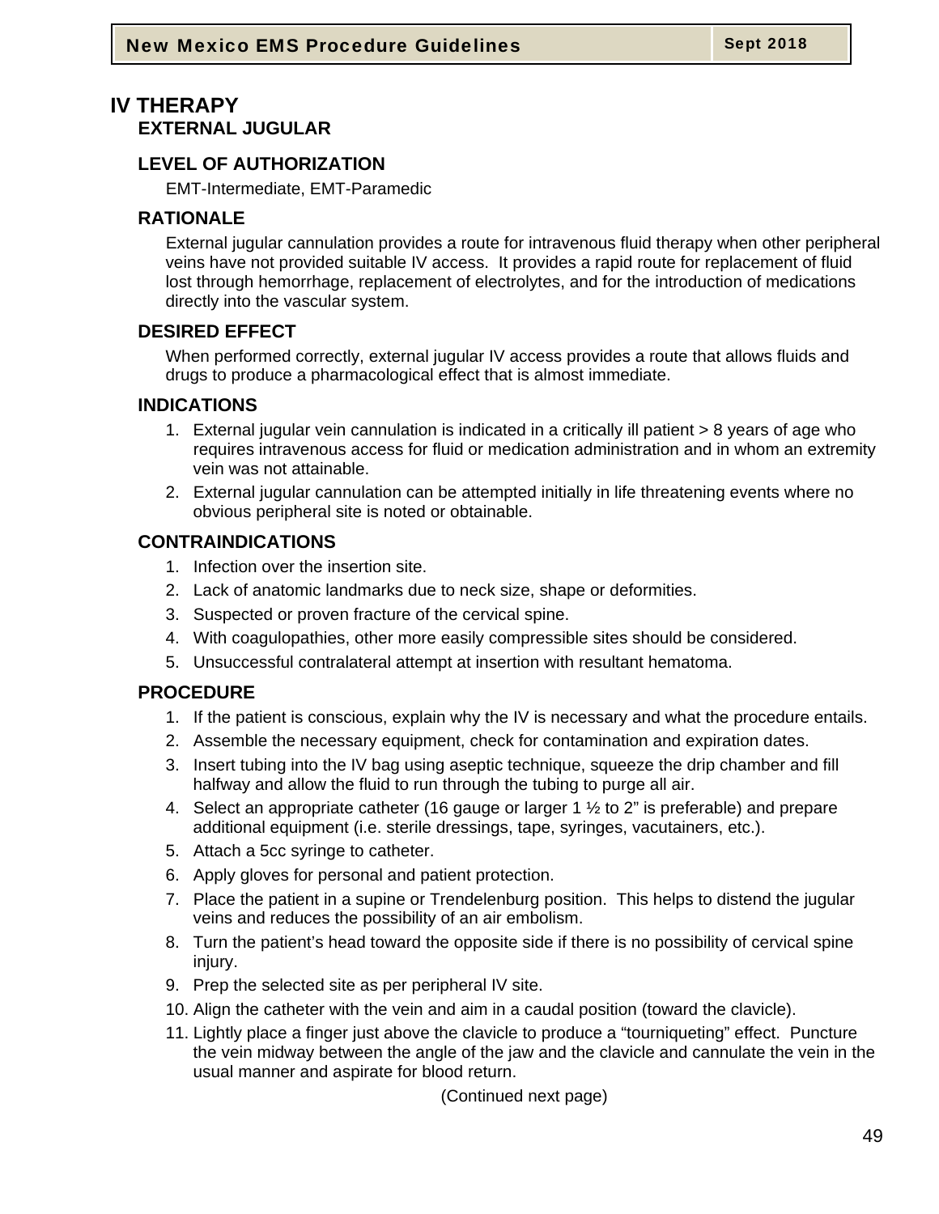# IV THERAPY

## EXTERNAL JUGULAR

### LEVEL OF AUTHORIZATION

EMT-Intermediate, EMT-Paramedic

### RATIONALE

External jugular cannulation provides a route for intravenous fluid therapy when other peripheral veins have not provided suitable IV access. It provides a rapid route for replacement of fluid lost through hemorrhage, replacement of electrolytes, and for the introduction of medications directly into the vascular system.

### DESIRED EFFECT

When performed correctly, external jugular IV access provides a route that allows fluids and drugs to produce a pharmacological effect that is almost immediate.

### INDICATIONS

1. External jugular vein cannulation is indicated in a critically ill patient > 8 years of age who requires intravenous access for fluid or medication administration and in whom an extremity vein was not attainable.
2. External jugular cannulation can be attempted initially in life threatening events where no obvious peripheral site is noted or obtainable.

### CONTRAINDICATIONS

1. Infection over the insertion site.
2. Lack of anatomic landmarks due to neck size, shape or deformities.
3. Suspected or proven fracture of the cervical spine.
4. With coagulopathies, other more easily compressible sites should be considered.
5. Unsuccessful contralateral attempt at insertion with resultant hematoma.

### PROCEDURE

1. If the patient is conscious, explain why the IV is necessary and what the procedure entails.
2. Assemble the necessary equipment, check for contamination and expiration dates.
3. Insert tubing into the IV bag using aseptic technique, squeeze the drip chamber and fill halfway and allow the fluid to run through the tubing to purge all air.
4. Select an appropriate catheter (16 gauge or larger 1 ½ to 2" is preferable) and prepare additional equipment (i.e. sterile dressings, tape, syringes, vacutainers, etc.).
5. Attach a 5cc syringe to catheter.
6. Apply gloves for personal and patient protection.
7. Place the patient in a supine or Trendelenburg position. This helps to distend the jugular veins and reduces the possibility of an air embolism.
8. Turn the patient's head toward the opposite side if there is no possibility of cervical spine injury.
9. Prep the selected site as per peripheral IV site.
10. Align the catheter with the vein and aim in a caudal position (toward the clavicle).
11. Lightly place a finger just above the clavicle to produce a "tourniqueting" effect. Puncture the vein midway between the angle of the jaw and the clavicle and cannulate the vein in the usual manner and aspirate for blood return.

(Continued next page)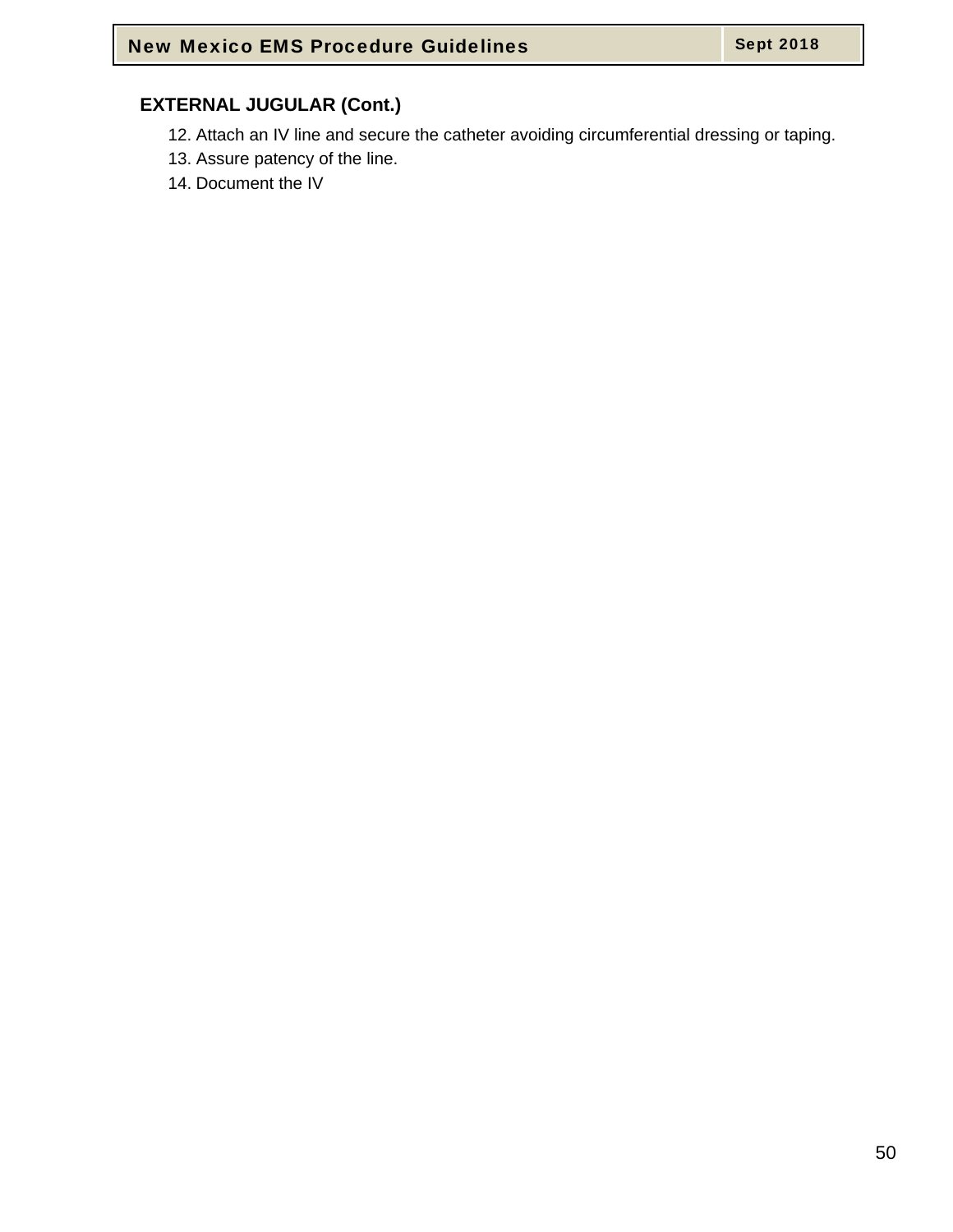## EXTERNAL JUGULAR (Cont.)

12. Attach an IV line and secure the catheter avoiding circumferential dressing or taping.
13. Assure patency of the line.
14. Document the IV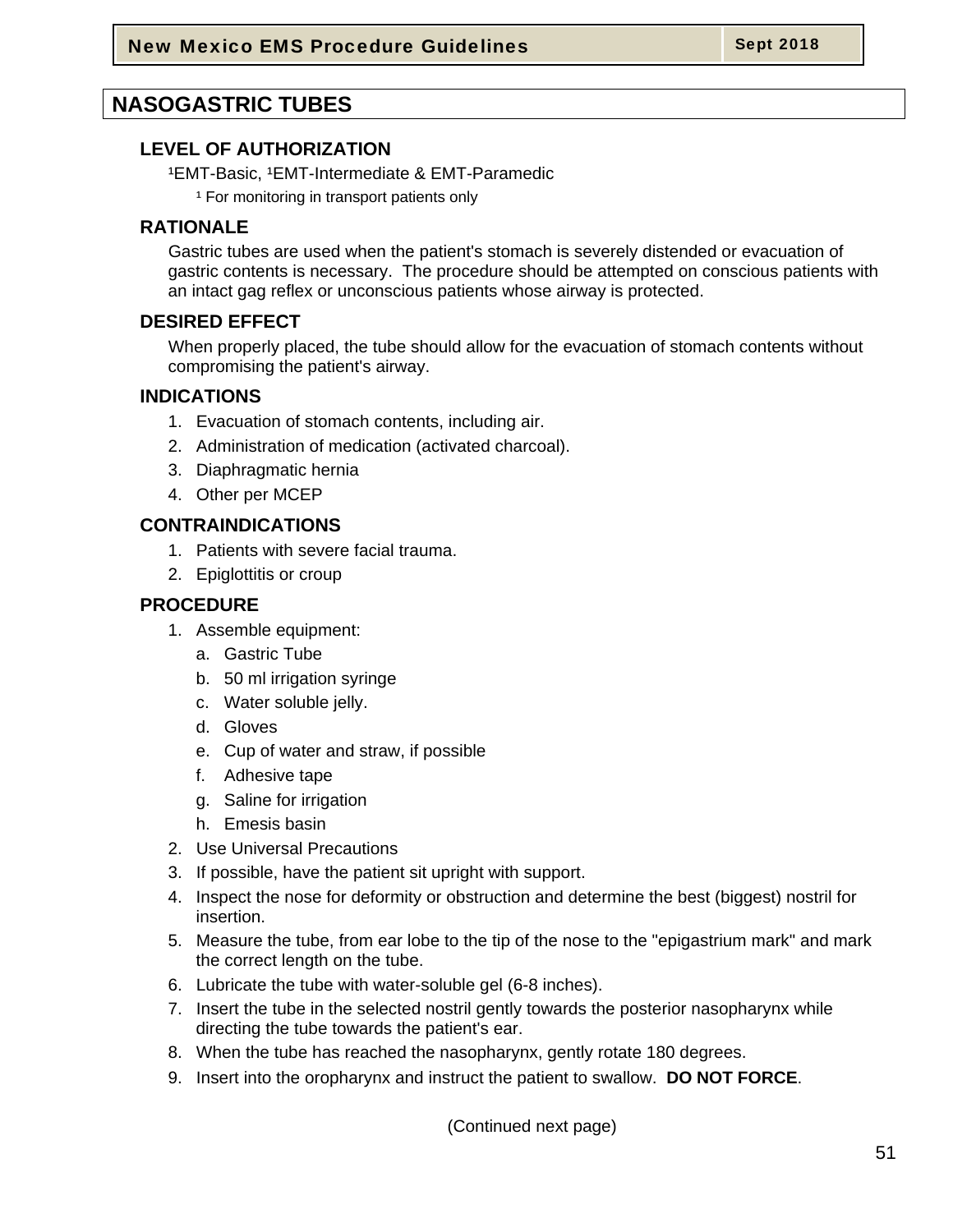# NASOGASTRIC TUBES

## LEVEL OF AUTHORIZATION

[1]EMT-Basic, [1]EMT-Intermediate & EMT-Paramedic

[1] For monitoring in transport patients only

## RATIONALE

Gastric tubes are used when the patient's stomach is severely distended or evacuation of gastric contents is necessary. The procedure should be attempted on conscious patients with an intact gag reflex or unconscious patients whose airway is protected.

## DESIRED EFFECT

When properly placed, the tube should allow for the evacuation of stomach contents without compromising the patient's airway.

## INDICATIONS

1. Evacuation of stomach contents, including air.
2. Administration of medication (activated charcoal).
3. Diaphragmatic hernia
4. Other per MCEP

## CONTRAINDICATIONS

1. Patients with severe facial trauma.
2. Epiglottitis or croup

## PROCEDURE

1. Assemble equipment:
   a. Gastric Tube
   b. 50 ml irrigation syringe
   c. Water soluble jelly.
   d. Gloves
   e. Cup of water and straw, if possible
   f. Adhesive tape
   g. Saline for irrigation
   h. Emesis basin
2. Use Universal Precautions
3. If possible, have the patient sit upright with support.
4. Inspect the nose for deformity or obstruction and determine the best (biggest) nostril for insertion.
5. Measure the tube, from ear lobe to the tip of the nose to the "epigastrium mark" and mark the correct length on the tube.
6. Lubricate the tube with water-soluble gel (6-8 inches).
7. Insert the tube in the selected nostril gently towards the posterior nasopharynx while directing the tube towards the patient's ear.
8. When the tube has reached the nasopharynx, gently rotate 180 degrees.
9. Insert into the oropharynx and instruct the patient to swallow. **DO NOT FORCE**.

(Continued next page)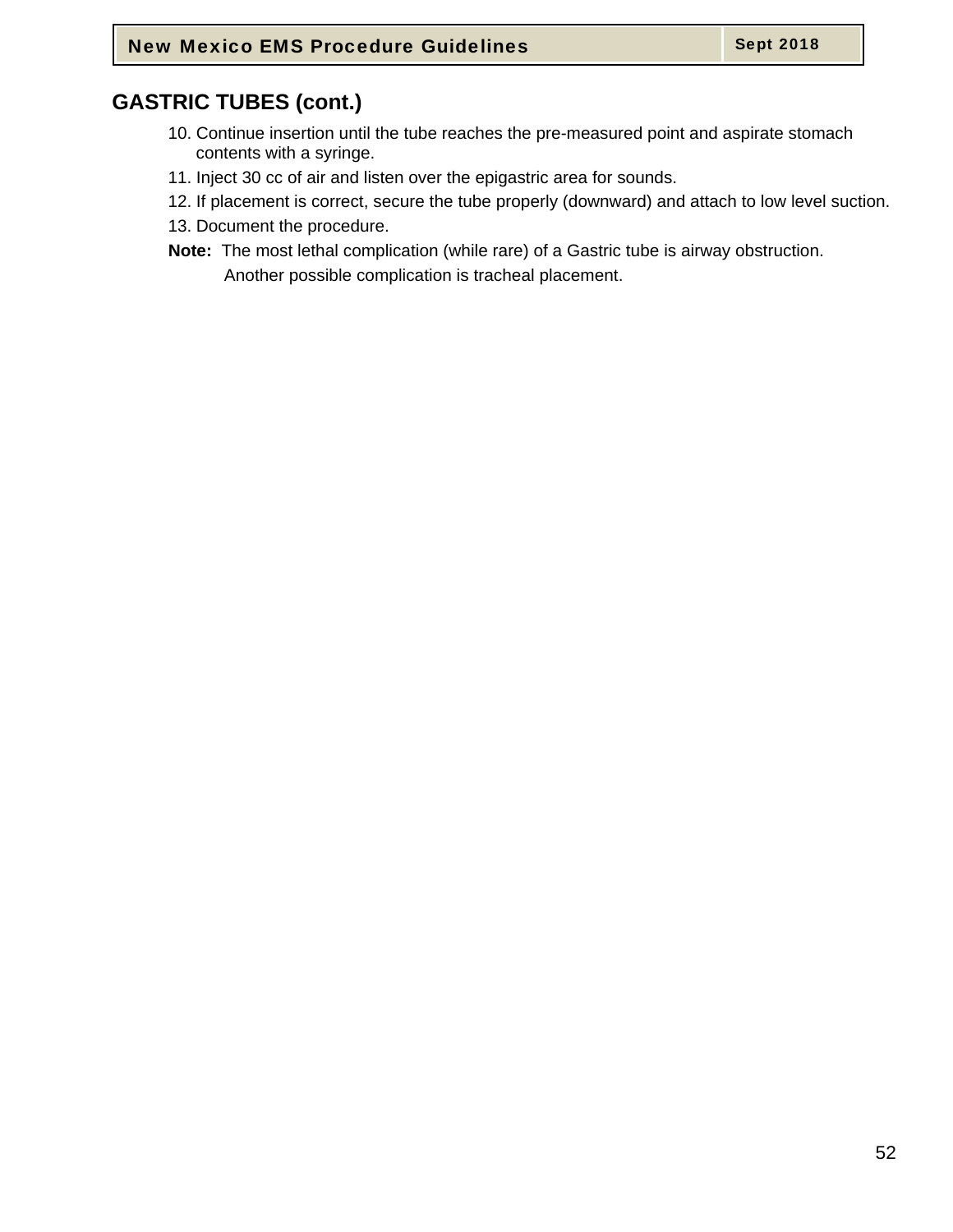## GASTRIC TUBES (cont.)

10. Continue insertion until the tube reaches the pre-measured point and aspirate stomach contents with a syringe.
11. Inject 30 cc of air and listen over the epigastric area for sounds.
12. If placement is correct, secure the tube properly (downward) and attach to low level suction.
13. Document the procedure.

**Note:** The most lethal complication (while rare) of a Gastric tube is airway obstruction. Another possible complication is tracheal placement.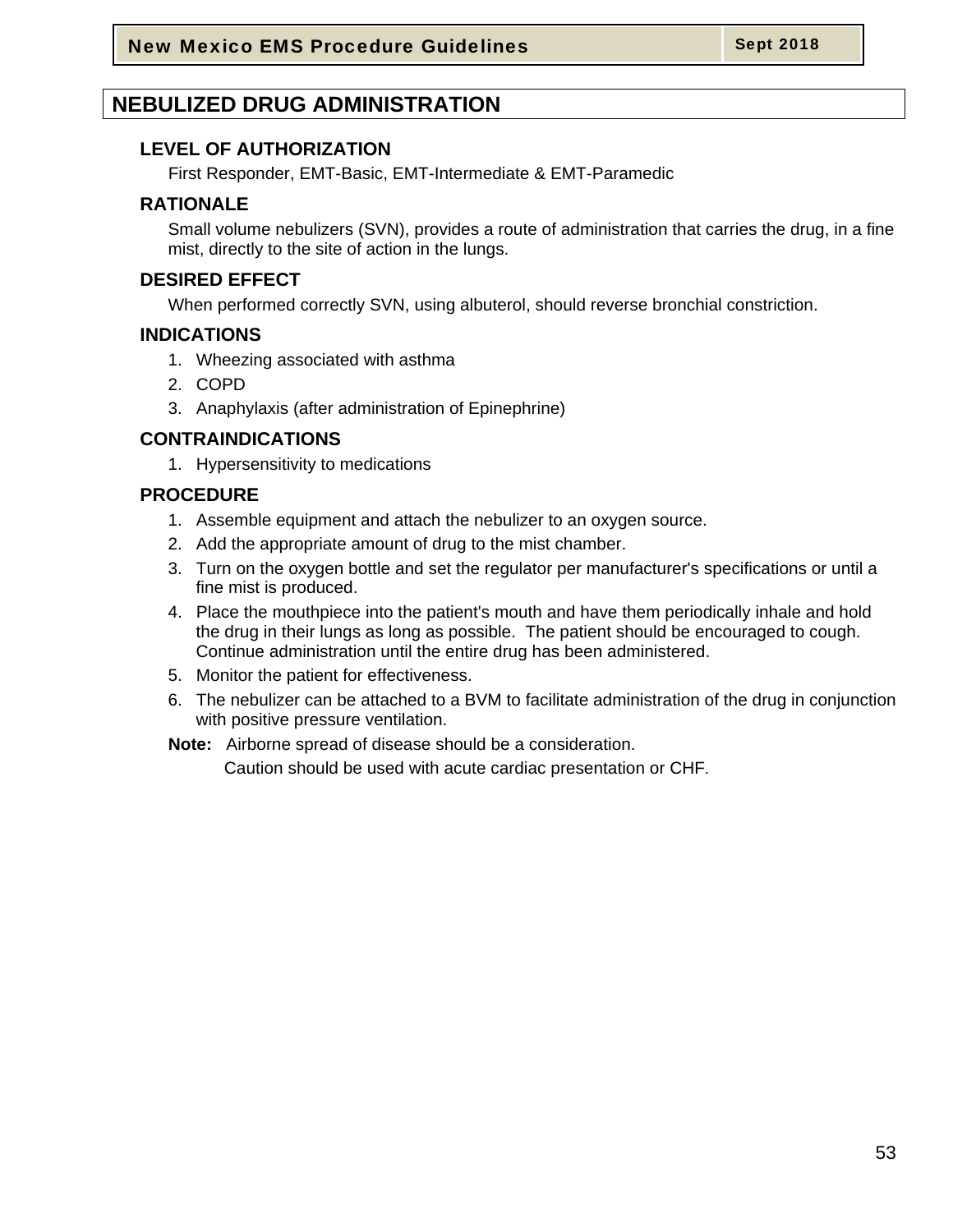# NEBULIZED DRUG ADMINISTRATION

## LEVEL OF AUTHORIZATION

First Responder, EMT-Basic, EMT-Intermediate & EMT-Paramedic

## RATIONALE

Small volume nebulizers (SVN), provides a route of administration that carries the drug, in a fine mist, directly to the site of action in the lungs.

## DESIRED EFFECT

When performed correctly SVN, using albuterol, should reverse bronchial constriction.

## INDICATIONS

1. Wheezing associated with asthma
2. COPD
3. Anaphylaxis (after administration of Epinephrine)

## CONTRAINDICATIONS

1. Hypersensitivity to medications

## PROCEDURE

1. Assemble equipment and attach the nebulizer to an oxygen source.
2. Add the appropriate amount of drug to the mist chamber.
3. Turn on the oxygen bottle and set the regulator per manufacturer's specifications or until a fine mist is produced.
4. Place the mouthpiece into the patient's mouth and have them periodically inhale and hold the drug in their lungs as long as possible. The patient should be encouraged to cough. Continue administration until the entire drug has been administered.
5. Monitor the patient for effectiveness.
6. The nebulizer can be attached to a BVM to facilitate administration of the drug in conjunction with positive pressure ventilation.

**Note:** Airborne spread of disease should be a consideration.
Caution should be used with acute cardiac presentation or CHF.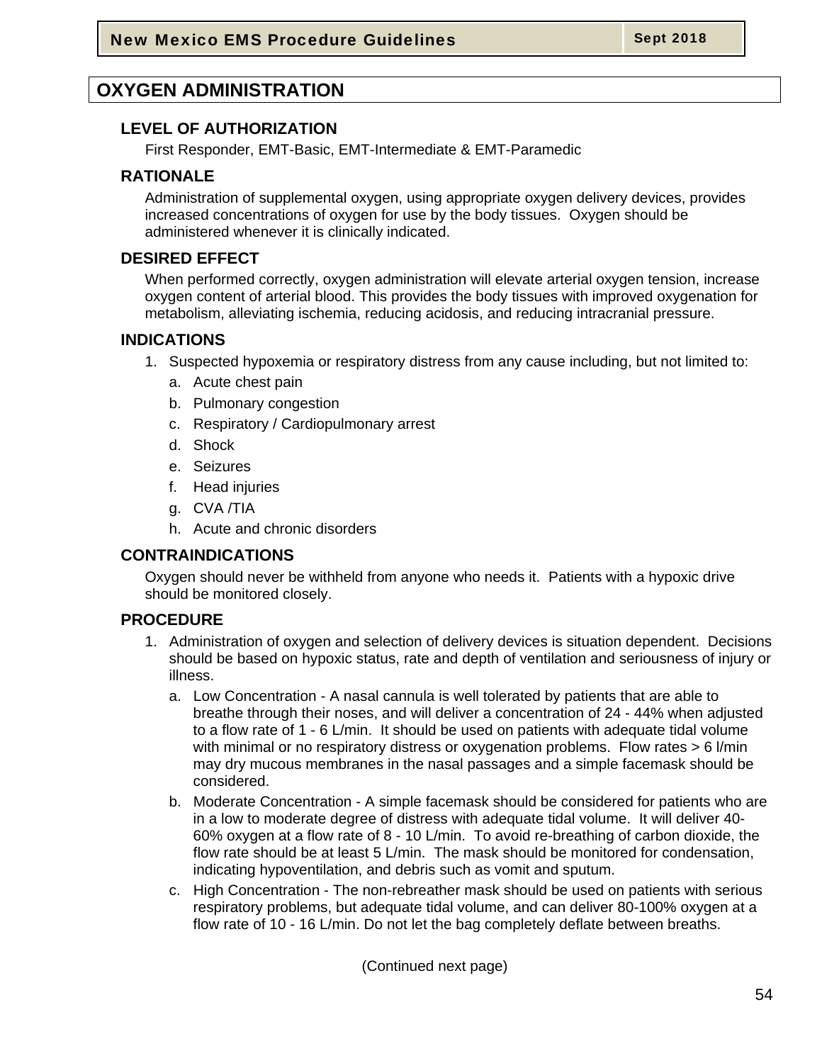# OXYGEN ADMINISTRATION

## LEVEL OF AUTHORIZATION

First Responder, EMT-Basic, EMT-Intermediate & EMT-Paramedic

## RATIONALE

Administration of supplemental oxygen, using appropriate oxygen delivery devices, provides increased concentrations of oxygen for use by the body tissues. Oxygen should be administered whenever it is clinically indicated.

## DESIRED EFFECT

When performed correctly, oxygen administration will elevate arterial oxygen tension, increase oxygen content of arterial blood. This provides the body tissues with improved oxygenation for metabolism, alleviating ischemia, reducing acidosis, and reducing intracranial pressure.

## INDICATIONS

1. Suspected hypoxemia or respiratory distress from any cause including, but not limited to:
   a. Acute chest pain
   b. Pulmonary congestion
   c. Respiratory / Cardiopulmonary arrest
   d. Shock
   e. Seizures
   f. Head injuries
   g. CVA /TIA
   h. Acute and chronic disorders

## CONTRAINDICATIONS

Oxygen should never be withheld from anyone who needs it. Patients with a hypoxic drive should be monitored closely.

## PROCEDURE

1. Administration of oxygen and selection of delivery devices is situation dependent. Decisions should be based on hypoxic status, rate and depth of ventilation and seriousness of injury or illness.
   a. Low Concentration - A nasal cannula is well tolerated by patients that are able to breathe through their noses, and will deliver a concentration of 24 - 44% when adjusted to a flow rate of 1 - 6 L/min. It should be used on patients with adequate tidal volume with minimal or no respiratory distress or oxygenation problems. Flow rates > 6 l/min may dry mucous membranes in the nasal passages and a simple facemask should be considered.
   b. Moderate Concentration - A simple facemask should be considered for patients who are in a low to moderate degree of distress with adequate tidal volume. It will deliver 40-60% oxygen at a flow rate of 8 - 10 L/min. To avoid re-breathing of carbon dioxide, the flow rate should be at least 5 L/min. The mask should be monitored for condensation, indicating hypoventilation, and debris such as vomit and sputum.
   c. High Concentration - The non-rebreather mask should be used on patients with serious respiratory problems, but adequate tidal volume, and can deliver 80-100% oxygen at a flow rate of 10 - 16 L/min. Do not let the bag completely deflate between breaths.

(Continued next page)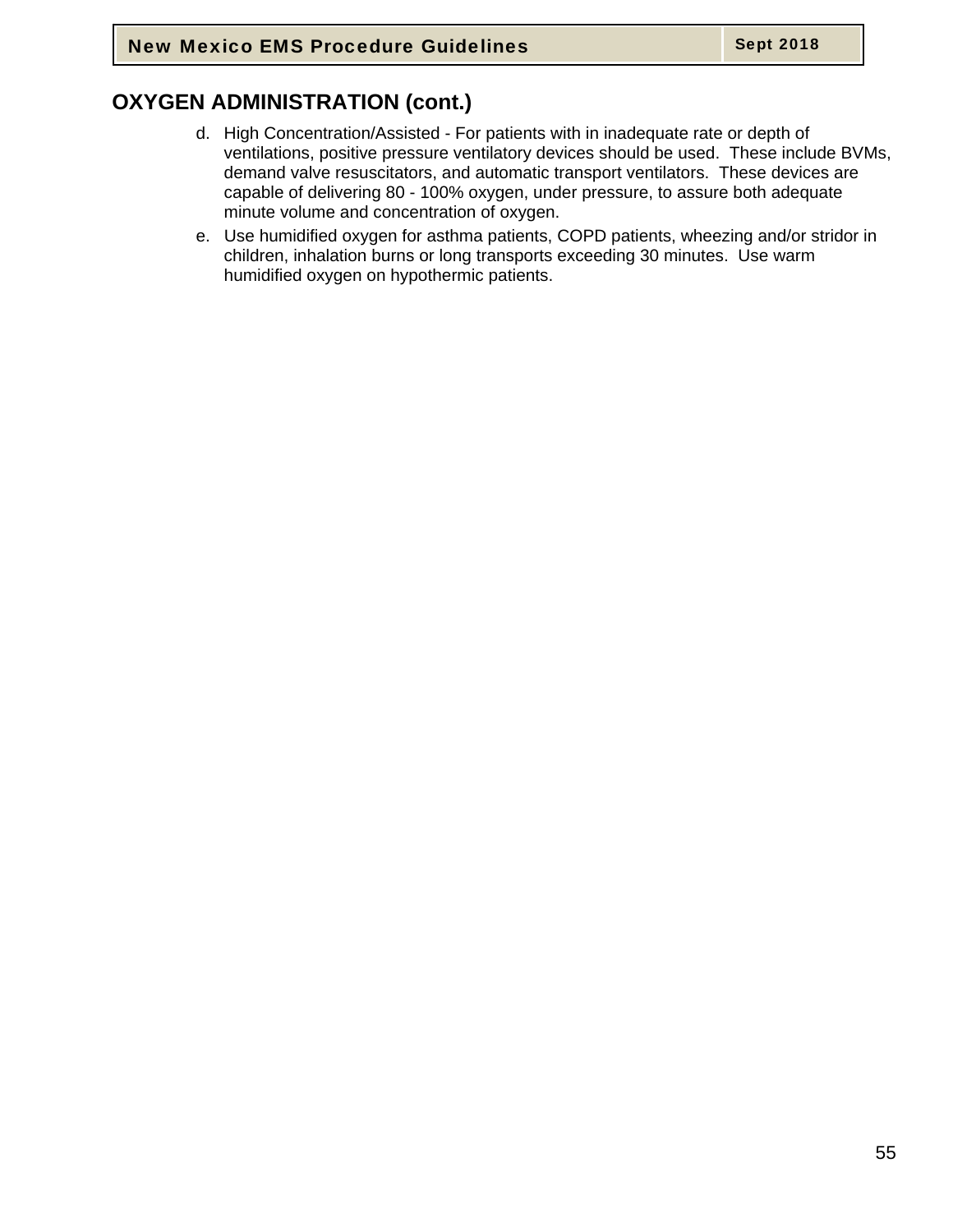## OXYGEN ADMINISTRATION (cont.)

d. High Concentration/Assisted - For patients with in inadequate rate or depth of ventilations, positive pressure ventilatory devices should be used. These include BVMs, demand valve resuscitators, and automatic transport ventilators. These devices are capable of delivering 80 - 100% oxygen, under pressure, to assure both adequate minute volume and concentration of oxygen.

e. Use humidified oxygen for asthma patients, COPD patients, wheezing and/or stridor in children, inhalation burns or long transports exceeding 30 minutes. Use warm humidified oxygen on hypothermic patients.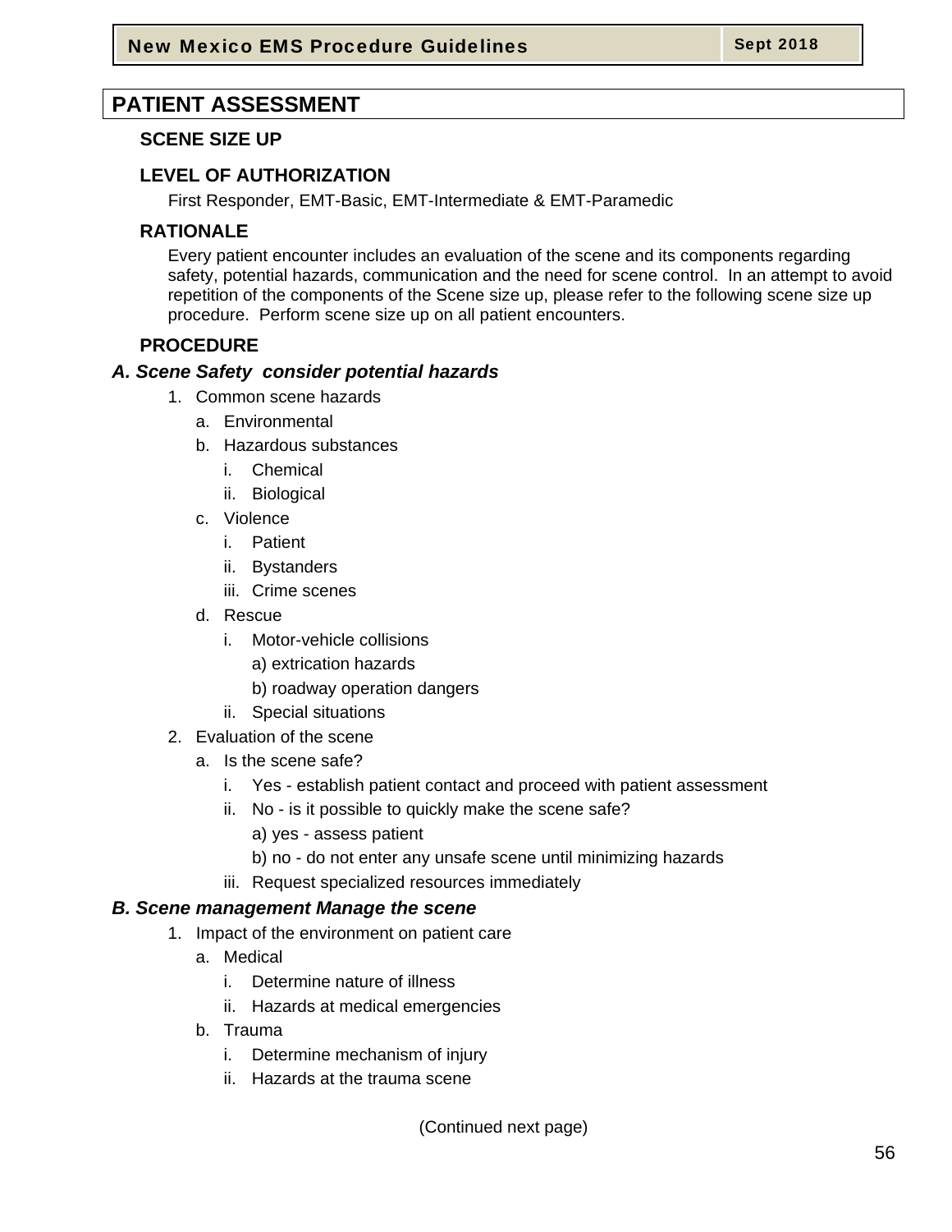# PATIENT ASSESSMENT

### SCENE SIZE UP

### LEVEL OF AUTHORIZATION

First Responder, EMT-Basic, EMT-Intermediate & EMT-Paramedic

### RATIONALE

Every patient encounter includes an evaluation of the scene and its components regarding safety, potential hazards, communication and the need for scene control. In an attempt to avoid repetition of the components of the Scene size up, please refer to the following scene size up procedure. Perform scene size up on all patient encounters.

### PROCEDURE

***A. Scene Safety consider potential hazards***

1. Common scene hazards
   a. Environmental
   b. Hazardous substances
      i. Chemical
      ii. Biological
   c. Violence
      i. Patient
      ii. Bystanders
      iii. Crime scenes
   d. Rescue
      i. Motor-vehicle collisions
         a) extrication hazards
         b) roadway operation dangers
      ii. Special situations
2. Evaluation of the scene
   a. Is the scene safe?
      i. Yes - establish patient contact and proceed with patient assessment
      ii. No - is it possible to quickly make the scene safe?
         a) yes - assess patient
         b) no - do not enter any unsafe scene until minimizing hazards
      iii. Request specialized resources immediately

***B. Scene management Manage the scene***

1. Impact of the environment on patient care
   a. Medical
      i. Determine nature of illness
      ii. Hazards at medical emergencies
   b. Trauma
      i. Determine mechanism of injury
      ii. Hazards at the trauma scene

(Continued next page)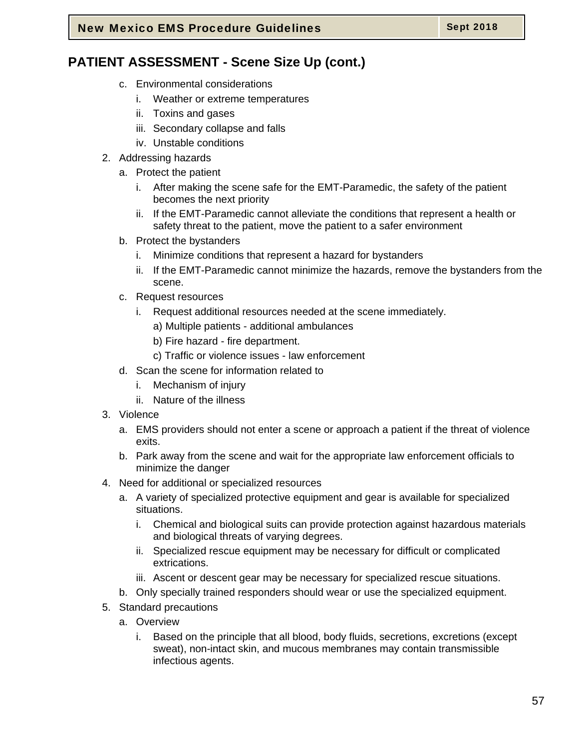## PATIENT ASSESSMENT - Scene Size Up (cont.)

   c. Environmental considerations
      i. Weather or extreme temperatures
      ii. Toxins and gases
      iii. Secondary collapse and falls
      iv. Unstable conditions

2. Addressing hazards
   a. Protect the patient
      i. After making the scene safe for the EMT-Paramedic, the safety of the patient becomes the next priority
      ii. If the EMT-Paramedic cannot alleviate the conditions that represent a health or safety threat to the patient, move the patient to a safer environment
   b. Protect the bystanders
      i. Minimize conditions that represent a hazard for bystanders
      ii. If the EMT-Paramedic cannot minimize the hazards, remove the bystanders from the scene.
   c. Request resources
      i. Request additional resources needed at the scene immediately.
         a) Multiple patients - additional ambulances
         b) Fire hazard - fire department.
         c) Traffic or violence issues - law enforcement
   d. Scan the scene for information related to
      i. Mechanism of injury
      ii. Nature of the illness

3. Violence
   a. EMS providers should not enter a scene or approach a patient if the threat of violence exits.
   b. Park away from the scene and wait for the appropriate law enforcement officials to minimize the danger

4. Need for additional or specialized resources
   a. A variety of specialized protective equipment and gear is available for specialized situations.
      i. Chemical and biological suits can provide protection against hazardous materials and biological threats of varying degrees.
      ii. Specialized rescue equipment may be necessary for difficult or complicated extrications.
      iii. Ascent or descent gear may be necessary for specialized rescue situations.
   b. Only specially trained responders should wear or use the specialized equipment.

5. Standard precautions
   a. Overview
      i. Based on the principle that all blood, body fluids, secretions, excretions (except sweat), non-intact skin, and mucous membranes may contain transmissible infectious agents.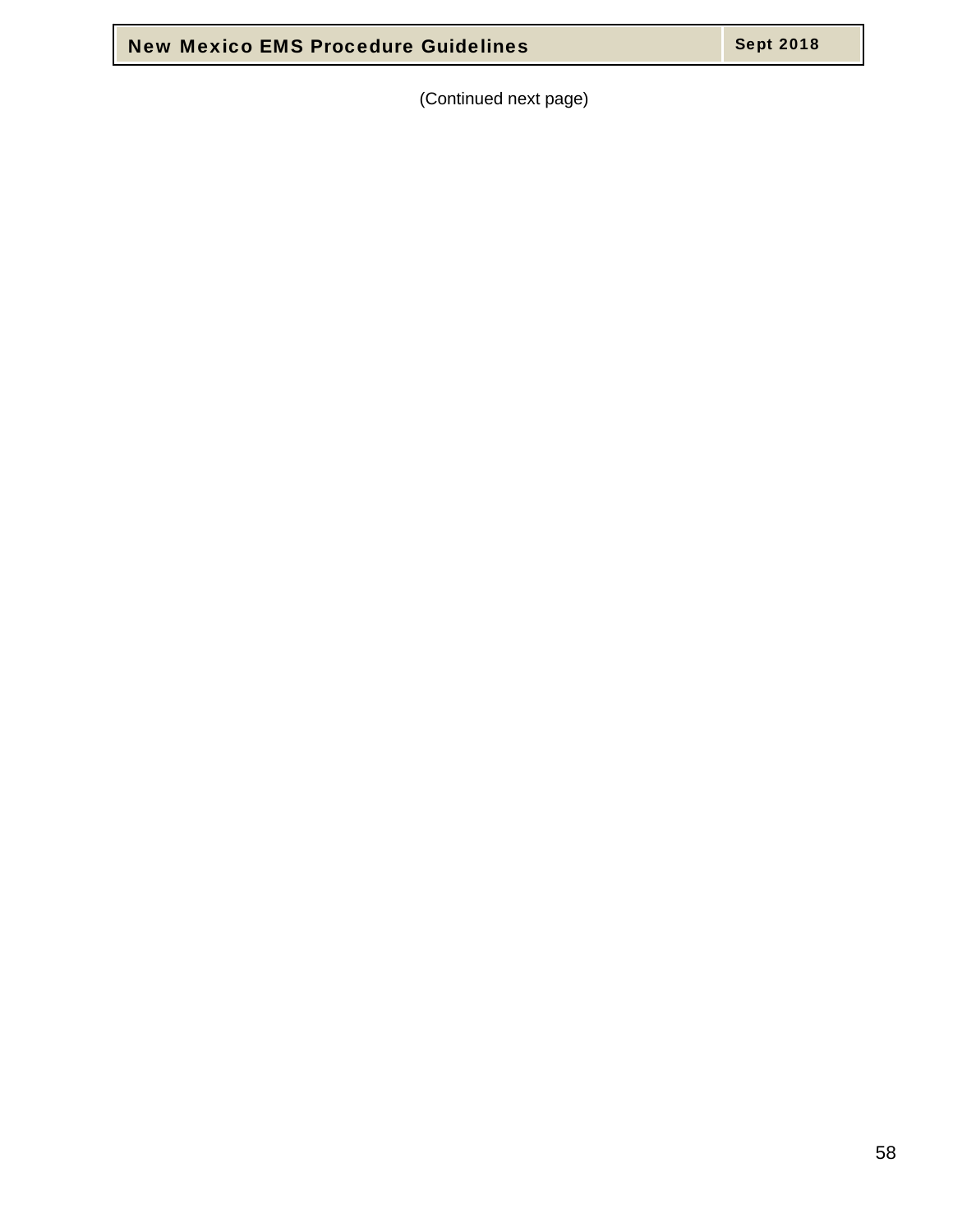(Continued next page)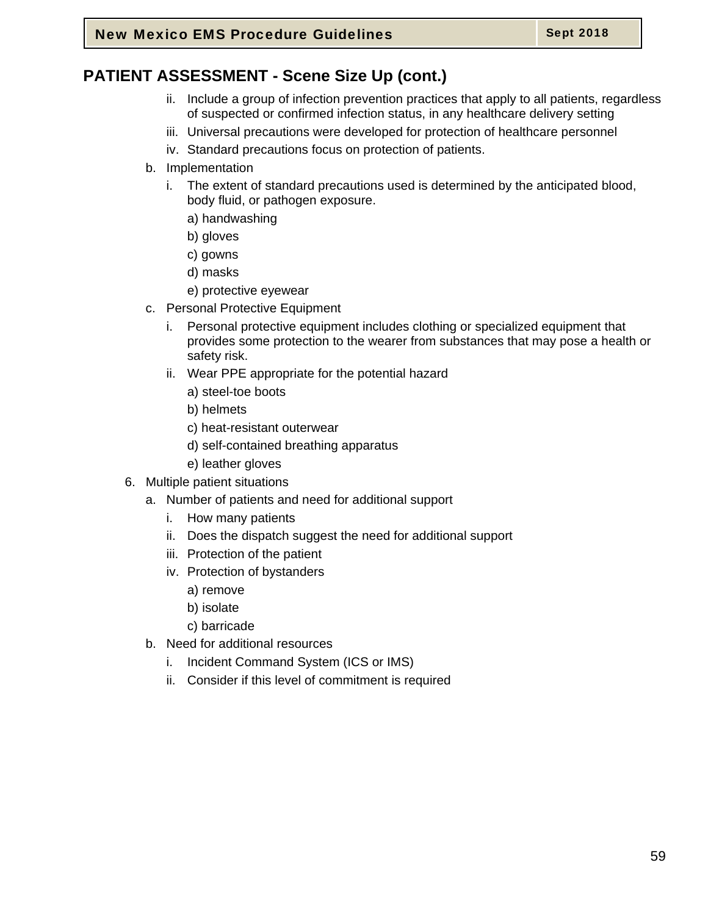## PATIENT ASSESSMENT - Scene Size Up (cont.)

- ii. Include a group of infection prevention practices that apply to all patients, regardless of suspected or confirmed infection status, in any healthcare delivery setting
- iii. Universal precautions were developed for protection of healthcare personnel
- iv. Standard precautions focus on protection of patients.

b. Implementation

- i. The extent of standard precautions used is determined by the anticipated blood, body fluid, or pathogen exposure.
  - a) handwashing
  - b) gloves
  - c) gowns
  - d) masks
  - e) protective eyewear

c. Personal Protective Equipment

- i. Personal protective equipment includes clothing or specialized equipment that provides some protection to the wearer from substances that may pose a health or safety risk.
- ii. Wear PPE appropriate for the potential hazard
  - a) steel-toe boots
  - b) helmets
  - c) heat-resistant outerwear
  - d) self-contained breathing apparatus
  - e) leather gloves

6. Multiple patient situations

a. Number of patients and need for additional support

- i. How many patients
- ii. Does the dispatch suggest the need for additional support
- iii. Protection of the patient
- iv. Protection of bystanders
  - a) remove
  - b) isolate
  - c) barricade

b. Need for additional resources

- i. Incident Command System (ICS or IMS)
- ii. Consider if this level of commitment is required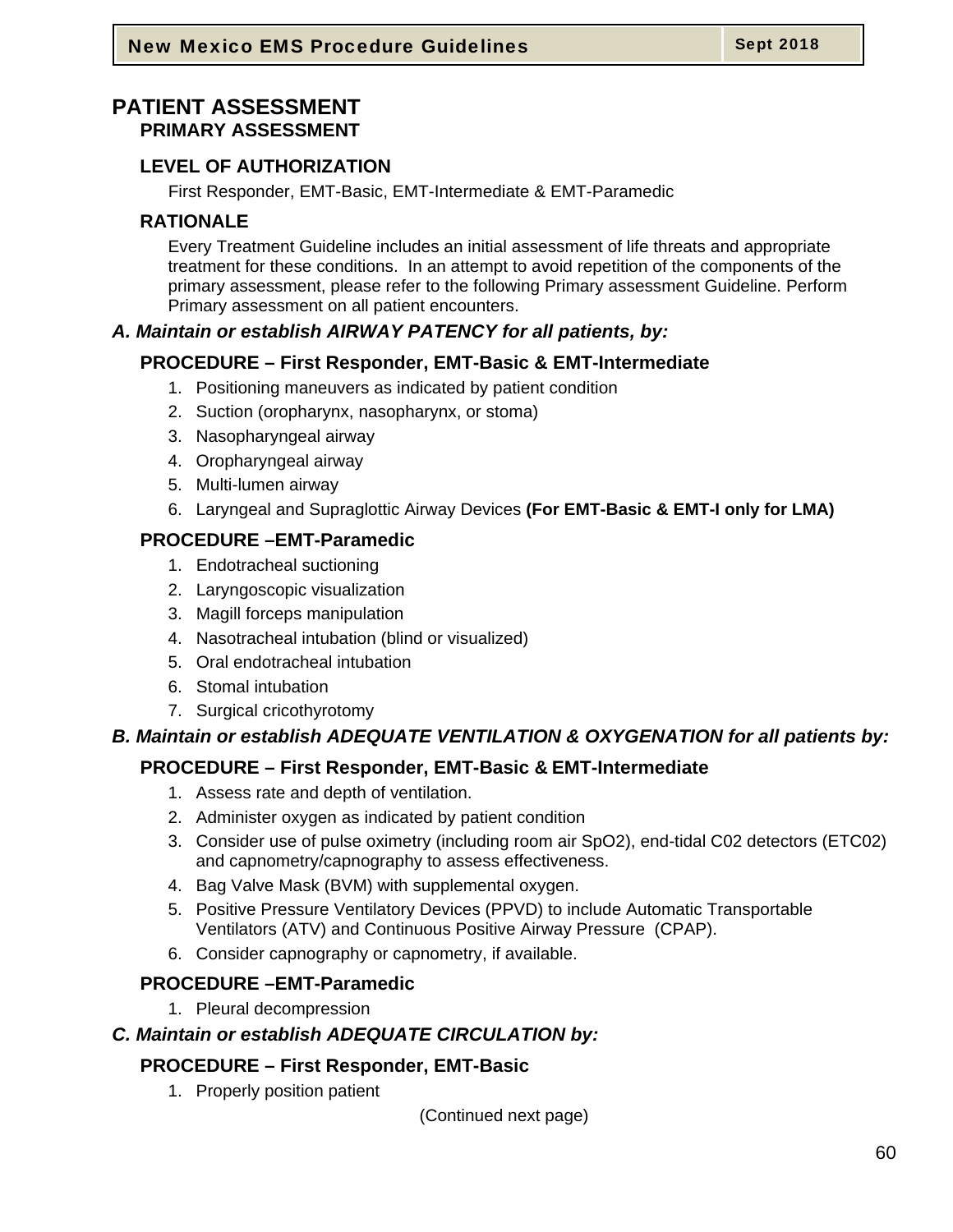# PATIENT ASSESSMENT

## PRIMARY ASSESSMENT

### LEVEL OF AUTHORIZATION

First Responder, EMT-Basic, EMT-Intermediate & EMT-Paramedic

### RATIONALE

Every Treatment Guideline includes an initial assessment of life threats and appropriate treatment for these conditions. In an attempt to avoid repetition of the components of the primary assessment, please refer to the following Primary assessment Guideline. Perform Primary assessment on all patient encounters.

***A. Maintain or establish AIRWAY PATENCY for all patients, by:***

### PROCEDURE – First Responder, EMT-Basic & EMT-Intermediate

1. Positioning maneuvers as indicated by patient condition
2. Suction (oropharynx, nasopharynx, or stoma)
3. Nasopharyngeal airway
4. Oropharyngeal airway
5. Multi-lumen airway
6. Laryngeal and Supraglottic Airway Devices **(For EMT-Basic & EMT-I only for LMA)**

### PROCEDURE –EMT-Paramedic

1. Endotracheal suctioning
2. Laryngoscopic visualization
3. Magill forceps manipulation
4. Nasotracheal intubation (blind or visualized)
5. Oral endotracheal intubation
6. Stomal intubation
7. Surgical cricothyrotomy

***B. Maintain or establish ADEQUATE VENTILATION & OXYGENATION for all patients by:***

### PROCEDURE – First Responder, EMT-Basic & EMT-Intermediate

1. Assess rate and depth of ventilation.
2. Administer oxygen as indicated by patient condition
3. Consider use of pulse oximetry (including room air SpO2), end-tidal C02 detectors (ETC02) and capnometry/capnography to assess effectiveness.
4. Bag Valve Mask (BVM) with supplemental oxygen.
5. Positive Pressure Ventilatory Devices (PPVD) to include Automatic Transportable Ventilators (ATV) and Continuous Positive Airway Pressure (CPAP).
6. Consider capnography or capnometry, if available.

### PROCEDURE –EMT-Paramedic

1. Pleural decompression

***C. Maintain or establish ADEQUATE CIRCULATION by:***

### PROCEDURE – First Responder, EMT-Basic

1. Properly position patient

(Continued next page)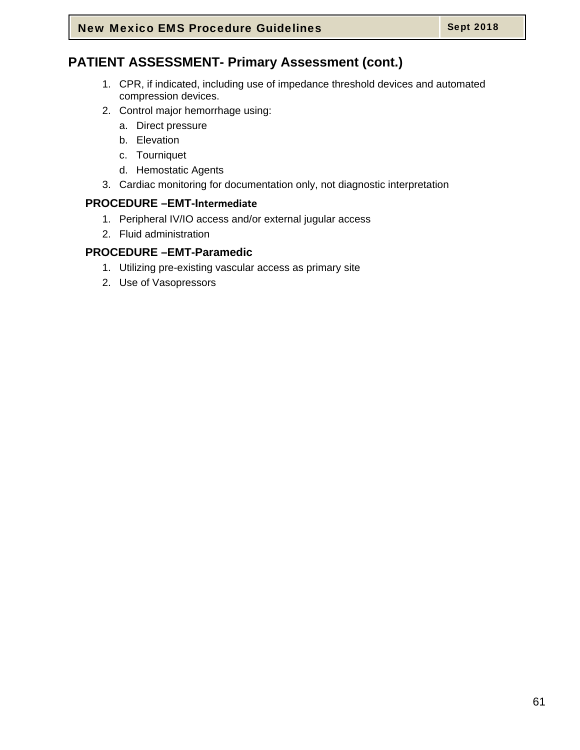## PATIENT ASSESSMENT- Primary Assessment (cont.)

1. CPR, if indicated, including use of impedance threshold devices and automated compression devices.
2. Control major hemorrhage using:
   a. Direct pressure
   b. Elevation
   c. Tourniquet
   d. Hemostatic Agents
3. Cardiac monitoring for documentation only, not diagnostic interpretation

### PROCEDURE –EMT-Intermediate

1. Peripheral IV/IO access and/or external jugular access
2. Fluid administration

### PROCEDURE –EMT-Paramedic

1. Utilizing pre-existing vascular access as primary site
2. Use of Vasopressors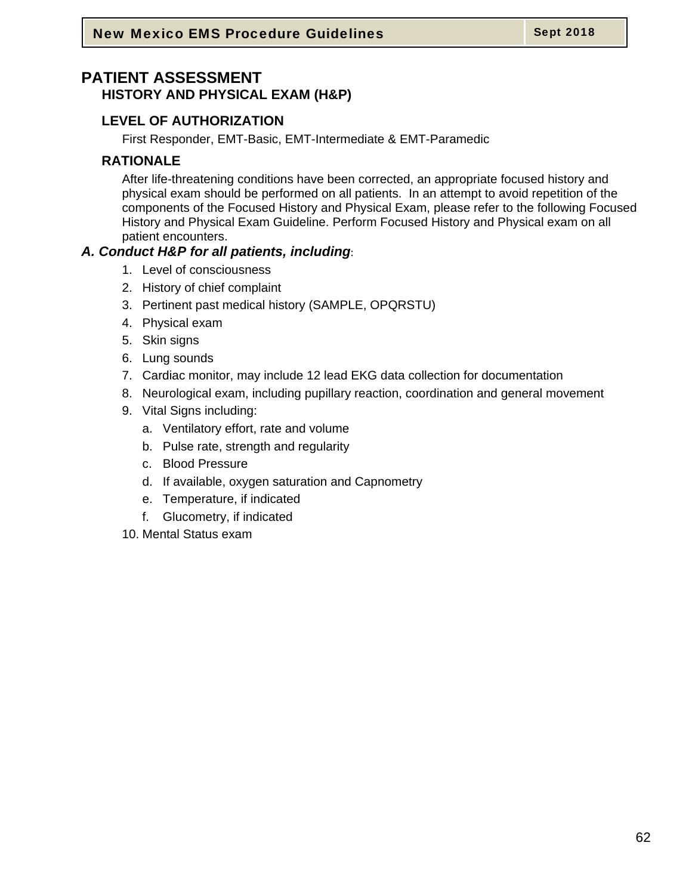# PATIENT ASSESSMENT

## HISTORY AND PHYSICAL EXAM (H&P)

### LEVEL OF AUTHORIZATION

First Responder, EMT-Basic, EMT-Intermediate & EMT-Paramedic

### RATIONALE

After life-threatening conditions have been corrected, an appropriate focused history and physical exam should be performed on all patients. In an attempt to avoid repetition of the components of the Focused History and Physical Exam, please refer to the following Focused History and Physical Exam Guideline. Perform Focused History and Physical exam on all patient encounters.

***A. Conduct H&P for all patients, including***:

1. Level of consciousness
2. History of chief complaint
3. Pertinent past medical history (SAMPLE, OPQRSTU)
4. Physical exam
5. Skin signs
6. Lung sounds
7. Cardiac monitor, may include 12 lead EKG data collection for documentation
8. Neurological exam, including pupillary reaction, coordination and general movement
9. Vital Signs including:
   a. Ventilatory effort, rate and volume
   b. Pulse rate, strength and regularity
   c. Blood Pressure
   d. If available, oxygen saturation and Capnometry
   e. Temperature, if indicated
   f. Glucometry, if indicated
10. Mental Status exam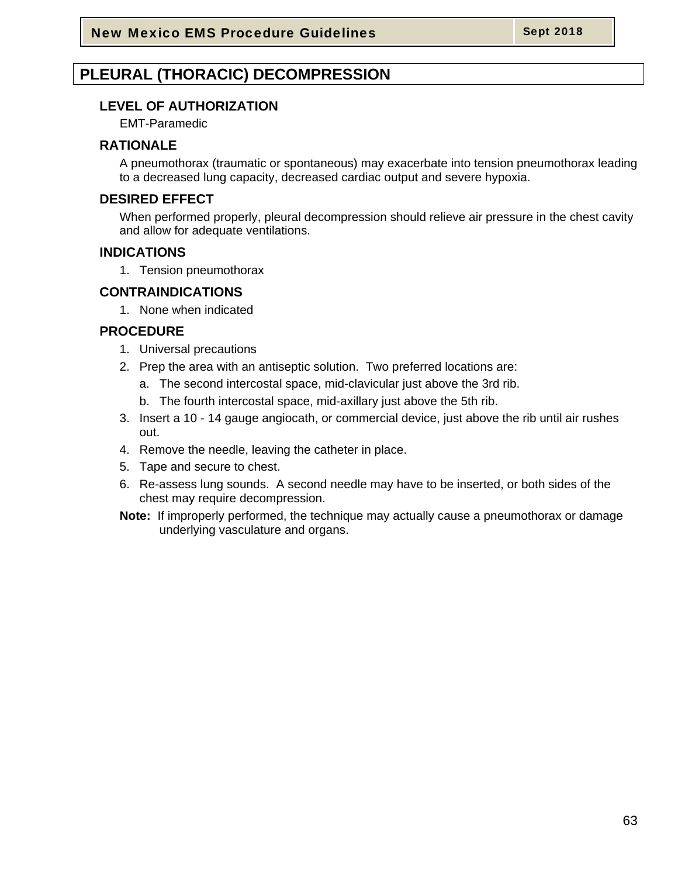# PLEURAL (THORACIC) DECOMPRESSION

## LEVEL OF AUTHORIZATION

EMT-Paramedic

## RATIONALE

A pneumothorax (traumatic or spontaneous) may exacerbate into tension pneumothorax leading to a decreased lung capacity, decreased cardiac output and severe hypoxia.

## DESIRED EFFECT

When performed properly, pleural decompression should relieve air pressure in the chest cavity and allow for adequate ventilations.

## INDICATIONS

1. Tension pneumothorax

## CONTRAINDICATIONS

1. None when indicated

## PROCEDURE

1. Universal precautions
2. Prep the area with an antiseptic solution. Two preferred locations are:
   a. The second intercostal space, mid-clavicular just above the 3rd rib.
   b. The fourth intercostal space, mid-axillary just above the 5th rib.
3. Insert a 10 - 14 gauge angiocath, or commercial device, just above the rib until air rushes out.
4. Remove the needle, leaving the catheter in place.
5. Tape and secure to chest.
6. Re-assess lung sounds. A second needle may have to be inserted, or both sides of the chest may require decompression.

**Note:** If improperly performed, the technique may actually cause a pneumothorax or damage underlying vasculature and organs.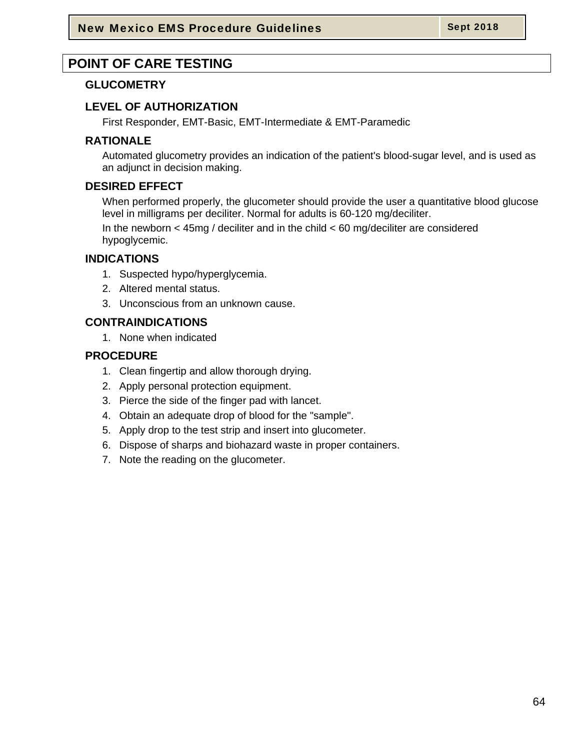# POINT OF CARE TESTING

## GLUCOMETRY

### LEVEL OF AUTHORIZATION

First Responder, EMT-Basic, EMT-Intermediate & EMT-Paramedic

### RATIONALE

Automated glucometry provides an indication of the patient's blood-sugar level, and is used as an adjunct in decision making.

### DESIRED EFFECT

When performed properly, the glucometer should provide the user a quantitative blood glucose level in milligrams per deciliter. Normal for adults is 60-120 mg/deciliter.

In the newborn < 45mg / deciliter and in the child < 60 mg/deciliter are considered hypoglycemic.

### INDICATIONS

1. Suspected hypo/hyperglycemia.
2. Altered mental status.
3. Unconscious from an unknown cause.

### CONTRAINDICATIONS

1. None when indicated

### PROCEDURE

1. Clean fingertip and allow thorough drying.
2. Apply personal protection equipment.
3. Pierce the side of the finger pad with lancet.
4. Obtain an adequate drop of blood for the "sample".
5. Apply drop to the test strip and insert into glucometer.
6. Dispose of sharps and biohazard waste in proper containers.
7. Note the reading on the glucometer.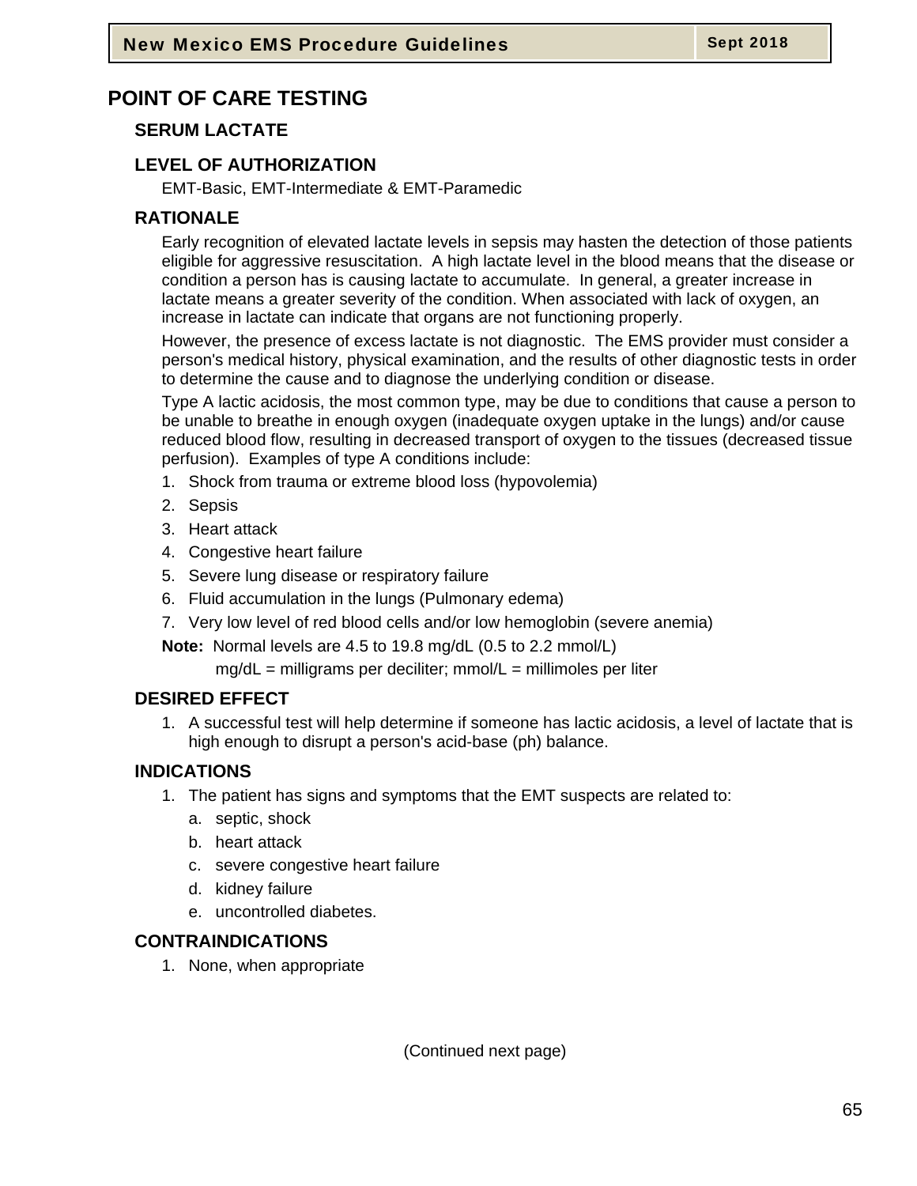# POINT OF CARE TESTING

## SERUM LACTATE

### LEVEL OF AUTHORIZATION

EMT-Basic, EMT-Intermediate & EMT-Paramedic

### RATIONALE

Early recognition of elevated lactate levels in sepsis may hasten the detection of those patients eligible for aggressive resuscitation. A high lactate level in the blood means that the disease or condition a person has is causing lactate to accumulate. In general, a greater increase in lactate means a greater severity of the condition. When associated with lack of oxygen, an increase in lactate can indicate that organs are not functioning properly.

However, the presence of excess lactate is not diagnostic. The EMS provider must consider a person's medical history, physical examination, and the results of other diagnostic tests in order to determine the cause and to diagnose the underlying condition or disease.

Type A lactic acidosis, the most common type, may be due to conditions that cause a person to be unable to breathe in enough oxygen (inadequate oxygen uptake in the lungs) and/or cause reduced blood flow, resulting in decreased transport of oxygen to the tissues (decreased tissue perfusion). Examples of type A conditions include:

1. Shock from trauma or extreme blood loss (hypovolemia)
2. Sepsis
3. Heart attack
4. Congestive heart failure
5. Severe lung disease or respiratory failure
6. Fluid accumulation in the lungs (Pulmonary edema)
7. Very low level of red blood cells and/or low hemoglobin (severe anemia)

**Note:** Normal levels are 4.5 to 19.8 mg/dL (0.5 to 2.2 mmol/L)

mg/dL = milligrams per deciliter; mmol/L = millimoles per liter

### DESIRED EFFECT

1. A successful test will help determine if someone has lactic acidosis, a level of lactate that is high enough to disrupt a person's acid-base (ph) balance.

### INDICATIONS

1. The patient has signs and symptoms that the EMT suspects are related to:
   a. septic, shock
   b. heart attack
   c. severe congestive heart failure
   d. kidney failure
   e. uncontrolled diabetes.

### CONTRAINDICATIONS

1. None, when appropriate

(Continued next page)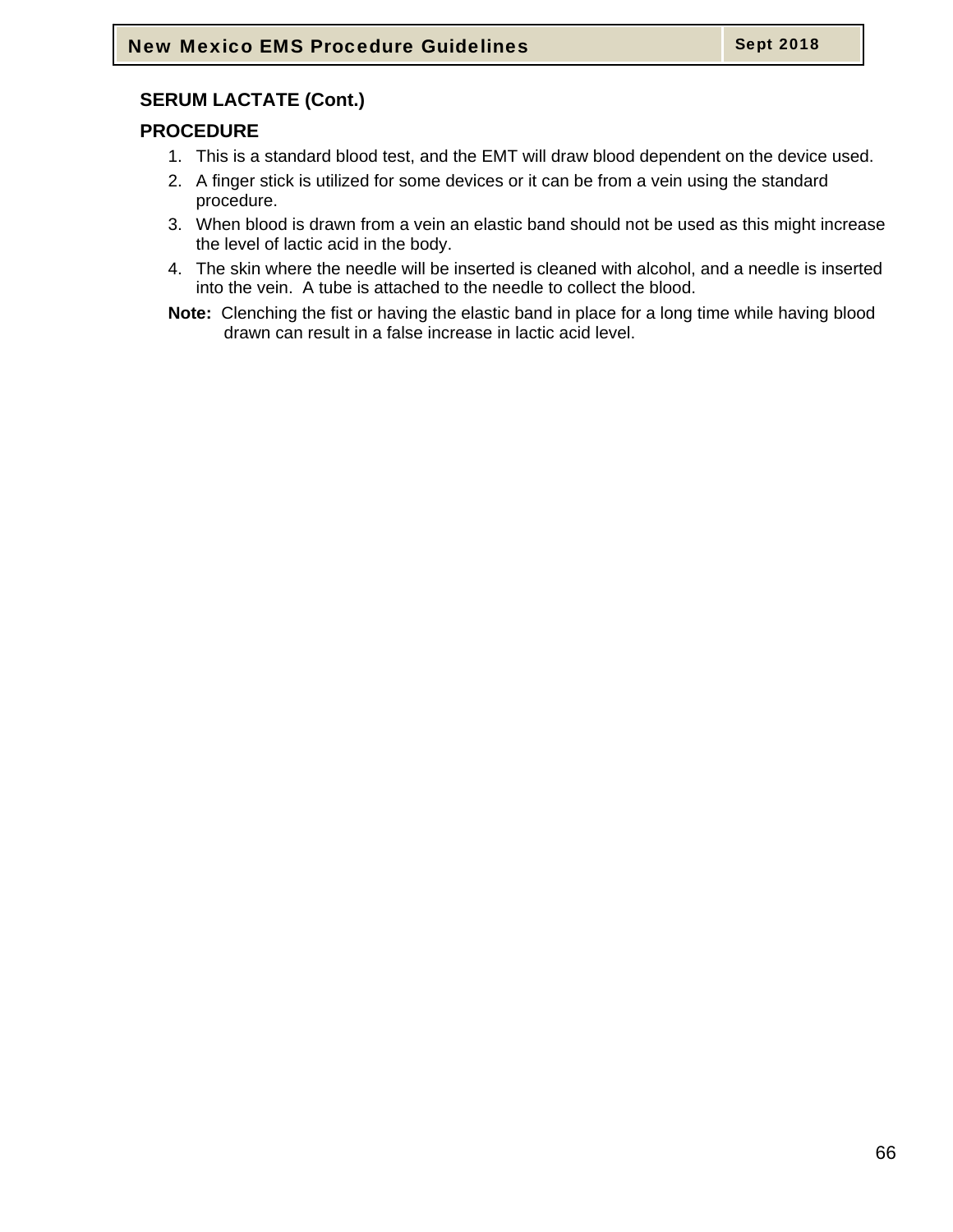## SERUM LACTATE (Cont.)

### PROCEDURE

1. This is a standard blood test, and the EMT will draw blood dependent on the device used.
2. A finger stick is utilized for some devices or it can be from a vein using the standard procedure.
3. When blood is drawn from a vein an elastic band should not be used as this might increase the level of lactic acid in the body.
4. The skin where the needle will be inserted is cleaned with alcohol, and a needle is inserted into the vein. A tube is attached to the needle to collect the blood.

**Note:** Clenching the fist or having the elastic band in place for a long time while having blood drawn can result in a false increase in lactic acid level.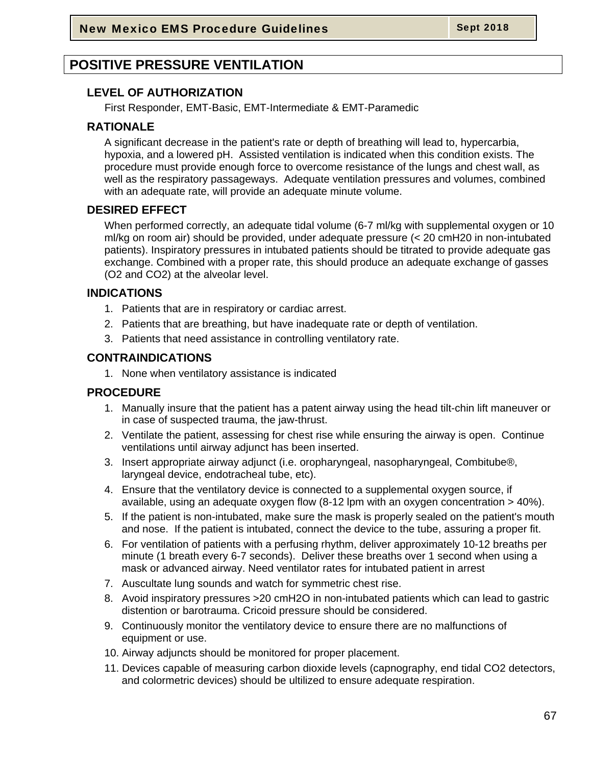# POSITIVE PRESSURE VENTILATION

## LEVEL OF AUTHORIZATION

First Responder, EMT-Basic, EMT-Intermediate & EMT-Paramedic

## RATIONALE

A significant decrease in the patient's rate or depth of breathing will lead to, hypercarbia, hypoxia, and a lowered pH. Assisted ventilation is indicated when this condition exists. The procedure must provide enough force to overcome resistance of the lungs and chest wall, as well as the respiratory passageways. Adequate ventilation pressures and volumes, combined with an adequate rate, will provide an adequate minute volume.

## DESIRED EFFECT

When performed correctly, an adequate tidal volume (6-7 ml/kg with supplemental oxygen or 10 ml/kg on room air) should be provided, under adequate pressure (< 20 cmH20 in non-intubated patients). Inspiratory pressures in intubated patients should be titrated to provide adequate gas exchange. Combined with a proper rate, this should produce an adequate exchange of gasses ($O_2$ and $CO_2$) at the alveolar level.

## INDICATIONS

1. Patients that are in respiratory or cardiac arrest.
2. Patients that are breathing, but have inadequate rate or depth of ventilation.
3. Patients that need assistance in controlling ventilatory rate.

## CONTRAINDICATIONS

1. None when ventilatory assistance is indicated

## PROCEDURE

1. Manually insure that the patient has a patent airway using the head tilt-chin lift maneuver or in case of suspected trauma, the jaw-thrust.
2. Ventilate the patient, assessing for chest rise while ensuring the airway is open. Continue ventilations until airway adjunct has been inserted.
3. Insert appropriate airway adjunct (i.e. oropharyngeal, nasopharyngeal, Combitube®, laryngeal device, endotracheal tube, etc).
4. Ensure that the ventilatory device is connected to a supplemental oxygen source, if available, using an adequate oxygen flow (8-12 lpm with an oxygen concentration > 40%).
5. If the patient is non-intubated, make sure the mask is properly sealed on the patient's mouth and nose. If the patient is intubated, connect the device to the tube, assuring a proper fit.
6. For ventilation of patients with a perfusing rhythm, deliver approximately 10-12 breaths per minute (1 breath every 6-7 seconds). Deliver these breaths over 1 second when using a mask or advanced airway. Need ventilator rates for intubated patient in arrest
7. Auscultate lung sounds and watch for symmetric chest rise.
8. Avoid inspiratory pressures >20 cmH2O in non-intubated patients which can lead to gastric distention or barotrauma. Cricoid pressure should be considered.
9. Continuously monitor the ventilatory device to ensure there are no malfunctions of equipment or use.
10. Airway adjuncts should be monitored for proper placement.
11. Devices capable of measuring carbon dioxide levels (capnography, end tidal $CO_2$ detectors, and colormetric devices) should be ultilized to ensure adequate respiration.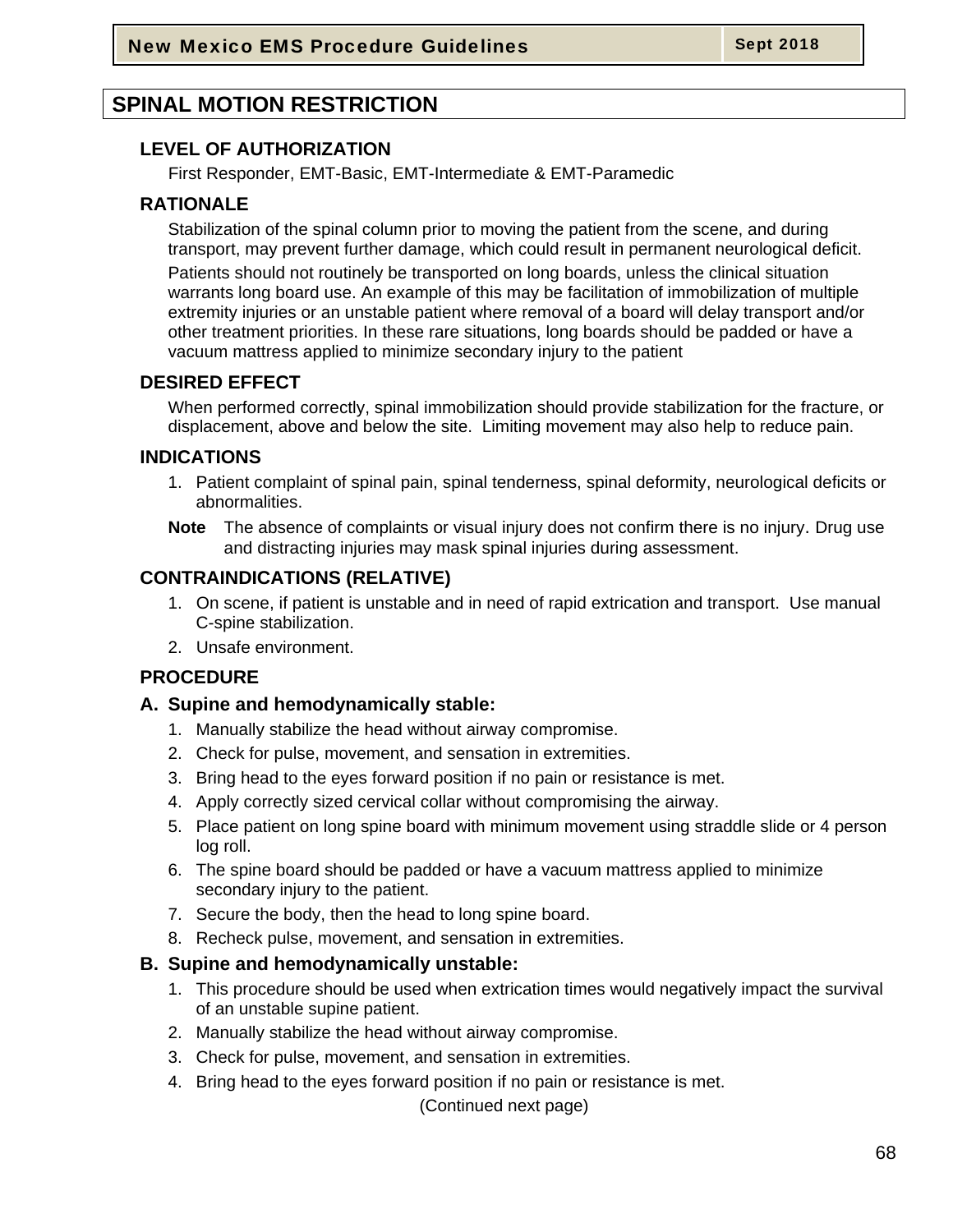# SPINAL MOTION RESTRICTION

## LEVEL OF AUTHORIZATION

First Responder, EMT-Basic, EMT-Intermediate & EMT-Paramedic

## RATIONALE

Stabilization of the spinal column prior to moving the patient from the scene, and during transport, may prevent further damage, which could result in permanent neurological deficit.

Patients should not routinely be transported on long boards, unless the clinical situation warrants long board use. An example of this may be facilitation of immobilization of multiple extremity injuries or an unstable patient where removal of a board will delay transport and/or other treatment priorities. In these rare situations, long boards should be padded or have a vacuum mattress applied to minimize secondary injury to the patient

## DESIRED EFFECT

When performed correctly, spinal immobilization should provide stabilization for the fracture, or displacement, above and below the site. Limiting movement may also help to reduce pain.

## INDICATIONS

1. Patient complaint of spinal pain, spinal tenderness, spinal deformity, neurological deficits or abnormalities.

**Note** The absence of complaints or visual injury does not confirm there is no injury. Drug use and distracting injuries may mask spinal injuries during assessment.

## CONTRAINDICATIONS (RELATIVE)

1. On scene, if patient is unstable and in need of rapid extrication and transport. Use manual C-spine stabilization.
2. Unsafe environment.

## PROCEDURE

### A. Supine and hemodynamically stable:

1. Manually stabilize the head without airway compromise.
2. Check for pulse, movement, and sensation in extremities.
3. Bring head to the eyes forward position if no pain or resistance is met.
4. Apply correctly sized cervical collar without compromising the airway.
5. Place patient on long spine board with minimum movement using straddle slide or 4 person log roll.
6. The spine board should be padded or have a vacuum mattress applied to minimize secondary injury to the patient.
7. Secure the body, then the head to long spine board.
8. Recheck pulse, movement, and sensation in extremities.

### B. Supine and hemodynamically unstable:

1. This procedure should be used when extrication times would negatively impact the survival of an unstable supine patient.
2. Manually stabilize the head without airway compromise.
3. Check for pulse, movement, and sensation in extremities.
4. Bring head to the eyes forward position if no pain or resistance is met.

(Continued next page)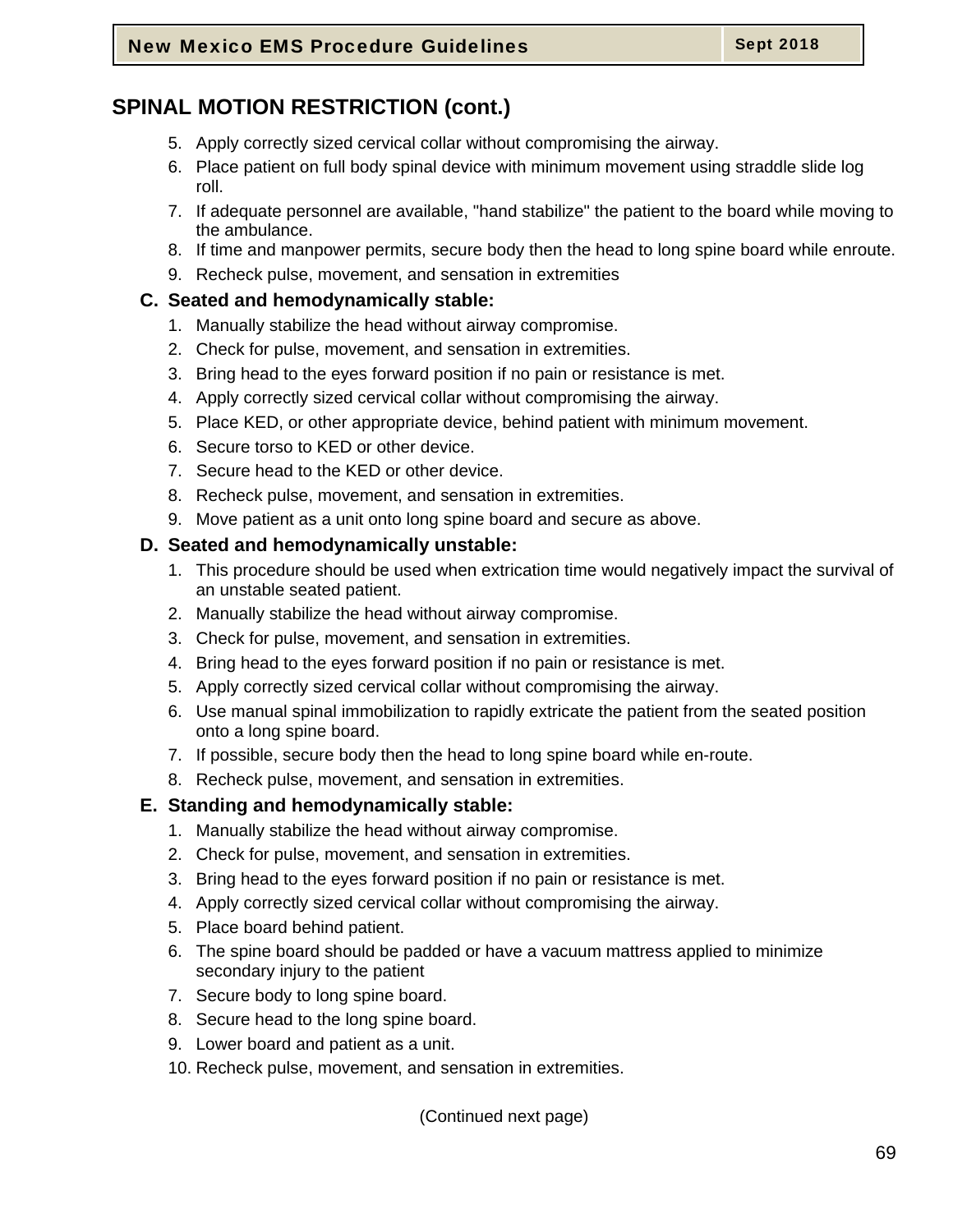## SPINAL MOTION RESTRICTION (cont.)

5. Apply correctly sized cervical collar without compromising the airway.
6. Place patient on full body spinal device with minimum movement using straddle slide log roll.
7. If adequate personnel are available, "hand stabilize" the patient to the board while moving to the ambulance.
8. If time and manpower permits, secure body then the head to long spine board while enroute.
9. Recheck pulse, movement, and sensation in extremities

**C. Seated and hemodynamically stable:**

1. Manually stabilize the head without airway compromise.
2. Check for pulse, movement, and sensation in extremities.
3. Bring head to the eyes forward position if no pain or resistance is met.
4. Apply correctly sized cervical collar without compromising the airway.
5. Place KED, or other appropriate device, behind patient with minimum movement.
6. Secure torso to KED or other device.
7. Secure head to the KED or other device.
8. Recheck pulse, movement, and sensation in extremities.
9. Move patient as a unit onto long spine board and secure as above.

**D. Seated and hemodynamically unstable:**

1. This procedure should be used when extrication time would negatively impact the survival of an unstable seated patient.
2. Manually stabilize the head without airway compromise.
3. Check for pulse, movement, and sensation in extremities.
4. Bring head to the eyes forward position if no pain or resistance is met.
5. Apply correctly sized cervical collar without compromising the airway.
6. Use manual spinal immobilization to rapidly extricate the patient from the seated position onto a long spine board.
7. If possible, secure body then the head to long spine board while en-route.
8. Recheck pulse, movement, and sensation in extremities.

**E. Standing and hemodynamically stable:**

1. Manually stabilize the head without airway compromise.
2. Check for pulse, movement, and sensation in extremities.
3. Bring head to the eyes forward position if no pain or resistance is met.
4. Apply correctly sized cervical collar without compromising the airway.
5. Place board behind patient.
6. The spine board should be padded or have a vacuum mattress applied to minimize secondary injury to the patient
7. Secure body to long spine board.
8. Secure head to the long spine board.
9. Lower board and patient as a unit.
10. Recheck pulse, movement, and sensation in extremities.

(Continued next page)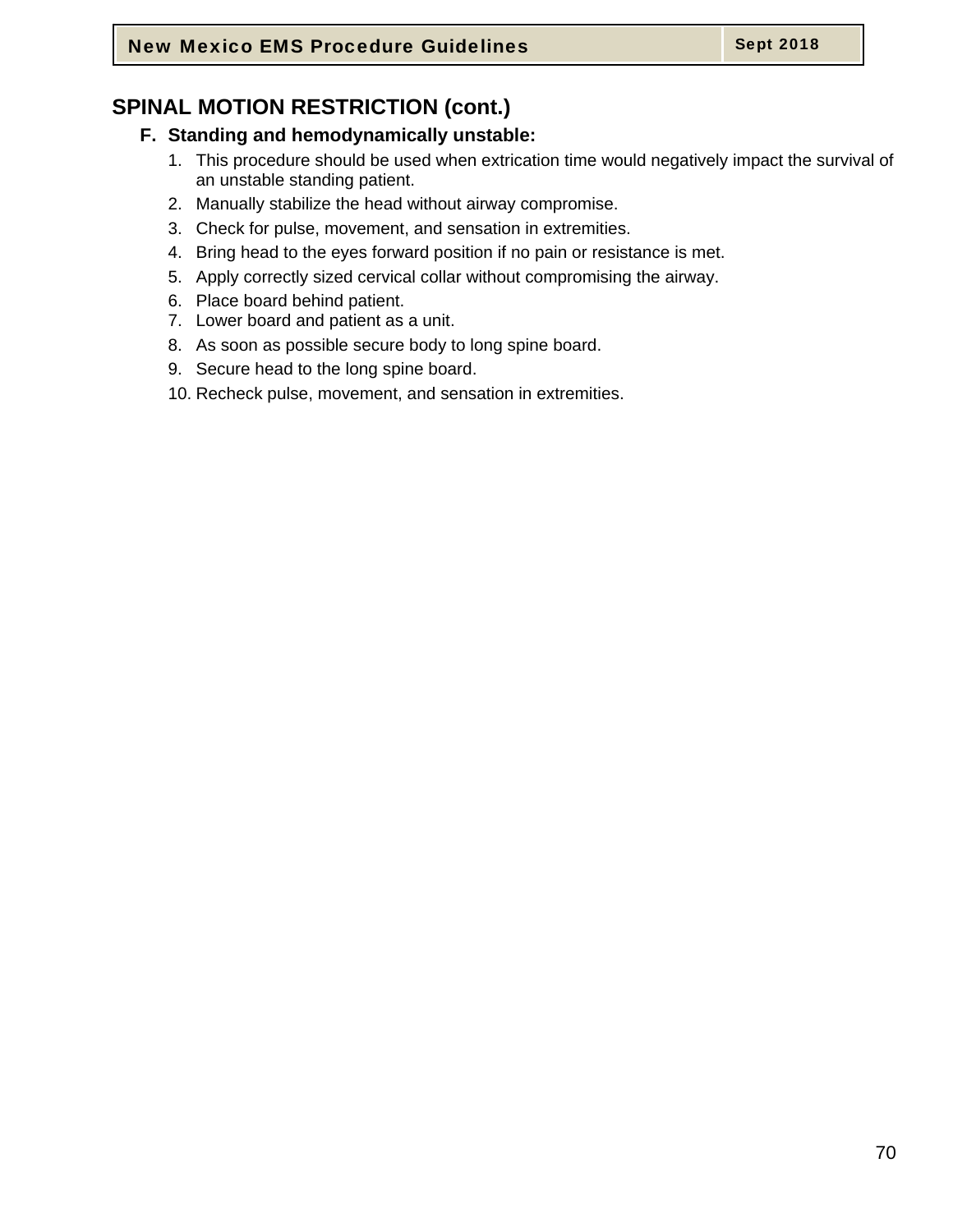## SPINAL MOTION RESTRICTION (cont.)

### F. Standing and hemodynamically unstable:

1. This procedure should be used when extrication time would negatively impact the survival of an unstable standing patient.
2. Manually stabilize the head without airway compromise.
3. Check for pulse, movement, and sensation in extremities.
4. Bring head to the eyes forward position if no pain or resistance is met.
5. Apply correctly sized cervical collar without compromising the airway.
6. Place board behind patient.
7. Lower board and patient as a unit.
8. As soon as possible secure body to long spine board.
9. Secure head to the long spine board.
10. Recheck pulse, movement, and sensation in extremities.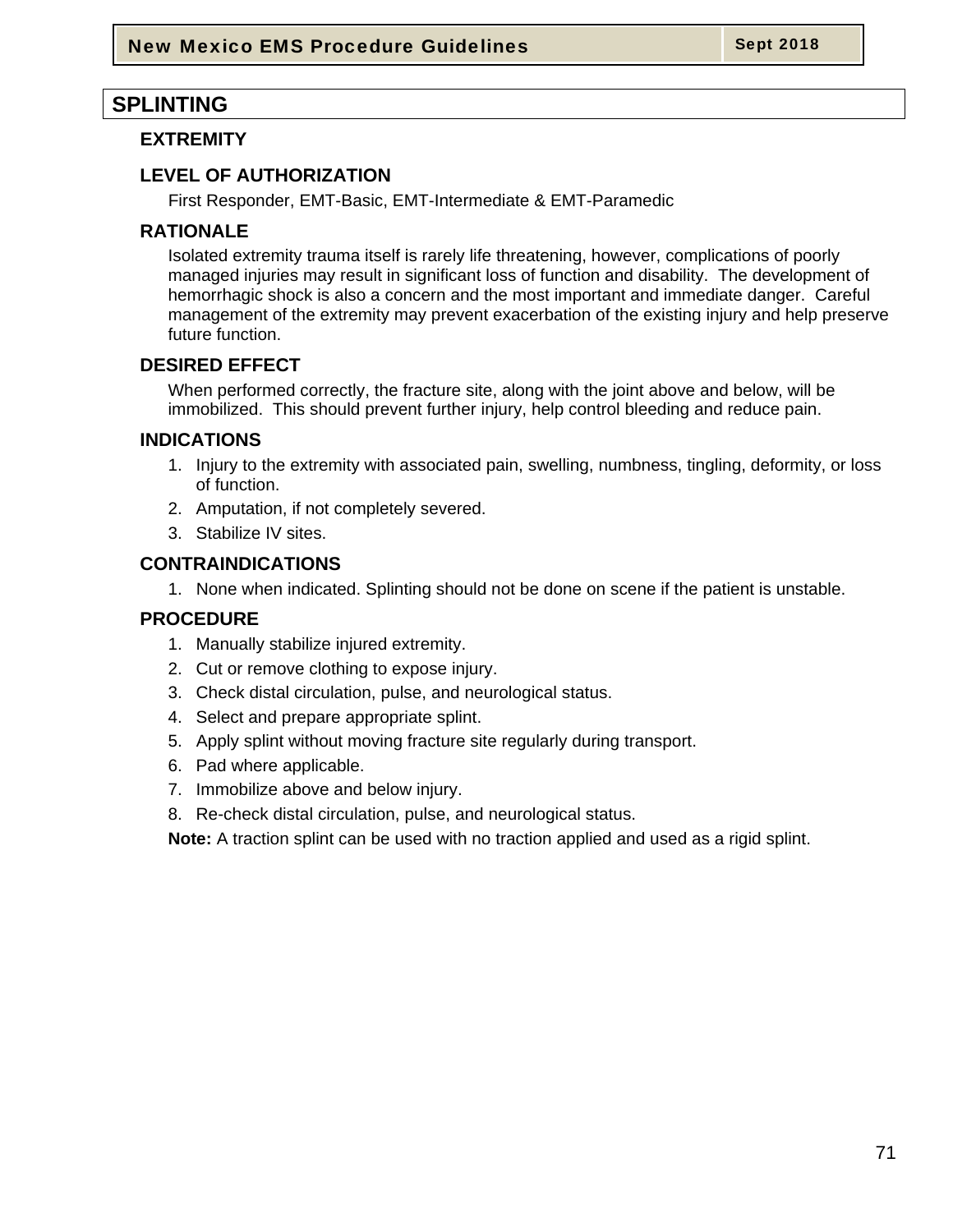# SPLINTING

## EXTREMITY

### LEVEL OF AUTHORIZATION

First Responder, EMT-Basic, EMT-Intermediate & EMT-Paramedic

### RATIONALE

Isolated extremity trauma itself is rarely life threatening, however, complications of poorly managed injuries may result in significant loss of function and disability. The development of hemorrhagic shock is also a concern and the most important and immediate danger. Careful management of the extremity may prevent exacerbation of the existing injury and help preserve future function.

### DESIRED EFFECT

When performed correctly, the fracture site, along with the joint above and below, will be immobilized. This should prevent further injury, help control bleeding and reduce pain.

### INDICATIONS

1. Injury to the extremity with associated pain, swelling, numbness, tingling, deformity, or loss of function.
2. Amputation, if not completely severed.
3. Stabilize IV sites.

### CONTRAINDICATIONS

1. None when indicated. Splinting should not be done on scene if the patient is unstable.

### PROCEDURE

1. Manually stabilize injured extremity.
2. Cut or remove clothing to expose injury.
3. Check distal circulation, pulse, and neurological status.
4. Select and prepare appropriate splint.
5. Apply splint without moving fracture site regularly during transport.
6. Pad where applicable.
7. Immobilize above and below injury.
8. Re-check distal circulation, pulse, and neurological status.

**Note:** A traction splint can be used with no traction applied and used as a rigid splint.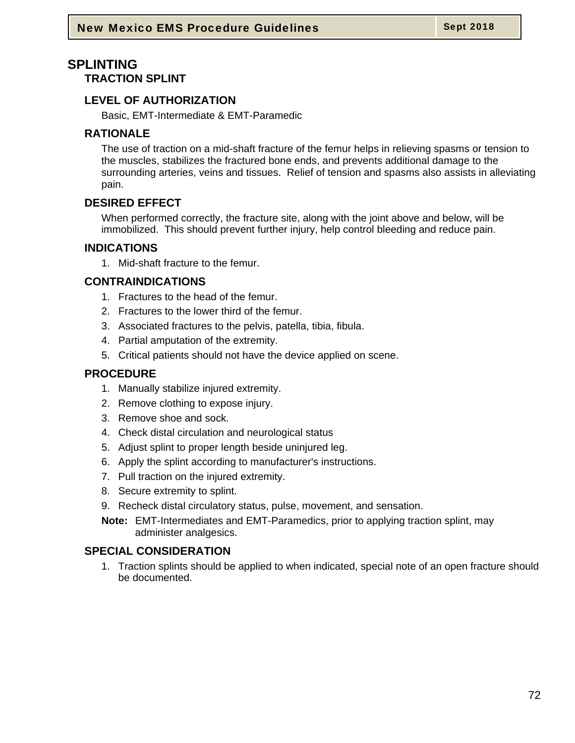# SPLINTING

## TRACTION SPLINT

### LEVEL OF AUTHORIZATION

Basic, EMT-Intermediate & EMT-Paramedic

### RATIONALE

The use of traction on a mid-shaft fracture of the femur helps in relieving spasms or tension to the muscles, stabilizes the fractured bone ends, and prevents additional damage to the surrounding arteries, veins and tissues. Relief of tension and spasms also assists in alleviating pain.

### DESIRED EFFECT

When performed correctly, the fracture site, along with the joint above and below, will be immobilized. This should prevent further injury, help control bleeding and reduce pain.

### INDICATIONS

1. Mid-shaft fracture to the femur.

### CONTRAINDICATIONS

1. Fractures to the head of the femur.
2. Fractures to the lower third of the femur.
3. Associated fractures to the pelvis, patella, tibia, fibula.
4. Partial amputation of the extremity.
5. Critical patients should not have the device applied on scene.

### PROCEDURE

1. Manually stabilize injured extremity.
2. Remove clothing to expose injury.
3. Remove shoe and sock.
4. Check distal circulation and neurological status
5. Adjust splint to proper length beside uninjured leg.
6. Apply the splint according to manufacturer's instructions.
7. Pull traction on the injured extremity.
8. Secure extremity to splint.
9. Recheck distal circulatory status, pulse, movement, and sensation.

**Note:** EMT-Intermediates and EMT-Paramedics, prior to applying traction splint, may administer analgesics.

### SPECIAL CONSIDERATION

1. Traction splints should be applied to when indicated, special note of an open fracture should be documented.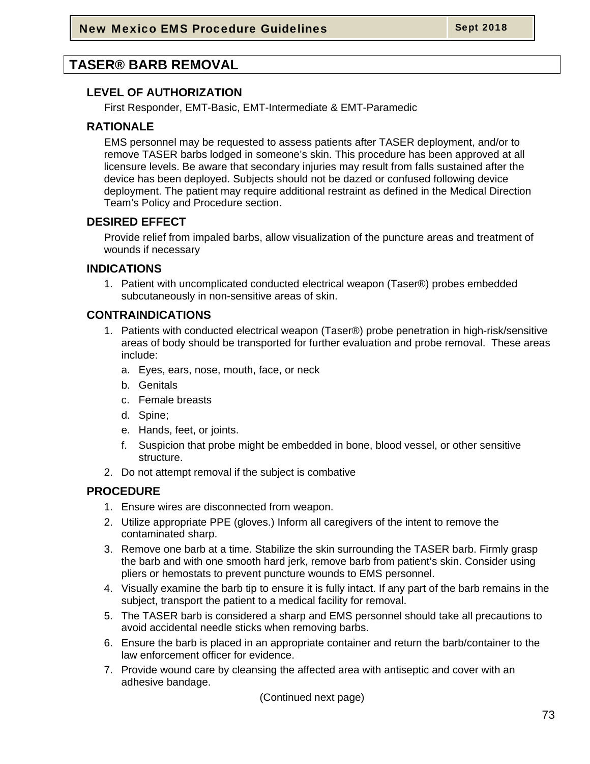# TASER® BARB REMOVAL

## LEVEL OF AUTHORIZATION

First Responder, EMT-Basic, EMT-Intermediate & EMT-Paramedic

## RATIONALE

EMS personnel may be requested to assess patients after TASER deployment, and/or to remove TASER barbs lodged in someone's skin. This procedure has been approved at all licensure levels. Be aware that secondary injuries may result from falls sustained after the device has been deployed. Subjects should not be dazed or confused following device deployment. The patient may require additional restraint as defined in the Medical Direction Team's Policy and Procedure section.

## DESIRED EFFECT

Provide relief from impaled barbs, allow visualization of the puncture areas and treatment of wounds if necessary

## INDICATIONS

1. Patient with uncomplicated conducted electrical weapon (Taser®) probes embedded subcutaneously in non-sensitive areas of skin.

## CONTRAINDICATIONS

1. Patients with conducted electrical weapon (Taser®) probe penetration in high-risk/sensitive areas of body should be transported for further evaluation and probe removal. These areas include:
   a. Eyes, ears, nose, mouth, face, or neck
   b. Genitals
   c. Female breasts
   d. Spine;
   e. Hands, feet, or joints.
   f. Suspicion that probe might be embedded in bone, blood vessel, or other sensitive structure.
2. Do not attempt removal if the subject is combative

## PROCEDURE

1. Ensure wires are disconnected from weapon.
2. Utilize appropriate PPE (gloves.) Inform all caregivers of the intent to remove the contaminated sharp.
3. Remove one barb at a time. Stabilize the skin surrounding the TASER barb. Firmly grasp the barb and with one smooth hard jerk, remove barb from patient's skin. Consider using pliers or hemostats to prevent puncture wounds to EMS personnel.
4. Visually examine the barb tip to ensure it is fully intact. If any part of the barb remains in the subject, transport the patient to a medical facility for removal.
5. The TASER barb is considered a sharp and EMS personnel should take all precautions to avoid accidental needle sticks when removing barbs.
6. Ensure the barb is placed in an appropriate container and return the barb/container to the law enforcement officer for evidence.
7. Provide wound care by cleansing the affected area with antiseptic and cover with an adhesive bandage.

(Continued next page)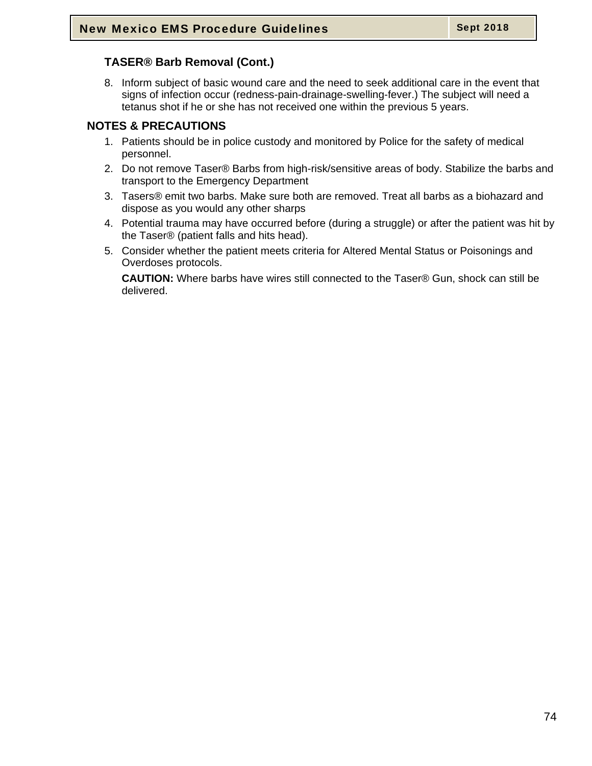### TASER® Barb Removal (Cont.)

8. Inform subject of basic wound care and the need to seek additional care in the event that signs of infection occur (redness-pain-drainage-swelling-fever.) The subject will need a tetanus shot if he or she has not received one within the previous 5 years.

## NOTES & PRECAUTIONS

1. Patients should be in police custody and monitored by Police for the safety of medical personnel.
2. Do not remove Taser® Barbs from high-risk/sensitive areas of body. Stabilize the barbs and transport to the Emergency Department
3. Tasers® emit two barbs. Make sure both are removed. Treat all barbs as a biohazard and dispose as you would any other sharps
4. Potential trauma may have occurred before (during a struggle) or after the patient was hit by the Taser® (patient falls and hits head).
5. Consider whether the patient meets criteria for Altered Mental Status or Poisonings and Overdoses protocols.

   **CAUTION:** Where barbs have wires still connected to the Taser® Gun, shock can still be delivered.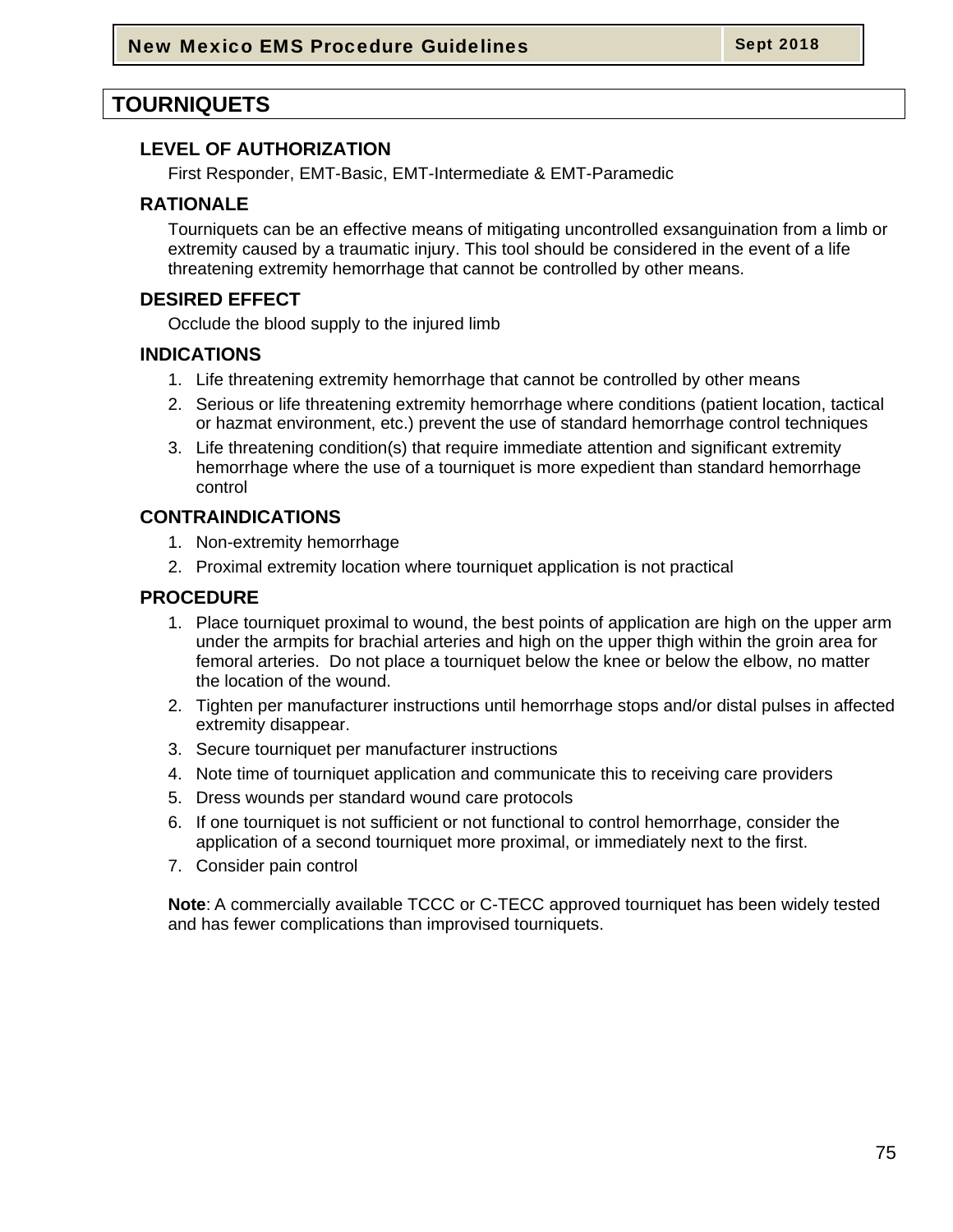# TOURNIQUETS

## LEVEL OF AUTHORIZATION

First Responder, EMT-Basic, EMT-Intermediate & EMT-Paramedic

## RATIONALE

Tourniquets can be an effective means of mitigating uncontrolled exsanguination from a limb or extremity caused by a traumatic injury. This tool should be considered in the event of a life threatening extremity hemorrhage that cannot be controlled by other means.

## DESIRED EFFECT

Occlude the blood supply to the injured limb

## INDICATIONS

1. Life threatening extremity hemorrhage that cannot be controlled by other means
2. Serious or life threatening extremity hemorrhage where conditions (patient location, tactical or hazmat environment, etc.) prevent the use of standard hemorrhage control techniques
3. Life threatening condition(s) that require immediate attention and significant extremity hemorrhage where the use of a tourniquet is more expedient than standard hemorrhage control

## CONTRAINDICATIONS

1. Non-extremity hemorrhage
2. Proximal extremity location where tourniquet application is not practical

## PROCEDURE

1. Place tourniquet proximal to wound, the best points of application are high on the upper arm under the armpits for brachial arteries and high on the upper thigh within the groin area for femoral arteries. Do not place a tourniquet below the knee or below the elbow, no matter the location of the wound.
2. Tighten per manufacturer instructions until hemorrhage stops and/or distal pulses in affected extremity disappear.
3. Secure tourniquet per manufacturer instructions
4. Note time of tourniquet application and communicate this to receiving care providers
5. Dress wounds per standard wound care protocols
6. If one tourniquet is not sufficient or not functional to control hemorrhage, consider the application of a second tourniquet more proximal, or immediately next to the first.
7. Consider pain control

**Note**: A commercially available TCCC or C-TECC approved tourniquet has been widely tested and has fewer complications than improvised tourniquets.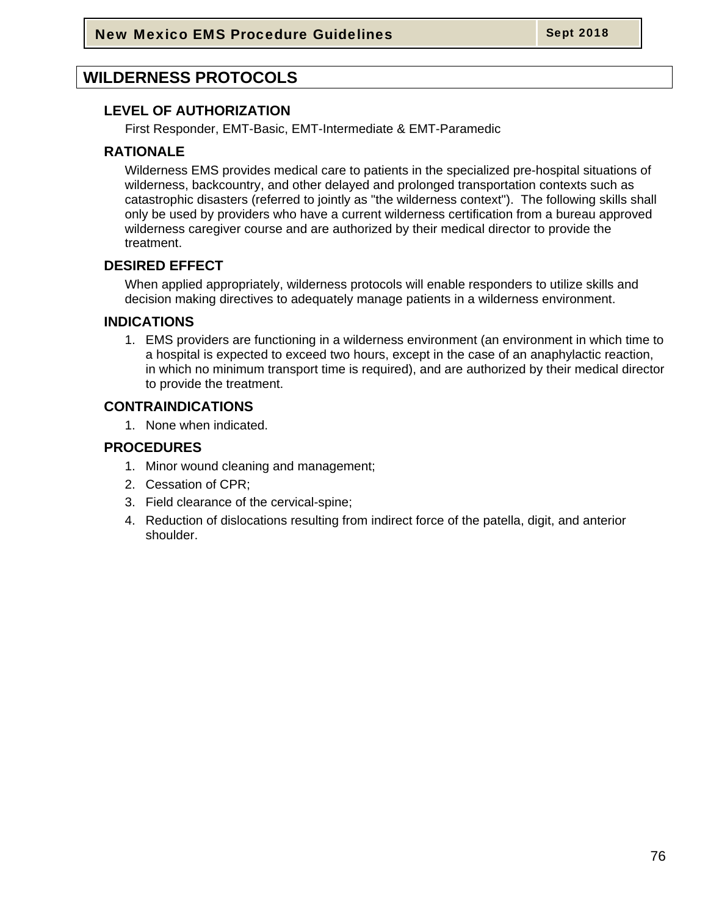# WILDERNESS PROTOCOLS

## LEVEL OF AUTHORIZATION

First Responder, EMT-Basic, EMT-Intermediate & EMT-Paramedic

## RATIONALE

Wilderness EMS provides medical care to patients in the specialized pre-hospital situations of wilderness, backcountry, and other delayed and prolonged transportation contexts such as catastrophic disasters (referred to jointly as "the wilderness context"). The following skills shall only be used by providers who have a current wilderness certification from a bureau approved wilderness caregiver course and are authorized by their medical director to provide the treatment.

## DESIRED EFFECT

When applied appropriately, wilderness protocols will enable responders to utilize skills and decision making directives to adequately manage patients in a wilderness environment.

## INDICATIONS

1. EMS providers are functioning in a wilderness environment (an environment in which time to a hospital is expected to exceed two hours, except in the case of an anaphylactic reaction, in which no minimum transport time is required), and are authorized by their medical director to provide the treatment.

## CONTRAINDICATIONS

1. None when indicated.

## PROCEDURES

1. Minor wound cleaning and management;
2. Cessation of CPR;
3. Field clearance of the cervical-spine;
4. Reduction of dislocations resulting from indirect force of the patella, digit, and anterior shoulder.